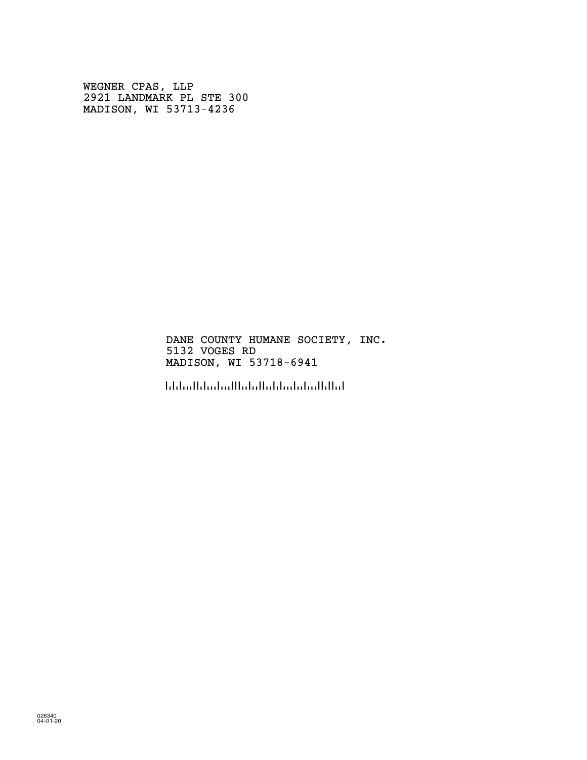WEGNER CPAS, LLP
2921 LANDMARK PL STE 300
MADISON, WI 53713-4236

DANE COUNTY HUMANE SOCIETY, INC.
5132 VOGES RD
MADISON, WI 53718-6941

026340
04-01-20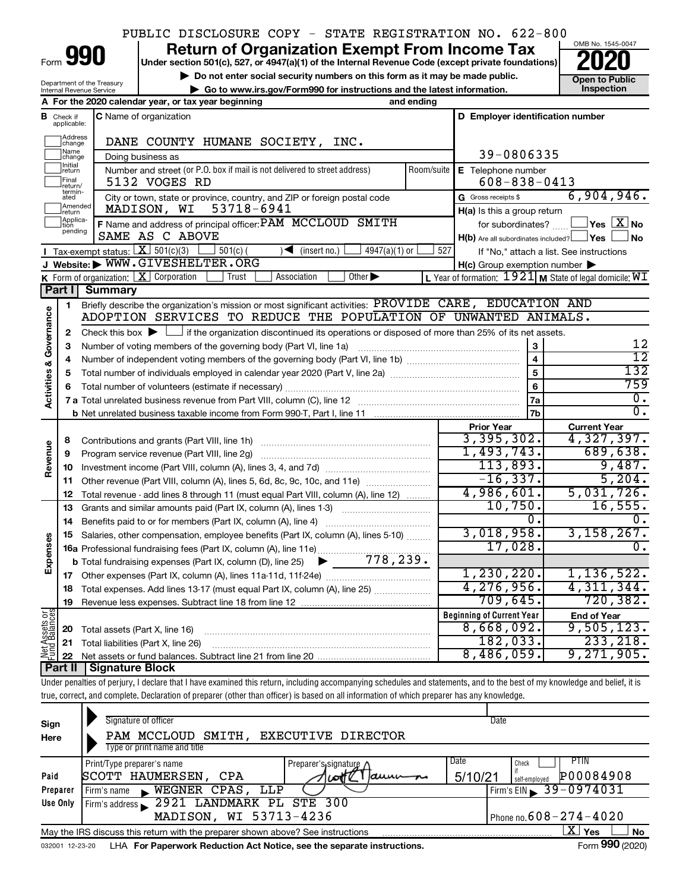PUBLIC DISCLOSURE COPY - STATE REGISTRATION NO. 622-800

# Form 990 — Return of Organization Exempt From Income Tax (2020)

Under section 501(c), 527, or 4947(a)(1) of the Internal Revenue Code (except private foundations)

▶ Do not enter social security numbers on this form as it may be made public.

▶ Go to www.irs.gov/Form990 for instructions and the latest information.

Department of the Treasury, Internal Revenue Service

OMB No. 1545-0047 — Open to Public Inspection

**A** For the 2020 calendar year, or tax year beginning and ending

**B** Check if applicable: Address change, Name change, Initial return, Final return/terminated, Amended return, Application pending

**C** Name of organization: DANE COUNTY HUMANE SOCIETY, INC.

Doing business as

Number and street (or P.O. box if mail is not delivered to street address): 5132 VOGES RD — Room/suite

City or town, state or province, country, and ZIP or foreign postal code: MADISON, WI 53718-6941

**D** Employer identification number: 39-0806335

**E** Telephone number: 608-838-0413

**G** Gross receipts $ 6,904,946.

**F** Name and address of principal officer: PAM MCCLOUD SMITH, SAME AS C ABOVE

**H(a)** Is this a group return for subordinates? Yes [ ] No [X]

**H(b)** Are all subordinates included? Yes [ ] No [ ] If "No," attach a list. See instructions

**H(c)** Group exemption number ▶

**I** Tax-exempt status: [X] 501(c)(3) [ ] 501(c) ( ) ◀ (insert no.) [ ] 4947(a)(1) or [ ] 527

**J** Website: ▶ WWW.GIVESHELTER.ORG

**K** Form of organization: [X] Corporation [ ] Trust [ ] Association [ ] Other ▶

**L** Year of formation: 1921 **M** State of legal domicile: WI

## Part I Summary

**Activities & Governance**

1. Briefly describe the organization's mission or most significant activities: PROVIDE CARE, EDUCATION AND ADOPTION SERVICES TO REDUCE THE POPULATION OF UNWANTED ANIMALS.
2. Check this box ▶ [ ] if the organization discontinued its operations or disposed of more than 25% of its net assets.

| Line | Description | Box | Value |
|---|---|---|---|
| 3 | Number of voting members of the governing body (Part VI, line 1a) | 3 | 12 |
| 4 | Number of independent voting members of the governing body (Part VI, line 1b) | 4 | 12 |
| 5 | Total number of individuals employed in calendar year 2020 (Part V, line 2a) | 5 | 132 |
| 6 | Total number of volunteers (estimate if necessary) | 6 | 759 |
| 7a | Total unrelated business revenue from Part VIII, column (C), line 12 | 7a | 0. |
| 7b | Net unrelated business taxable income from Form 990-T, Part I, line 11 | 7b | 0. |

| Line | Description | Prior Year | Current Year |
|---|---|---|---|
| **Revenue** | | | |
| 8 | Contributions and grants (Part VIII, line 1h) | 3,395,302. | 4,327,397. |
| 9 | Program service revenue (Part VIII, line 2g) | 1,493,743. | 689,638. |
| 10 | Investment income (Part VIII, column (A), lines 3, 4, and 7d) | 113,893. | 9,487. |
| 11 | Other revenue (Part VIII, column (A), lines 5, 6d, 8c, 9c, 10c, and 11e) | -16,337. | 5,204. |
| 12 | Total revenue - add lines 8 through 11 (must equal Part VIII, column (A), line 12) | 4,986,601. | 5,031,726. |
| **Expenses** | | | |
| 13 | Grants and similar amounts paid (Part IX, column (A), lines 1-3) | 10,750. | 16,555. |
| 14 | Benefits paid to or for members (Part IX, column (A), line 4) | 0. | 0. |
| 15 | Salaries, other compensation, employee benefits (Part IX, column (A), lines 5-10) | 3,018,958. | 3,158,267. |
| 16a | Professional fundraising fees (Part IX, column (A), line 11e) | 17,028. | 0. |
| b | Total fundraising expenses (Part IX, column (D), line 25) ▶ 778,239. | | |
| 17 | Other expenses (Part IX, column (A), lines 11a-11d, 11f-24e) | 1,230,220. | 1,136,522. |
| 18 | Total expenses. Add lines 13-17 (must equal Part IX, column (A), line 25) | 4,276,956. | 4,311,344. |
| 19 | Revenue less expenses. Subtract line 18 from line 12 | 709,645. | 720,382. |

| Line | Net Assets or Fund Balances | Beginning of Current Year | End of Year |
|---|---|---|---|
| 20 | Total assets (Part X, line 16) | 8,668,092. | 9,505,123. |
| 21 | Total liabilities (Part X, line 26) | 182,033. | 233,218. |
| 22 | Net assets or fund balances. Subtract line 21 from line 20 | 8,486,059. | 9,271,905. |

## Part II Signature Block

Under penalties of perjury, I declare that I have examined this return, including accompanying schedules and statements, and to the best of my knowledge and belief, it is true, correct, and complete. Declaration of preparer (other than officer) is based on all information of which preparer has any knowledge.

**Sign Here**

Signature of officer — Date

PAM MCCLOUD SMITH, EXECUTIVE DIRECTOR

Type or print name and title

**Paid Preparer Use Only**

| Print/Type preparer's name | Preparer's signature | Date | Check if self-employed | PTIN |
|---|---|---|---|---|
| SCOTT HAUMERSEN, CPA | Scott Haumersen | 5/10/21 | [ ] | P00084908 |

Firm's name ▶ WEGNER CPAS, LLP — Firm's EIN ▶ 39-0974031

Firm's address ▶ 2921 LANDMARK PL STE 300, MADISON, WI 53713-4236 — Phone no. 608-274-4020

May the IRS discuss this return with the preparer shown above? See instructions [X] Yes [ ] No

032001 12-23-20 LHA For Paperwork Reduction Act Notice, see the separate instructions. Form 990 (2020)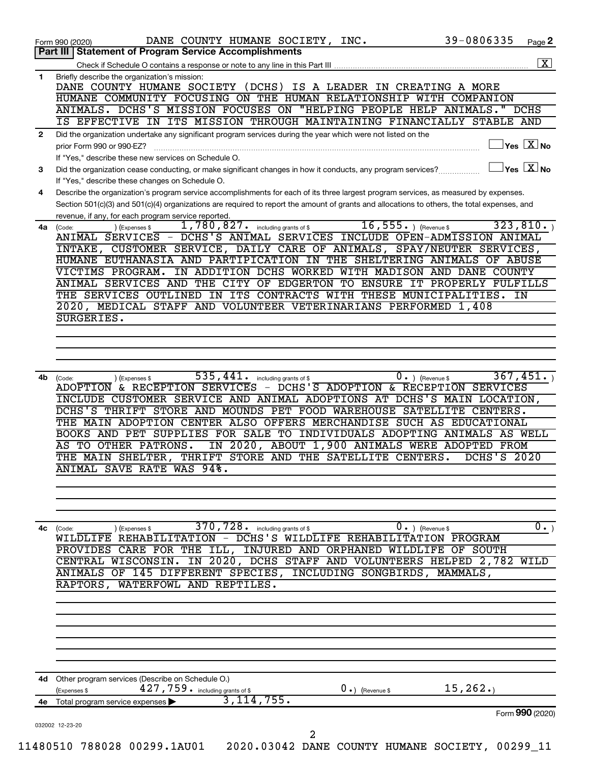Form 990 (2020) DANE COUNTY HUMANE SOCIETY, INC. 39-0806335 Page **2**

## Part III | Statement of Program Service Accomplishments

Check if Schedule O contains a response or note to any line in this Part III .......... [X]

**1** Briefly describe the organization's mission:

DANE COUNTY HUMANE SOCIETY (DCHS) IS A LEADER IN CREATING A MORE HUMANE COMMUNITY FOCUSING ON THE HUMAN RELATIONSHIP WITH COMPANION ANIMALS. DCHS'S MISSION FOCUSES ON "HELPING PEOPLE HELP ANIMALS." DCHS IS EFFECTIVE IN ITS MISSION THROUGH MAINTAINING FINANCIALLY STABLE AND

**2** Did the organization undertake any significant program services during the year which were not listed on the prior Form 990 or 990-EZ? .......... [ ] Yes [X] No

If "Yes," describe these new services on Schedule O.

**3** Did the organization cease conducting, or make significant changes in how it conducts, any program services? .......... [ ] Yes [X] No

If "Yes," describe these changes on Schedule O.

**4** Describe the organization's program service accomplishments for each of its three largest program services, as measured by expenses. Section 501(c)(3) and 501(c)(4) organizations are required to report the amount of grants and allocations to others, the total expenses, and revenue, if any, for each program service reported.

**4a** (Code: ) (Expenses $ 1,780,827. including grants of $ 16,555. ) (Revenue $ 323,810. )

ANIMAL SERVICES - DCHS'S ANIMAL SERVICES INCLUDE OPEN-ADMISSION ANIMAL INTAKE, CUSTOMER SERVICE, DAILY CARE OF ANIMALS, SPAY/NEUTER SERVICES, HUMANE EUTHANASIA AND PARTIPICATION IN THE SHELTERING ANIMALS OF ABUSE VICTIMS PROGRAM. IN ADDITION DCHS WORKED WITH MADISON AND DANE COUNTY ANIMAL SERVICES AND THE CITY OF EDGERTON TO ENSURE IT PROPERLY FULFILLS THE SERVICES OUTLINED IN ITS CONTRACTS WITH THESE MUNICIPALITIES. IN 2020, MEDICAL STAFF AND VOLUNTEER VETERINARIANS PERFORMED 1,408 SURGERIES.

**4b** (Code: ) (Expenses $ 535,441. including grants of $ 0. ) (Revenue $ 367,451. )

ADOPTION & RECEPTION SERVICES - DCHS'S ADOPTION & RECEPTION SERVICES INCLUDE CUSTOMER SERVICE AND ANIMAL ADOPTIONS AT DCHS'S MAIN LOCATION, DCHS'S THRIFT STORE AND MOUNDS PET FOOD WAREHOUSE SATELLITE CENTERS. THE MAIN ADOPTION CENTER ALSO OFFERS MERCHANDISE SUCH AS EDUCATIONAL BOOKS AND PET SUPPLIES FOR SALE TO INDIVIDUALS ADOPTING ANIMALS AS WELL AS TO OTHER PATRONS. IN 2020, ABOUT 1,900 ANIMALS WERE ADOPTED FROM THE MAIN SHELTER, THRIFT STORE AND THE SATELLITE CENTERS. DCHS'S 2020 ANIMAL SAVE RATE WAS 94%.

**4c** (Code: ) (Expenses $ 370,728. including grants of $ 0. ) (Revenue $ 0. )

WILDLIFE REHABILITATION - DCHS'S WILDLIFE REHABILITATION PROGRAM PROVIDES CARE FOR THE ILL, INJURED AND ORPHANED WILDLIFE OF SOUTH CENTRAL WISCONSIN. IN 2020, DCHS STAFF AND VOLUNTEERS HELPED 2,782 WILD ANIMALS OF 145 DIFFERENT SPECIES, INCLUDING SONGBIRDS, MAMMALS, RAPTORS, WATERFOWL AND REPTILES.

**4d** Other program services (Describe on Schedule O.)

(Expenses $ 427,759. including grants of $ 0. ) (Revenue $ 15,262. )

**4e** Total program service expenses ▶ 3,114,755.

Form **990** (2020)

032002 12-23-20

11480510 788028 00299.1AU01 2020.03042 DANE COUNTY HUMANE SOCIETY, 00299_11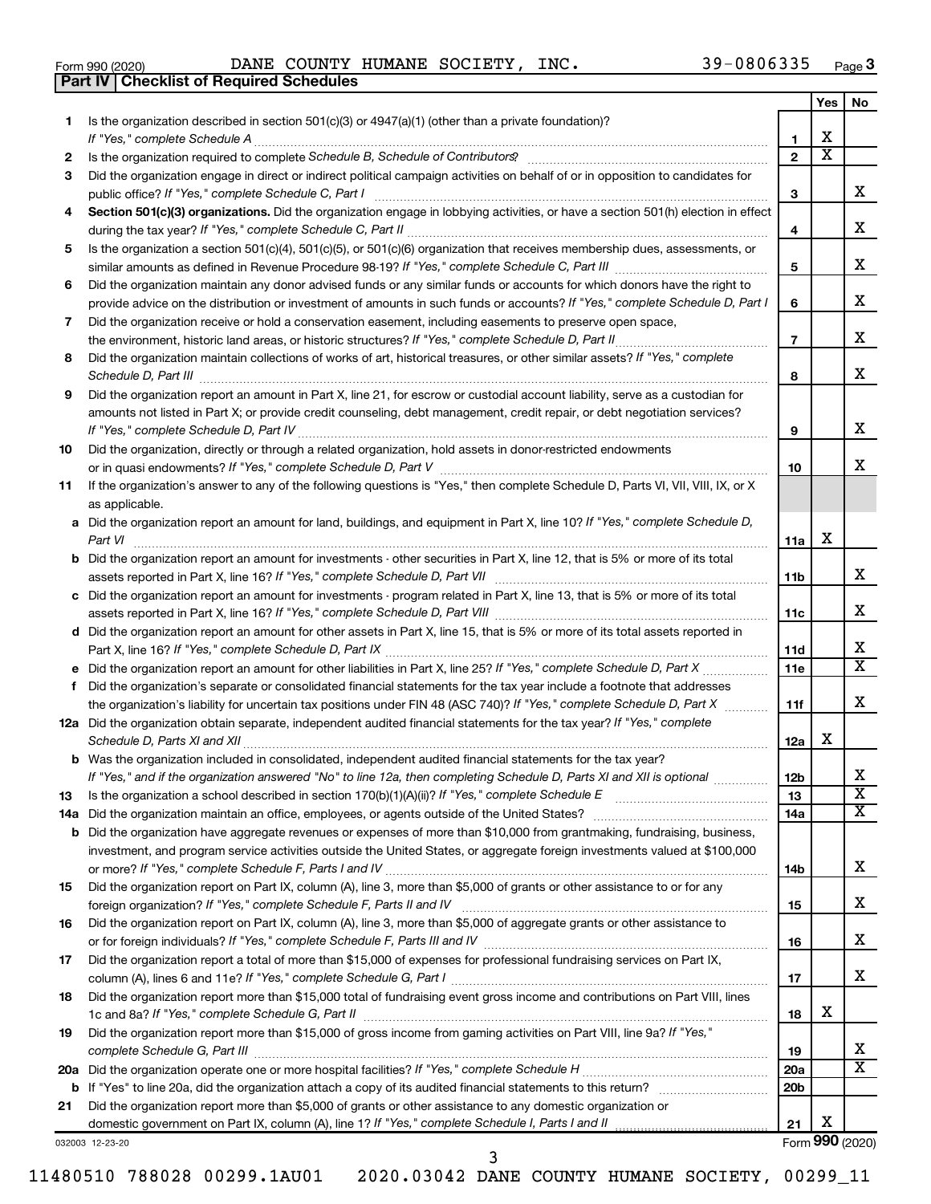Form 990 (2020) DANE COUNTY HUMANE SOCIETY, INC. 39-0806335

**Part IV | Checklist of Required Schedules**

| | | Line | Yes | No |
|---|---|---|---|---|
| 1 | Is the organization described in section 501(c)(3) or 4947(a)(1) (other than a private foundation)? *If "Yes," complete Schedule A* | 1 | X | |
| 2 | Is the organization required to complete *Schedule B, Schedule of Contributors*? | 2 | X | |
| 3 | Did the organization engage in direct or indirect political campaign activities on behalf of or in opposition to candidates for public office? *If "Yes," complete Schedule C, Part I* | 3 | | X |
| 4 | **Section 501(c)(3) organizations.** Did the organization engage in lobbying activities, or have a section 501(h) election in effect during the tax year? *If "Yes," complete Schedule C, Part II* | 4 | | X |
| 5 | Is the organization a section 501(c)(4), 501(c)(5), or 501(c)(6) organization that receives membership dues, assessments, or similar amounts as defined in Revenue Procedure 98-19? *If "Yes," complete Schedule C, Part III* | 5 | | X |
| 6 | Did the organization maintain any donor advised funds or any similar funds or accounts for which donors have the right to provide advice on the distribution or investment of amounts in such funds or accounts? *If "Yes," complete Schedule D, Part I* | 6 | | X |
| 7 | Did the organization receive or hold a conservation easement, including easements to preserve open space, the environment, historic land areas, or historic structures? *If "Yes," complete Schedule D, Part II* | 7 | | X |
| 8 | Did the organization maintain collections of works of art, historical treasures, or other similar assets? *If "Yes," complete Schedule D, Part III* | 8 | | X |
| 9 | Did the organization report an amount in Part X, line 21, for escrow or custodial account liability, serve as a custodian for amounts not listed in Part X; or provide credit counseling, debt management, credit repair, or debt negotiation services? *If "Yes," complete Schedule D, Part IV* | 9 | | X |
| 10 | Did the organization, directly or through a related organization, hold assets in donor-restricted endowments or in quasi endowments? *If "Yes," complete Schedule D, Part V* | 10 | | X |
| 11 | If the organization's answer to any of the following questions is "Yes," then complete Schedule D, Parts VI, VII, VIII, IX, or X as applicable. | | | |
| a | Did the organization report an amount for land, buildings, and equipment in Part X, line 10? *If "Yes," complete Schedule D, Part VI* | 11a | X | |
| b | Did the organization report an amount for investments - other securities in Part X, line 12, that is 5% or more of its total assets reported in Part X, line 16? *If "Yes," complete Schedule D, Part VII* | 11b | | X |
| c | Did the organization report an amount for investments - program related in Part X, line 13, that is 5% or more of its total assets reported in Part X, line 16? *If "Yes," complete Schedule D, Part VIII* | 11c | | X |
| d | Did the organization report an amount for other assets in Part X, line 15, that is 5% or more of its total assets reported in Part X, line 16? *If "Yes," complete Schedule D, Part IX* | 11d | | X |
| e | Did the organization report an amount for other liabilities in Part X, line 25? *If "Yes," complete Schedule D, Part X* | 11e | | X |
| f | Did the organization's separate or consolidated financial statements for the tax year include a footnote that addresses the organization's liability for uncertain tax positions under FIN 48 (ASC 740)? *If "Yes," complete Schedule D, Part X* | 11f | | X |
| 12a | Did the organization obtain separate, independent audited financial statements for the tax year? *If "Yes," complete Schedule D, Parts XI and XII* | 12a | X | |
| b | Was the organization included in consolidated, independent audited financial statements for the tax year? *If "Yes," and if the organization answered "No" to line 12a, then completing Schedule D, Parts XI and XII is optional* | 12b | | X |
| 13 | Is the organization a school described in section 170(b)(1)(A)(ii)? *If "Yes," complete Schedule E* | 13 | | X |
| 14a | Did the organization maintain an office, employees, or agents outside of the United States? | 14a | | X |
| b | Did the organization have aggregate revenues or expenses of more than $10,000 from grantmaking, fundraising, business, investment, and program service activities outside the United States, or aggregate foreign investments valued at $100,000 or more? *If "Yes," complete Schedule F, Parts I and IV* | 14b | | X |
| 15 | Did the organization report on Part IX, column (A), line 3, more than $5,000 of grants or other assistance to or for any foreign organization? *If "Yes," complete Schedule F, Parts II and IV* | 15 | | X |
| 16 | Did the organization report on Part IX, column (A), line 3, more than $5,000 of aggregate grants or other assistance to or for foreign individuals? *If "Yes," complete Schedule F, Parts III and IV* | 16 | | X |
| 17 | Did the organization report a total of more than $15,000 of expenses for professional fundraising services on Part IX, column (A), lines 6 and 11e? *If "Yes," complete Schedule G, Part I* | 17 | | X |
| 18 | Did the organization report more than $15,000 total of fundraising event gross income and contributions on Part VIII, lines 1c and 8a? *If "Yes," complete Schedule G, Part II* | 18 | X | |
| 19 | Did the organization report more than $15,000 of gross income from gaming activities on Part VIII, line 9a? *If "Yes," complete Schedule G, Part III* | 19 | | X |
| 20a | Did the organization operate one or more hospital facilities? *If "Yes," complete Schedule H* | 20a | | X |
| b | If "Yes" to line 20a, did the organization attach a copy of its audited financial statements to this return? | 20b | | |
| 21 | Did the organization report more than $5,000 of grants or other assistance to any domestic organization or domestic government on Part IX, column (A), line 1? *If "Yes," complete Schedule I, Parts I and II* | 21 | X | |

032003 12-23-20 Form **990** (2020)

11480510 788028 00299.1AU01 2020.03042 DANE COUNTY HUMANE SOCIETY, 00299_11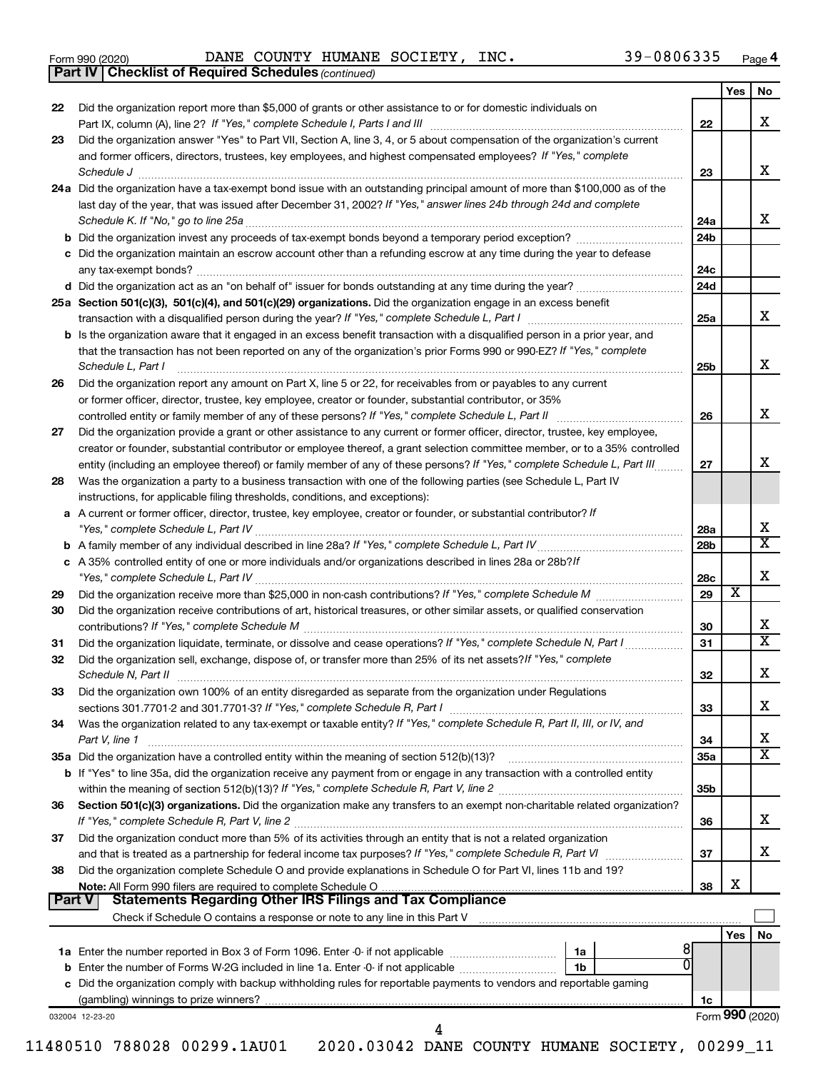Form 990 (2020) DANE COUNTY HUMANE SOCIETY, INC. 39-0806335 Page 4

**Part IV | Checklist of Required Schedules** *(continued)*

| | | | Yes | No |
|---|---|---|---|---|
| 22 | Did the organization report more than $5,000 of grants or other assistance to or for domestic individuals on Part IX, column (A), line 2? *If "Yes," complete Schedule I, Parts I and III* | 22 | | X |
| 23 | Did the organization answer "Yes" to Part VII, Section A, line 3, 4, or 5 about compensation of the organization's current and former officers, directors, trustees, key employees, and highest compensated employees? *If "Yes," complete Schedule J* | 23 | | X |
| 24a | Did the organization have a tax-exempt bond issue with an outstanding principal amount of more than $100,000 as of the last day of the year, that was issued after December 31, 2002? *If "Yes," answer lines 24b through 24d and complete Schedule K. If "No," go to line 25a* | 24a | | X |
| b | Did the organization invest any proceeds of tax-exempt bonds beyond a temporary period exception? | 24b | | |
| c | Did the organization maintain an escrow account other than a refunding escrow at any time during the year to defease any tax-exempt bonds? | 24c | | |
| d | Did the organization act as an "on behalf of" issuer for bonds outstanding at any time during the year? | 24d | | |
| 25a | **Section 501(c)(3), 501(c)(4), and 501(c)(29) organizations.** Did the organization engage in an excess benefit transaction with a disqualified person during the year? *If "Yes," complete Schedule L, Part I* | 25a | | X |
| b | Is the organization aware that it engaged in an excess benefit transaction with a disqualified person in a prior year, and that the transaction has not been reported on any of the organization's prior Forms 990 or 990-EZ? *If "Yes," complete Schedule L, Part I* | 25b | | X |
| 26 | Did the organization report any amount on Part X, line 5 or 22, for receivables from or payables to any current or former officer, director, trustee, key employee, creator or founder, substantial contributor, or 35% controlled entity or family member of any of these persons? *If "Yes," complete Schedule L, Part II* | 26 | | X |
| 27 | Did the organization provide a grant or other assistance to any current or former officer, director, trustee, key employee, creator or founder, substantial contributor or employee thereof, a grant selection committee member, or to a 35% controlled entity (including an employee thereof) or family member of any of these persons? *If "Yes," complete Schedule L, Part III* | 27 | | X |
| 28 | Was the organization a party to a business transaction with one of the following parties (see Schedule L, Part IV instructions, for applicable filing thresholds, conditions, and exceptions): | | | |
| a | A current or former officer, director, trustee, key employee, creator or founder, or substantial contributor? *If "Yes," complete Schedule L, Part IV* | 28a | | X |
| b | A family member of any individual described in line 28a? *If "Yes," complete Schedule L, Part IV* | 28b | | X |
| c | A 35% controlled entity of one or more individuals and/or organizations described in lines 28a or 28b? *If "Yes," complete Schedule L, Part IV* | 28c | | X |
| 29 | Did the organization receive more than $25,000 in non-cash contributions? *If "Yes," complete Schedule M* | 29 | X | |
| 30 | Did the organization receive contributions of art, historical treasures, or other similar assets, or qualified conservation contributions? *If "Yes," complete Schedule M* | 30 | | X |
| 31 | Did the organization liquidate, terminate, or dissolve and cease operations? *If "Yes," complete Schedule N, Part I* | 31 | | X |
| 32 | Did the organization sell, exchange, dispose of, or transfer more than 25% of its net assets? *If "Yes," complete Schedule N, Part II* | 32 | | X |
| 33 | Did the organization own 100% of an entity disregarded as separate from the organization under Regulations sections 301.7701-2 and 301.7701-3? *If "Yes," complete Schedule R, Part I* | 33 | | X |
| 34 | Was the organization related to any tax-exempt or taxable entity? *If "Yes," complete Schedule R, Part II, III, or IV, and Part V, line 1* | 34 | | X |
| 35a | Did the organization have a controlled entity within the meaning of section 512(b)(13)? | 35a | | X |
| b | If "Yes" to line 35a, did the organization receive any payment from or engage in any transaction with a controlled entity within the meaning of section 512(b)(13)? *If "Yes," complete Schedule R, Part V, line 2* | 35b | | |
| 36 | **Section 501(c)(3) organizations.** Did the organization make any transfers to an exempt non-charitable related organization? *If "Yes," complete Schedule R, Part V, line 2* | 36 | | X |
| 37 | Did the organization conduct more than 5% of its activities through an entity that is not a related organization and that is treated as a partnership for federal income tax purposes? *If "Yes," complete Schedule R, Part VI* | 37 | | X |
| 38 | Did the organization complete Schedule O and provide explanations in Schedule O for Part VI, lines 11b and 19? **Note:** All Form 990 filers are required to complete Schedule O | 38 | X | |

**Part V | Statements Regarding Other IRS Filings and Tax Compliance**

Check if Schedule O contains a response or note to any line in this Part V ☐

| | | | | | Yes | No |
|---|---|---|---|---|---|---|
| 1a | Enter the number reported in Box 3 of Form 1096. Enter -0- if not applicable | 1a | 8 | | | |
| b | Enter the number of Forms W-2G included in line 1a. Enter -0- if not applicable | 1b | 0 | | | |
| c | Did the organization comply with backup withholding rules for reportable payments to vendors and reportable gaming (gambling) winnings to prize winners? | | | 1c | | |

032004 12-23-20 Form **990** (2020)

11480510 788028 00299.1AU01 2020.03042 DANE COUNTY HUMANE SOCIETY, 00299_11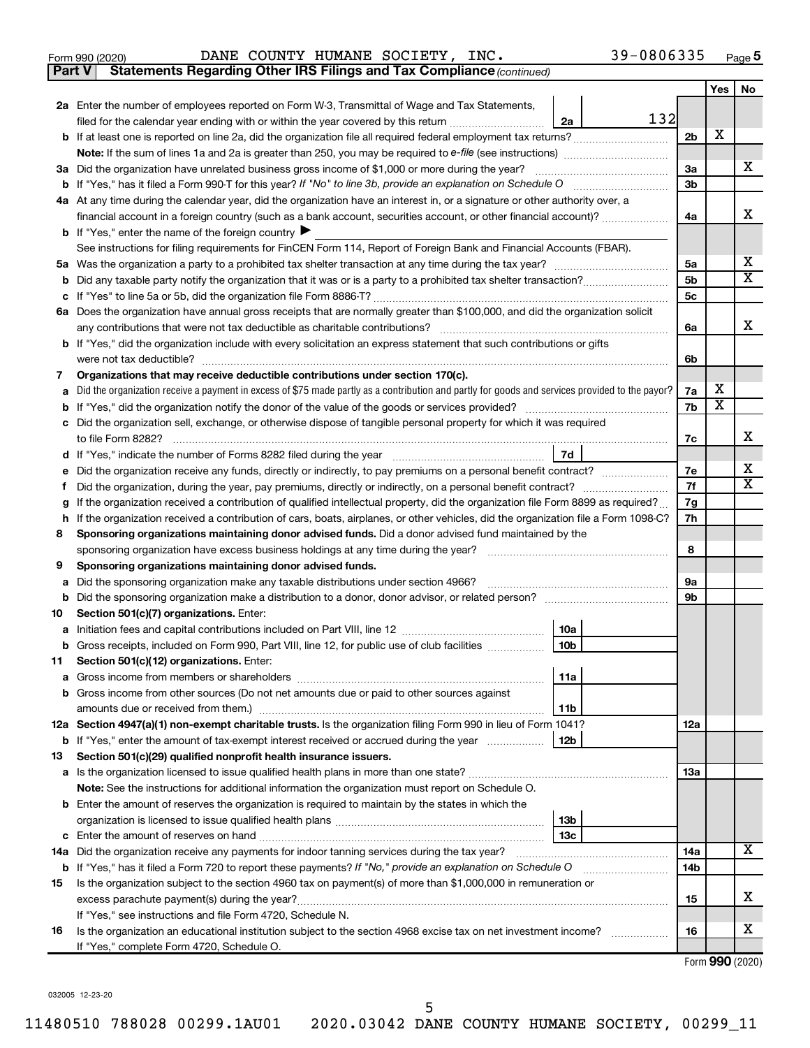Form 990 (2020) DANE COUNTY HUMANE SOCIETY, INC. 39-0806335 Page 5

**Part V | Statements Regarding Other IRS Filings and Tax Compliance** *(continued)*

| | | | | Yes | No |
|---|---|---|---|---|---|
| **2a** | Enter the number of employees reported on Form W-3, Transmittal of Wage and Tax Statements, filed for the calendar year ending with or within the year covered by this return | 2a | 132 | | |
| **b** | If at least one is reported on line 2a, did the organization file all required federal employment tax returns? | 2b | | X | |
| | **Note:** If the sum of lines 1a and 2a is greater than 250, you may be required to *e-file* (see instructions) | | | | |
| **3a** | Did the organization have unrelated business gross income of $1,000 or more during the year? | 3a | | | X |
| **b** | If "Yes," has it filed a Form 990-T for this year? *If "No" to line 3b, provide an explanation on Schedule O* | 3b | | | |
| **4a** | At any time during the calendar year, did the organization have an interest in, or a signature or other authority over, a financial account in a foreign country (such as a bank account, securities account, or other financial account)? | 4a | | | X |
| **b** | If "Yes," enter the name of the foreign country ▶ | | | | |
| | See instructions for filing requirements for FinCEN Form 114, Report of Foreign Bank and Financial Accounts (FBAR). | | | | |
| **5a** | Was the organization a party to a prohibited tax shelter transaction at any time during the tax year? | 5a | | | X |
| **b** | Did any taxable party notify the organization that it was or is a party to a prohibited tax shelter transaction? | 5b | | | X |
| **c** | If "Yes" to line 5a or 5b, did the organization file Form 8886-T? | 5c | | | |
| **6a** | Does the organization have annual gross receipts that are normally greater than $100,000, and did the organization solicit any contributions that were not tax deductible as charitable contributions? | 6a | | | X |
| **b** | If "Yes," did the organization include with every solicitation an express statement that such contributions or gifts were not tax deductible? | 6b | | | |
| **7** | **Organizations that may receive deductible contributions under section 170(c).** | | | | |
| **a** | Did the organization receive a payment in excess of $75 made partly as a contribution and partly for goods and services provided to the payor? | 7a | | X | |
| **b** | If "Yes," did the organization notify the donor of the value of the goods or services provided? | 7b | | X | |
| **c** | Did the organization sell, exchange, or otherwise dispose of tangible personal property for which it was required to file Form 8282? | 7c | | | X |
| **d** | If "Yes," indicate the number of Forms 8282 filed during the year | 7d | | | |
| **e** | Did the organization receive any funds, directly or indirectly, to pay premiums on a personal benefit contract? | 7e | | | X |
| **f** | Did the organization, during the year, pay premiums, directly or indirectly, on a personal benefit contract? | 7f | | | X |
| **g** | If the organization received a contribution of qualified intellectual property, did the organization file Form 8899 as required? | 7g | | | |
| **h** | If the organization received a contribution of cars, boats, airplanes, or other vehicles, did the organization file a Form 1098-C? | 7h | | | |
| **8** | **Sponsoring organizations maintaining donor advised funds.** Did a donor advised fund maintained by the sponsoring organization have excess business holdings at any time during the year? | 8 | | | |
| **9** | **Sponsoring organizations maintaining donor advised funds.** | | | | |
| **a** | Did the sponsoring organization make any taxable distributions under section 4966? | 9a | | | |
| **b** | Did the sponsoring organization make a distribution to a donor, donor advisor, or related person? | 9b | | | |
| **10** | **Section 501(c)(7) organizations.** Enter: | | | | |
| **a** | Initiation fees and capital contributions included on Part VIII, line 12 | 10a | | | |
| **b** | Gross receipts, included on Form 990, Part VIII, line 12, for public use of club facilities | 10b | | | |
| **11** | **Section 501(c)(12) organizations.** Enter: | | | | |
| **a** | Gross income from members or shareholders | 11a | | | |
| **b** | Gross income from other sources (Do not net amounts due or paid to other sources against amounts due or received from them.) | 11b | | | |
| **12a** | **Section 4947(a)(1) non-exempt charitable trusts.** Is the organization filing Form 990 in lieu of Form 1041? | 12a | | | |
| **b** | If "Yes," enter the amount of tax-exempt interest received or accrued during the year | 12b | | | |
| **13** | **Section 501(c)(29) qualified nonprofit health insurance issuers.** | | | | |
| **a** | Is the organization licensed to issue qualified health plans in more than one state? | 13a | | | |
| | **Note:** See the instructions for additional information the organization must report on Schedule O. | | | | |
| **b** | Enter the amount of reserves the organization is required to maintain by the states in which the organization is licensed to issue qualified health plans | 13b | | | |
| **c** | Enter the amount of reserves on hand | 13c | | | |
| **14a** | Did the organization receive any payments for indoor tanning services during the tax year? | 14a | | | X |
| **b** | If "Yes," has it filed a Form 720 to report these payments? *If "No," provide an explanation on Schedule O* | 14b | | | |
| **15** | Is the organization subject to the section 4960 tax on payment(s) of more than $1,000,000 in remuneration or excess parachute payment(s) during the year? | 15 | | | X |
| | If "Yes," see instructions and file Form 4720, Schedule N. | | | | |
| **16** | Is the organization an educational institution subject to the section 4968 excise tax on net investment income? | 16 | | | X |
| | If "Yes," complete Form 4720, Schedule O. | | | | |

Form **990** (2020)

032005 12-23-20

11480510 788028 00299.1AU01 2020.03042 DANE COUNTY HUMANE SOCIETY, 00299_11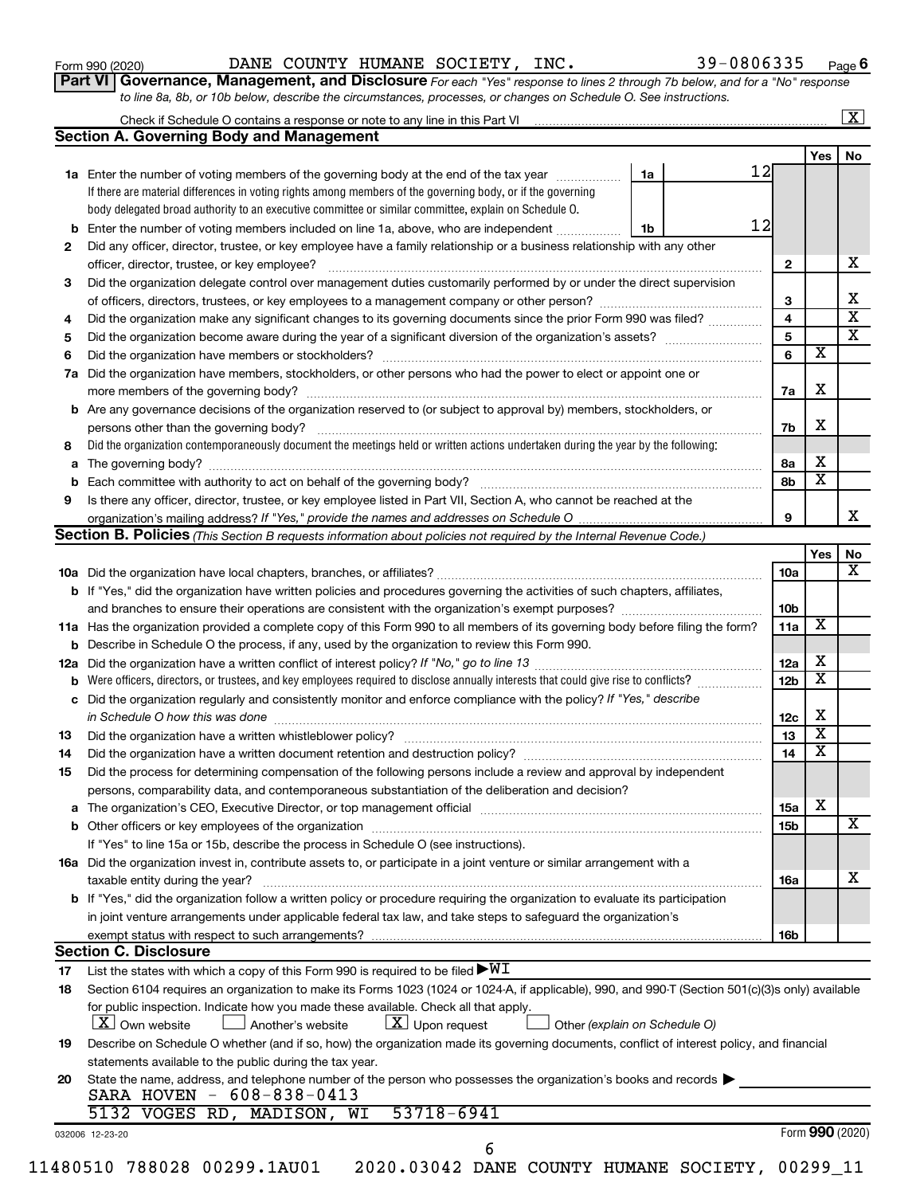Form 990 (2020) DANE COUNTY HUMANE SOCIETY, INC. 39-0806335 Page 6

**Part VI Governance, Management, and Disclosure** *For each "Yes" response to lines 2 through 7b below, and for a "No" response to line 8a, 8b, or 10b below, describe the circumstances, processes, or changes on Schedule O. See instructions.*

Check if Schedule O contains a response or note to any line in this Part VI ... [X]

## Section A. Governing Body and Management

| | | | | Yes | No |
|---|---|---|---|---|---|
| **1a** | Enter the number of voting members of the governing body at the end of the tax year ... **1a** 12 | | | | |
| | If there are material differences in voting rights among members of the governing body, or if the governing body delegated broad authority to an executive committee or similar committee, explain on Schedule O. | | | | |
| **b** | Enter the number of voting members included on line 1a, above, who are independent ... **1b** 12 | | | | |
| **2** | Did any officer, director, trustee, or key employee have a family relationship or a business relationship with any other officer, director, trustee, or key employee? | | **2** | | X |
| **3** | Did the organization delegate control over management duties customarily performed by or under the direct supervision of officers, directors, trustees, or key employees to a management company or other person? | | **3** | | X |
| **4** | Did the organization make any significant changes to its governing documents since the prior Form 990 was filed? | | **4** | | X |
| **5** | Did the organization become aware during the year of a significant diversion of the organization's assets? | | **5** | | X |
| **6** | Did the organization have members or stockholders? | | **6** | X | |
| **7a** | Did the organization have members, stockholders, or other persons who had the power to elect or appoint one or more members of the governing body? | | **7a** | X | |
| **b** | Are any governance decisions of the organization reserved to (or subject to approval by) members, stockholders, or persons other than the governing body? | | **7b** | X | |
| **8** | Did the organization contemporaneously document the meetings held or written actions undertaken during the year by the following: | | | | |
| **a** | The governing body? | | **8a** | X | |
| **b** | Each committee with authority to act on behalf of the governing body? | | **8b** | X | |
| **9** | Is there any officer, director, trustee, or key employee listed in Part VII, Section A, who cannot be reached at the organization's mailing address? *If "Yes," provide the names and addresses on Schedule O* | | **9** | | X |

## Section B. Policies *(This Section B requests information about policies not required by the Internal Revenue Code.)*

| | | | Yes | No |
|---|---|---|---|---|
| **10a** | Did the organization have local chapters, branches, or affiliates? | **10a** | | X |
| **b** | If "Yes," did the organization have written policies and procedures governing the activities of such chapters, affiliates, and branches to ensure their operations are consistent with the organization's exempt purposes? | **10b** | | |
| **11a** | Has the organization provided a complete copy of this Form 990 to all members of its governing body before filing the form? | **11a** | X | |
| **b** | Describe in Schedule O the process, if any, used by the organization to review this Form 990. | | | |
| **12a** | Did the organization have a written conflict of interest policy? *If "No," go to line 13* | **12a** | X | |
| **b** | Were officers, directors, or trustees, and key employees required to disclose annually interests that could give rise to conflicts? | **12b** | X | |
| **c** | Did the organization regularly and consistently monitor and enforce compliance with the policy? *If "Yes," describe in Schedule O how this was done* | **12c** | X | |
| **13** | Did the organization have a written whistleblower policy? | **13** | X | |
| **14** | Did the organization have a written document retention and destruction policy? | **14** | X | |
| **15** | Did the process for determining compensation of the following persons include a review and approval by independent persons, comparability data, and contemporaneous substantiation of the deliberation and decision? | | | |
| **a** | The organization's CEO, Executive Director, or top management official | **15a** | X | |
| **b** | Other officers or key employees of the organization | **15b** | | X |
| | If "Yes" to line 15a or 15b, describe the process in Schedule O (see instructions). | | | |
| **16a** | Did the organization invest in, contribute assets to, or participate in a joint venture or similar arrangement with a taxable entity during the year? | **16a** | | X |
| **b** | If "Yes," did the organization follow a written policy or procedure requiring the organization to evaluate its participation in joint venture arrangements under applicable federal tax law, and take steps to safeguard the organization's exempt status with respect to such arrangements? | **16b** | | |

## Section C. Disclosure

**17** List the states with which a copy of this Form 990 is required to be filed ▶ WI

**18** Section 6104 requires an organization to make its Forms 1023 (1024 or 1024-A, if applicable), 990, and 990-T (Section 501(c)(3)s only) available for public inspection. Indicate how you made these available. Check all that apply.

[X] Own website [ ] Another's website [X] Upon request [ ] Other *(explain on Schedule O)*

**19** Describe on Schedule O whether (and if so, how) the organization made its governing documents, conflict of interest policy, and financial statements available to the public during the tax year.

**20** State the name, address, and telephone number of the person who possesses the organization's books and records ▶

SARA HOVEN - 608-838-0413
5132 VOGES RD, MADISON, WI 53718-6941

032006 12-23-20 Form **990** (2020)

11480510 788028 00299.1AU01 2020.03042 DANE COUNTY HUMANE SOCIETY, 00299_11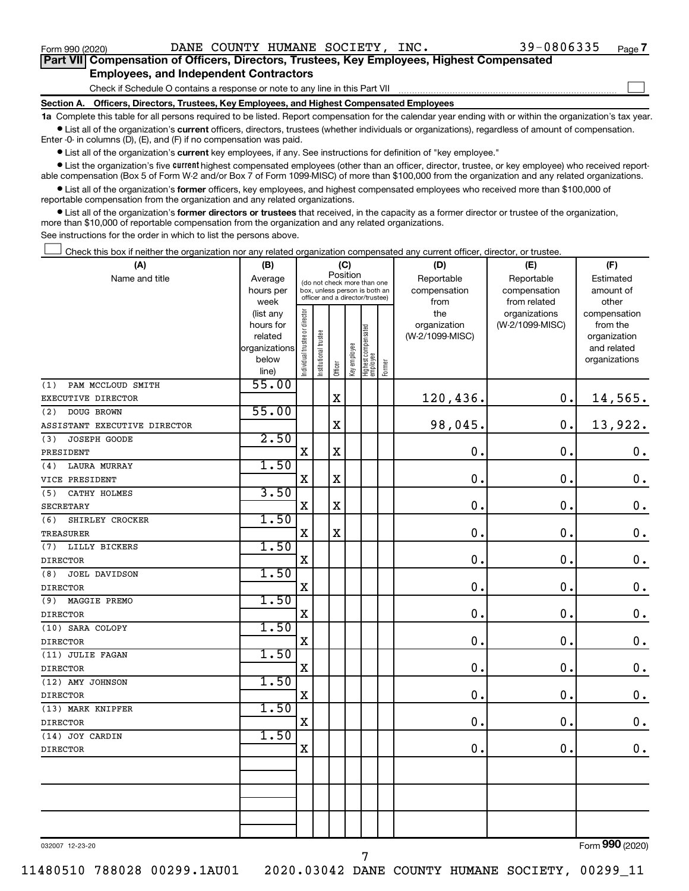Form 990 (2020) DANE COUNTY HUMANE SOCIETY, INC. 39-0806335 Page 7

**Part VII Compensation of Officers, Directors, Trustees, Key Employees, Highest Compensated Employees, and Independent Contractors**

Check if Schedule O contains a response or note to any line in this Part VII ☐

**Section A. Officers, Directors, Trustees, Key Employees, and Highest Compensated Employees**

**1a** Complete this table for all persons required to be listed. Report compensation for the calendar year ending with or within the organization's tax year.

- List all of the organization's **current** officers, directors, trustees (whether individuals or organizations), regardless of amount of compensation. Enter -0- in columns (D), (E), and (F) if no compensation was paid.
- List all of the organization's **current** key employees, if any. See instructions for definition of "key employee."
- List the organization's five **current** highest compensated employees (other than an officer, director, trustee, or key employee) who received reportable compensation (Box 5 of Form W-2 and/or Box 7 of Form 1099-MISC) of more than $100,000 from the organization and any related organizations.
- List all of the organization's **former** officers, key employees, and highest compensated employees who received more than $100,000 of reportable compensation from the organization and any related organizations.
- List all of the organization's **former directors or trustees** that received, in the capacity as a former director or trustee of the organization, more than $10,000 of reportable compensation from the organization and any related organizations.

See instructions for the order in which to list the persons above.

☐ Check this box if neither the organization nor any related organization compensated any current officer, director, or trustee.

| (A) Name and title | (B) Average hours per week (list any hours for related organizations below line) | (C) Position (do not check more than one box, unless person is both an officer and a director/trustee) | | | | | | (D) Reportable compensation from the organization (W-2/1099-MISC) | (E) Reportable compensation from related organizations (W-2/1099-MISC) | (F) Estimated amount of other compensation from the organization and related organizations |
|---|---|---|---|---|---|---|---|---|---|---|
| | | Individual trustee or director | Institutional trustee | Officer | Key employee | Highest compensated employee | Former | | | |
| (1) PAM MCCLOUD SMITH<br>EXECUTIVE DIRECTOR | 55.00 | | | X | | | | 120,436. | 0. | 14,565. |
| (2) DOUG BROWN<br>ASSISTANT EXECUTIVE DIRECTOR | 55.00 | | | X | | | | 98,045. | 0. | 13,922. |
| (3) JOSEPH GOODE<br>PRESIDENT | 2.50 | X | | X | | | | 0. | 0. | 0. |
| (4) LAURA MURRAY<br>VICE PRESIDENT | 1.50 | X | | X | | | | 0. | 0. | 0. |
| (5) CATHY HOLMES<br>SECRETARY | 3.50 | X | | X | | | | 0. | 0. | 0. |
| (6) SHIRLEY CROCKER<br>TREASURER | 1.50 | X | | X | | | | 0. | 0. | 0. |
| (7) LILLY BICKERS<br>DIRECTOR | 1.50 | X | | | | | | 0. | 0. | 0. |
| (8) JOEL DAVIDSON<br>DIRECTOR | 1.50 | X | | | | | | 0. | 0. | 0. |
| (9) MAGGIE PREMO<br>DIRECTOR | 1.50 | X | | | | | | 0. | 0. | 0. |
| (10) SARA COLOPY<br>DIRECTOR | 1.50 | X | | | | | | 0. | 0. | 0. |
| (11) JULIE FAGAN<br>DIRECTOR | 1.50 | X | | | | | | 0. | 0. | 0. |
| (12) AMY JOHNSON<br>DIRECTOR | 1.50 | X | | | | | | 0. | 0. | 0. |
| (13) MARK KNIPFER<br>DIRECTOR | 1.50 | X | | | | | | 0. | 0. | 0. |
| (14) JOY CARDIN<br>DIRECTOR | 1.50 | X | | | | | | 0. | 0. | 0. |
| | | | | | | | | | | |
| | | | | | | | | | | |
| | | | | | | | | | | |

032007 12-23-20

Form **990** (2020)

11480510 788028 00299.1AU01 2020.03042 DANE COUNTY HUMANE SOCIETY, 00299_11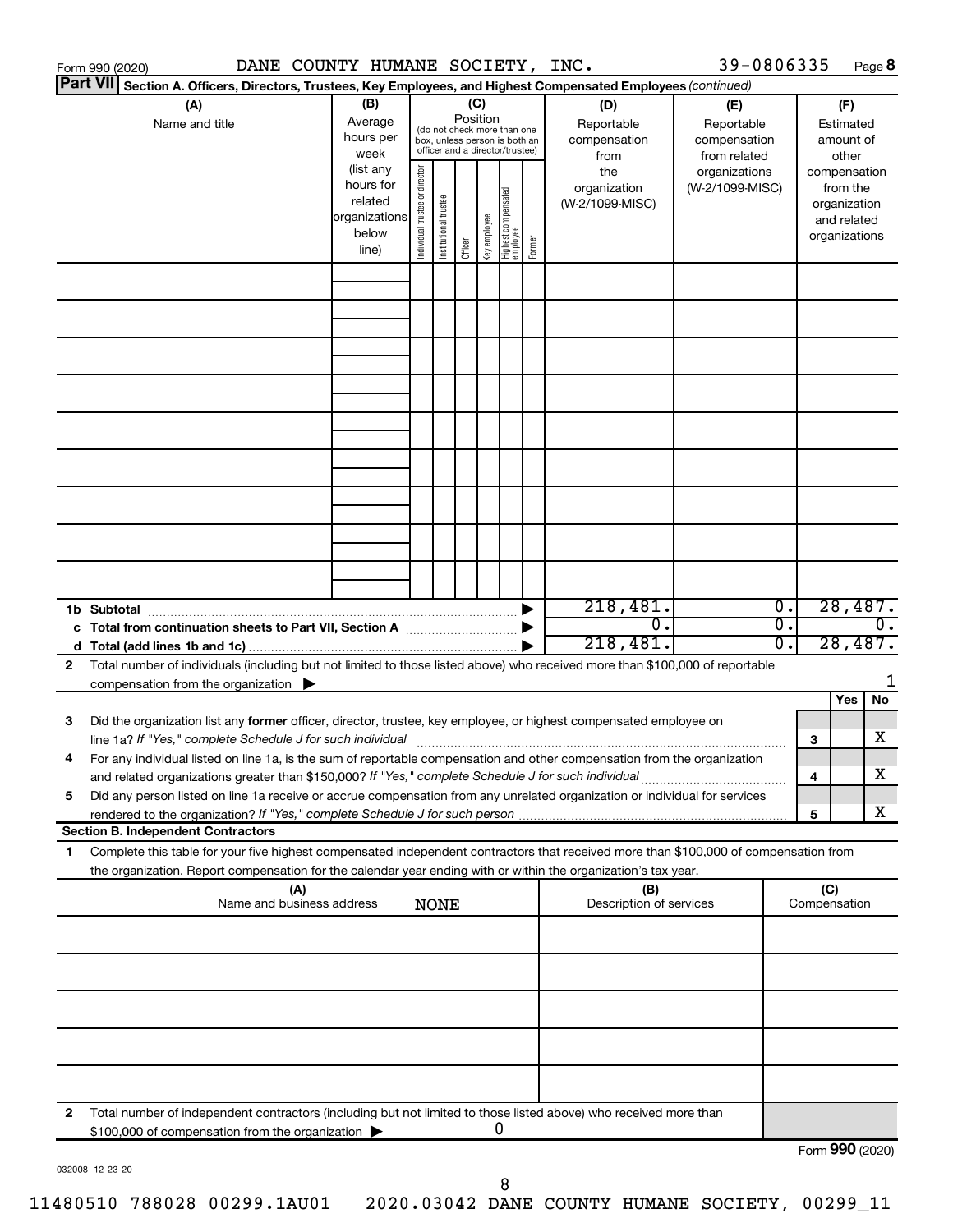Form 990 (2020) DANE COUNTY HUMANE SOCIETY, INC. 39-0806335 Page **8**

**Part VII** **Section A. Officers, Directors, Trustees, Key Employees, and Highest Compensated Employees** *(continued)*

| (A) Name and title | (B) Average hours per week (list any hours for related organizations below line) | (C) Position (do not check more than one box, unless person is both an officer and a director/trustee): Individual trustee or director | Institutional trustee | Officer | Key employee | Highest compensated employee | Former | (D) Reportable compensation from the organization (W-2/1099-MISC) | (E) Reportable compensation from related organizations (W-2/1099-MISC) | (F) Estimated amount of other compensation from the organization and related organizations |
|---|---|---|---|---|---|---|---|---|---|---|
| | | | | | | | | | | |
| | | | | | | | | | | |
| | | | | | | | | | | |
| | | | | | | | | | | |
| | | | | | | | | | | |
| | | | | | | | | | | |
| | | | | | | | | | | |
| | | | | | | | | | | |
| | | | | | | | | | | |
| **1b Subtotal** | | | | | | | | 218,481. | 0. | 28,487. |
| **c Total from continuation sheets to Part VII, Section A** | | | | | | | | 0. | 0. | 0. |
| **d Total (add lines 1b and 1c)** | | | | | | | | 218,481. | 0. | 28,487. |

**2** Total number of individuals (including but not limited to those listed above) who received more than $100,000 of reportable compensation from the organization ▶ 1

| | | | Yes | No |
|---|---|---|---|---|
| **3** | Did the organization list any **former** officer, director, trustee, key employee, or highest compensated employee on line 1a? *If "Yes," complete Schedule J for such individual* | **3** | | X |
| **4** | For any individual listed on line 1a, is the sum of reportable compensation and other compensation from the organization and related organizations greater than $150,000? *If "Yes," complete Schedule J for such individual* | **4** | | X |
| **5** | Did any person listed on line 1a receive or accrue compensation from any unrelated organization or individual for services rendered to the organization? *If "Yes," complete Schedule J for such person* | **5** | | X |

**Section B. Independent Contractors**

**1** Complete this table for your five highest compensated independent contractors that received more than $100,000 of compensation from the organization. Report compensation for the calendar year ending with or within the organization's tax year.

| (A) Name and business address | (B) Description of services | (C) Compensation |
|---|---|---|
| NONE | | |
| | | |
| | | |
| | | |
| | | |

**2** Total number of independent contractors (including but not limited to those listed above) who received more than $100,000 of compensation from the organization ▶ 0

Form **990** (2020)

032008 12-23-20

11480510 788028 00299.1AU01 2020.03042 DANE COUNTY HUMANE SOCIETY, 00299_11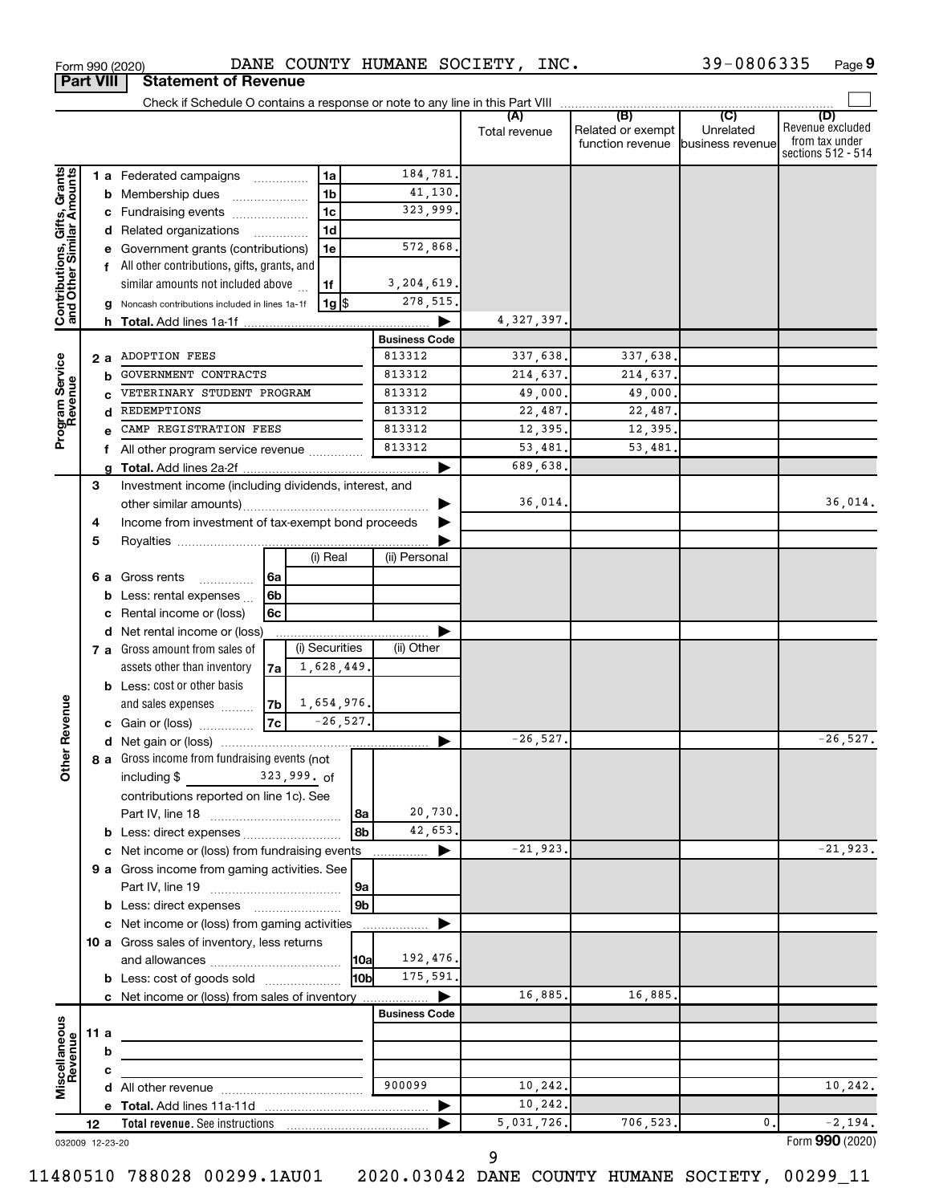Form 990 (2020) DANE COUNTY HUMANE SOCIETY, INC. 39-0806335 Page 9

**Part VIII Statement of Revenue**

Check if Schedule O contains a response or note to any line in this Part VIII

| | | | | (A) Total revenue | (B) Related or exempt function revenue | (C) Unrelated business revenue | (D) Revenue excluded from tax under sections 512 - 514 |
|---|---|---|---|---|---|---|---|
| **Contributions, Gifts, Grants and Other Similar Amounts** | 1 a Federated campaigns | 1a | 184,781. | | | | |
| | b Membership dues | 1b | 41,130. | | | | |
| | c Fundraising events | 1c | 323,999. | | | | |
| | d Related organizations | 1d | | | | | |
| | e Government grants (contributions) | 1e | 572,868. | | | | |
| | f All other contributions, gifts, grants, and similar amounts not included above | 1f | 3,204,619. | | | | |
| | g Noncash contributions included in lines 1a-1f | 1g $ | 278,515. | | | | |
| | h Total. Add lines 1a-1f | | ▶ | 4,327,397. | | | |
| **Program Service Revenue** | | | Business Code | | | | |
| | 2 a ADOPTION FEES | | 813312 | 337,638. | 337,638. | | |
| | b GOVERNMENT CONTRACTS | | 813312 | 214,637. | 214,637. | | |
| | c VETERINARY STUDENT PROGRAM | | 813312 | 49,000. | 49,000. | | |
| | d REDEMPTIONS | | 813312 | 22,487. | 22,487. | | |
| | e CAMP REGISTRATION FEES | | 813312 | 12,395. | 12,395. | | |
| | f All other program service revenue | | 813312 | 53,481. | 53,481. | | |
| | g Total. Add lines 2a-2f | | ▶ | 689,638. | | | |
| **Other Revenue** | 3 Investment income (including dividends, interest, and other similar amounts) | | ▶ | 36,014. | | | 36,014. |
| | 4 Income from investment of tax-exempt bond proceeds | | ▶ | | | | |
| | 5 Royalties | | ▶ | | | | |
| | | (i) Real | (ii) Personal | | | | |
| | 6 a Gross rents (6a) | | | | | | |
| | b Less: rental expenses (6b) | | | | | | |
| | c Rental income or (loss) (6c) | | | | | | |
| | d Net rental income or (loss) | | ▶ | | | | |
| | | (i) Securities | (ii) Other | | | | |
| | 7 a Gross amount from sales of assets other than inventory (7a) | 1,628,449. | | | | | |
| | b Less: cost or other basis and sales expenses (7b) | 1,654,976. | | | | | |
| | c Gain or (loss) (7c) | -26,527. | | | | | |
| | d Net gain or (loss) | | ▶ | -26,527. | | | -26,527. |
| | 8 a Gross income from fundraising events (not including $ 323,999. of contributions reported on line 1c). See Part IV, line 18 | 8a | 20,730. | | | | |
| | b Less: direct expenses | 8b | 42,653. | | | | |
| | c Net income or (loss) from fundraising events | | ▶ | -21,923. | | | -21,923. |
| | 9 a Gross income from gaming activities. See Part IV, line 19 | 9a | | | | | |
| | b Less: direct expenses | 9b | | | | | |
| | c Net income or (loss) from gaming activities | | ▶ | | | | |
| | 10 a Gross sales of inventory, less returns and allowances | 10a | 192,476. | | | | |
| | b Less: cost of goods sold | 10b | 175,591. | | | | |
| | c Net income or (loss) from sales of inventory | | ▶ | 16,885. | 16,885. | | |
| **Miscellaneous Revenue** | | | Business Code | | | | |
| | 11 a | | | | | | |
| | b | | | | | | |
| | c | | | | | | |
| | d All other revenue | | 900099 | 10,242. | | | 10,242. |
| | e Total. Add lines 11a-11d | | ▶ | 10,242. | | | |
| | 12 Total revenue. See instructions | | ▶ | 5,031,726. | 706,523. | 0. | -2,194. |

032009 12-23-20 Form 990 (2020)

11480510 788028 00299.1AU01 2020.03042 DANE COUNTY HUMANE SOCIETY, 00299_11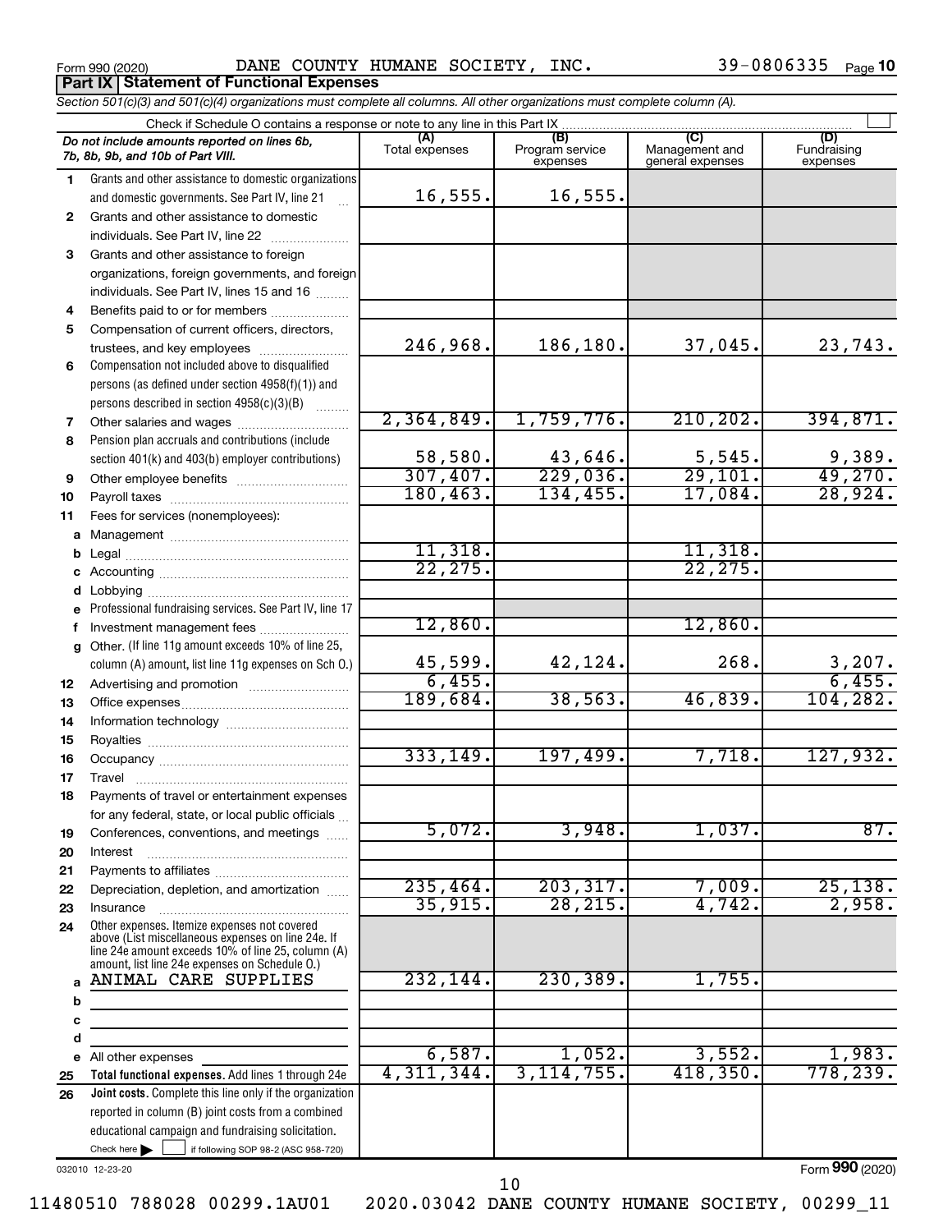Form 990 (2020) DANE COUNTY HUMANE SOCIETY, INC. 39-0806335 Page **10**

## Part IX Statement of Functional Expenses

*Section 501(c)(3) and 501(c)(4) organizations must complete all columns. All other organizations must complete column (A).*

Check if Schedule O contains a response or note to any line in this Part IX ☐

| | *Do not include amounts reported on lines 6b, 7b, 8b, 9b, and 10b of Part VIII.* | (A) Total expenses | (B) Program service expenses | (C) Management and general expenses | (D) Fundraising expenses |
|---|---|---|---|---|---|
| 1 | Grants and other assistance to domestic organizations and domestic governments. See Part IV, line 21 | 16,555. | 16,555. | | |
| 2 | Grants and other assistance to domestic individuals. See Part IV, line 22 | | | | |
| 3 | Grants and other assistance to foreign organizations, foreign governments, and foreign individuals. See Part IV, lines 15 and 16 | | | | |
| 4 | Benefits paid to or for members | | | | |
| 5 | Compensation of current officers, directors, trustees, and key employees | 246,968. | 186,180. | 37,045. | 23,743. |
| 6 | Compensation not included above to disqualified persons (as defined under section 4958(f)(1)) and persons described in section 4958(c)(3)(B) | | | | |
| 7 | Other salaries and wages | 2,364,849. | 1,759,776. | 210,202. | 394,871. |
| 8 | Pension plan accruals and contributions (include section 401(k) and 403(b) employer contributions) | 58,580. | 43,646. | 5,545. | 9,389. |
| 9 | Other employee benefits | 307,407. | 229,036. | 29,101. | 49,270. |
| 10 | Payroll taxes | 180,463. | 134,455. | 17,084. | 28,924. |
| 11 | Fees for services (nonemployees): | | | | |
| a | Management | | | | |
| b | Legal | 11,318. | | 11,318. | |
| c | Accounting | 22,275. | | 22,275. | |
| d | Lobbying | | | | |
| e | Professional fundraising services. See Part IV, line 17 | | | | |
| f | Investment management fees | 12,860. | | 12,860. | |
| g | Other. (If line 11g amount exceeds 10% of line 25, column (A) amount, list line 11g expenses on Sch O.) | 45,599. | 42,124. | 268. | 3,207. |
| 12 | Advertising and promotion | 6,455. | | | 6,455. |
| 13 | Office expenses | 189,684. | 38,563. | 46,839. | 104,282. |
| 14 | Information technology | | | | |
| 15 | Royalties | | | | |
| 16 | Occupancy | 333,149. | 197,499. | 7,718. | 127,932. |
| 17 | Travel | | | | |
| 18 | Payments of travel or entertainment expenses for any federal, state, or local public officials | | | | |
| 19 | Conferences, conventions, and meetings | 5,072. | 3,948. | 1,037. | 87. |
| 20 | Interest | | | | |
| 21 | Payments to affiliates | | | | |
| 22 | Depreciation, depletion, and amortization | 235,464. | 203,317. | 7,009. | 25,138. |
| 23 | Insurance | 35,915. | 28,215. | 4,742. | 2,958. |
| 24 | Other expenses. Itemize expenses not covered above (List miscellaneous expenses on line 24e. If line 24e amount exceeds 10% of line 25, column (A) amount, list line 24e expenses on Schedule O.) | | | | |
| a | ANIMAL CARE SUPPLIES | 232,144. | 230,389. | 1,755. | |
| b | | | | | |
| c | | | | | |
| d | | | | | |
| e | All other expenses | 6,587. | 1,052. | 3,552. | 1,983. |
| 25 | **Total functional expenses.** Add lines 1 through 24e | 4,311,344. | 3,114,755. | 418,350. | 778,239. |
| 26 | **Joint costs.** Complete this line only if the organization reported in column (B) joint costs from a combined educational campaign and fundraising solicitation. Check here ☐ if following SOP 98-2 (ASC 958-720) | | | | |

032010 12-23-20

Form **990** (2020)

11480510 788028 00299.1AU01 2020.03042 DANE COUNTY HUMANE SOCIETY, 00299_11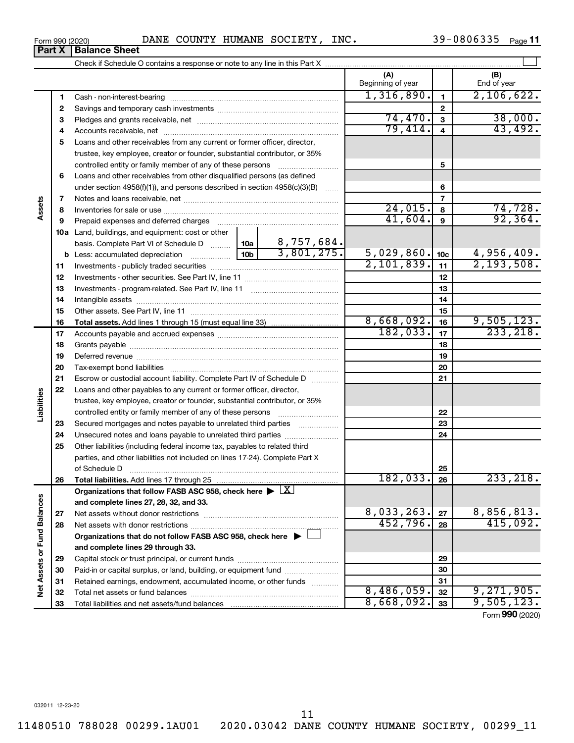Form 990 (2020) DANE COUNTY HUMANE SOCIETY, INC. 39-0806335

**Part X | Balance Sheet**

Check if Schedule O contains a response or note to any line in this Part X

| | | | | (A) Beginning of year | | (B) End of year |
|---|---|---|---|---|---|---|
| **Assets** | 1 | Cash - non-interest-bearing | | 1,316,890. | 1 | 2,106,622. |
| | 2 | Savings and temporary cash investments | | | 2 | |
| | 3 | Pledges and grants receivable, net | | 74,470. | 3 | 38,000. |
| | 4 | Accounts receivable, net | | 79,414. | 4 | 43,492. |
| | 5 | Loans and other receivables from any current or former officer, director, trustee, key employee, creator or founder, substantial contributor, or 35% controlled entity or family member of any of these persons | | | 5 | |
| | 6 | Loans and other receivables from other disqualified persons (as defined under section 4958(f)(1)), and persons described in section 4958(c)(3)(B) | | | 6 | |
| | 7 | Notes and loans receivable, net | | | 7 | |
| | 8 | Inventories for sale or use | | 24,015. | 8 | 74,728. |
| | 9 | Prepaid expenses and deferred charges | | 41,604. | 9 | 92,364. |
| | 10a | Land, buildings, and equipment: cost or other basis. Complete Part VI of Schedule D | 10a 8,757,684. | | | |
| | b | Less: accumulated depreciation | 10b 3,801,275. | 5,029,860. | 10c | 4,956,409. |
| | 11 | Investments - publicly traded securities | | 2,101,839. | 11 | 2,193,508. |
| | 12 | Investments - other securities. See Part IV, line 11 | | | 12 | |
| | 13 | Investments - program-related. See Part IV, line 11 | | | 13 | |
| | 14 | Intangible assets | | | 14 | |
| | 15 | Other assets. See Part IV, line 11 | | | 15 | |
| | 16 | **Total assets.** Add lines 1 through 15 (must equal line 33) | | 8,668,092. | 16 | 9,505,123. |
| **Liabilities** | 17 | Accounts payable and accrued expenses | | 182,033. | 17 | 233,218. |
| | 18 | Grants payable | | | 18 | |
| | 19 | Deferred revenue | | | 19 | |
| | 20 | Tax-exempt bond liabilities | | | 20 | |
| | 21 | Escrow or custodial account liability. Complete Part IV of Schedule D | | | 21 | |
| | 22 | Loans and other payables to any current or former officer, director, trustee, key employee, creator or founder, substantial contributor, or 35% controlled entity or family member of any of these persons | | | 22 | |
| | 23 | Secured mortgages and notes payable to unrelated third parties | | | 23 | |
| | 24 | Unsecured notes and loans payable to unrelated third parties | | | 24 | |
| | 25 | Other liabilities (including federal income tax, payables to related third parties, and other liabilities not included on lines 17-24). Complete Part X of Schedule D | | | 25 | |
| | 26 | **Total liabilities.** Add lines 17 through 25 | | 182,033. | 26 | 233,218. |
| **Net Assets or Fund Balances** | | **Organizations that follow FASB ASC 958, check here ▶ [X] and complete lines 27, 28, 32, and 33.** | | | | |
| | 27 | Net assets without donor restrictions | | 8,033,263. | 27 | 8,856,813. |
| | 28 | Net assets with donor restrictions | | 452,796. | 28 | 415,092. |
| | | **Organizations that do not follow FASB ASC 958, check here ▶ [ ] and complete lines 29 through 33.** | | | | |
| | 29 | Capital stock or trust principal, or current funds | | | 29 | |
| | 30 | Paid-in or capital surplus, or land, building, or equipment fund | | | 30 | |
| | 31 | Retained earnings, endowment, accumulated income, or other funds | | | 31 | |
| | 32 | Total net assets or fund balances | | 8,486,059. | 32 | 9,271,905. |
| | 33 | Total liabilities and net assets/fund balances | | 8,668,092. | 33 | 9,505,123. |

Form **990** (2020)

032011 12-23-20

11480510 788028 00299.1AU01 2020.03042 DANE COUNTY HUMANE SOCIETY, 00299_11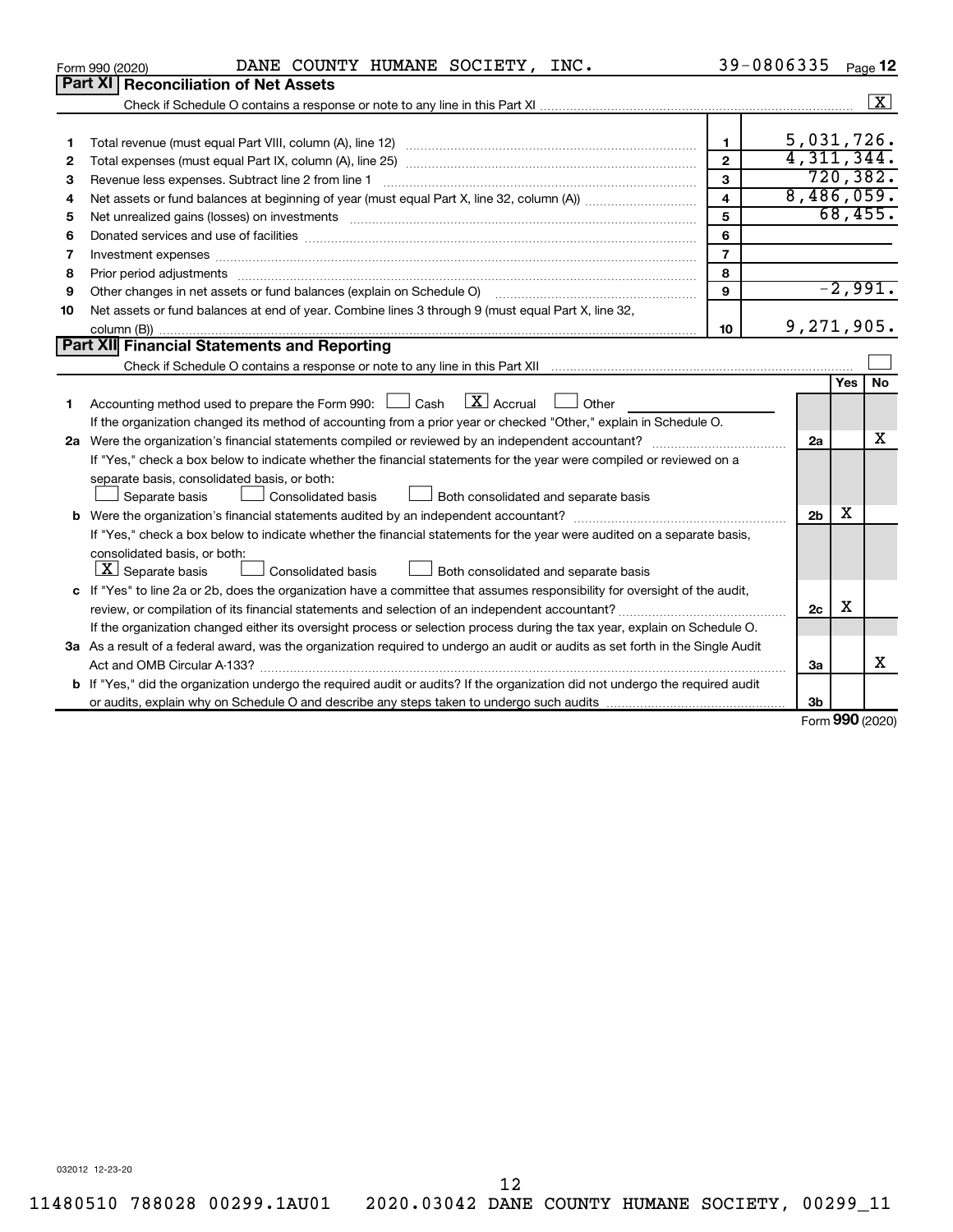Form 990 (2020) DANE COUNTY HUMANE SOCIETY, INC. 39-0806335 Page 12

## Part XI Reconciliation of Net Assets

Check if Schedule O contains a response or note to any line in this Part XI ..... [X]

| | | | |
|---|---|---|---|
| 1 | Total revenue (must equal Part VIII, column (A), line 12) | 1 | 5,031,726. |
| 2 | Total expenses (must equal Part IX, column (A), line 25) | 2 | 4,311,344. |
| 3 | Revenue less expenses. Subtract line 2 from line 1 | 3 | 720,382. |
| 4 | Net assets or fund balances at beginning of year (must equal Part X, line 32, column (A)) | 4 | 8,486,059. |
| 5 | Net unrealized gains (losses) on investments | 5 | 68,455. |
| 6 | Donated services and use of facilities | 6 | |
| 7 | Investment expenses | 7 | |
| 8 | Prior period adjustments | 8 | |
| 9 | Other changes in net assets or fund balances (explain on Schedule O) | 9 | -2,991. |
| 10 | Net assets or fund balances at end of year. Combine lines 3 through 9 (must equal Part X, line 32, column (B)) | 10 | 9,271,905. |

## Part XII Financial Statements and Reporting

Check if Schedule O contains a response or note to any line in this Part XII ..... [ ]

| | | | Yes | No |
|---|---|---|---|---|
| 1 | Accounting method used to prepare the Form 990: [ ] Cash [X] Accrual [ ] Other<br>If the organization changed its method of accounting from a prior year or checked "Other," explain in Schedule O. | | | |
| 2a | Were the organization's financial statements compiled or reviewed by an independent accountant?<br>If "Yes," check a box below to indicate whether the financial statements for the year were compiled or reviewed on a separate basis, consolidated basis, or both:<br>[ ] Separate basis [ ] Consolidated basis [ ] Both consolidated and separate basis | 2a | | X |
| b | Were the organization's financial statements audited by an independent accountant?<br>If "Yes," check a box below to indicate whether the financial statements for the year were audited on a separate basis, consolidated basis, or both:<br>[X] Separate basis [ ] Consolidated basis [ ] Both consolidated and separate basis | 2b | X | |
| c | If "Yes" to line 2a or 2b, does the organization have a committee that assumes responsibility for oversight of the audit, review, or compilation of its financial statements and selection of an independent accountant?<br>If the organization changed either its oversight process or selection process during the tax year, explain on Schedule O. | 2c | X | |
| 3a | As a result of a federal award, was the organization required to undergo an audit or audits as set forth in the Single Audit Act and OMB Circular A-133? | 3a | | X |
| b | If "Yes," did the organization undergo the required audit or audits? If the organization did not undergo the required audit or audits, explain why on Schedule O and describe any steps taken to undergo such audits | 3b | | |

Form **990** (2020)

032012 12-23-20

11480510 788028 00299.1AU01 2020.03042 DANE COUNTY HUMANE SOCIETY, 00299_11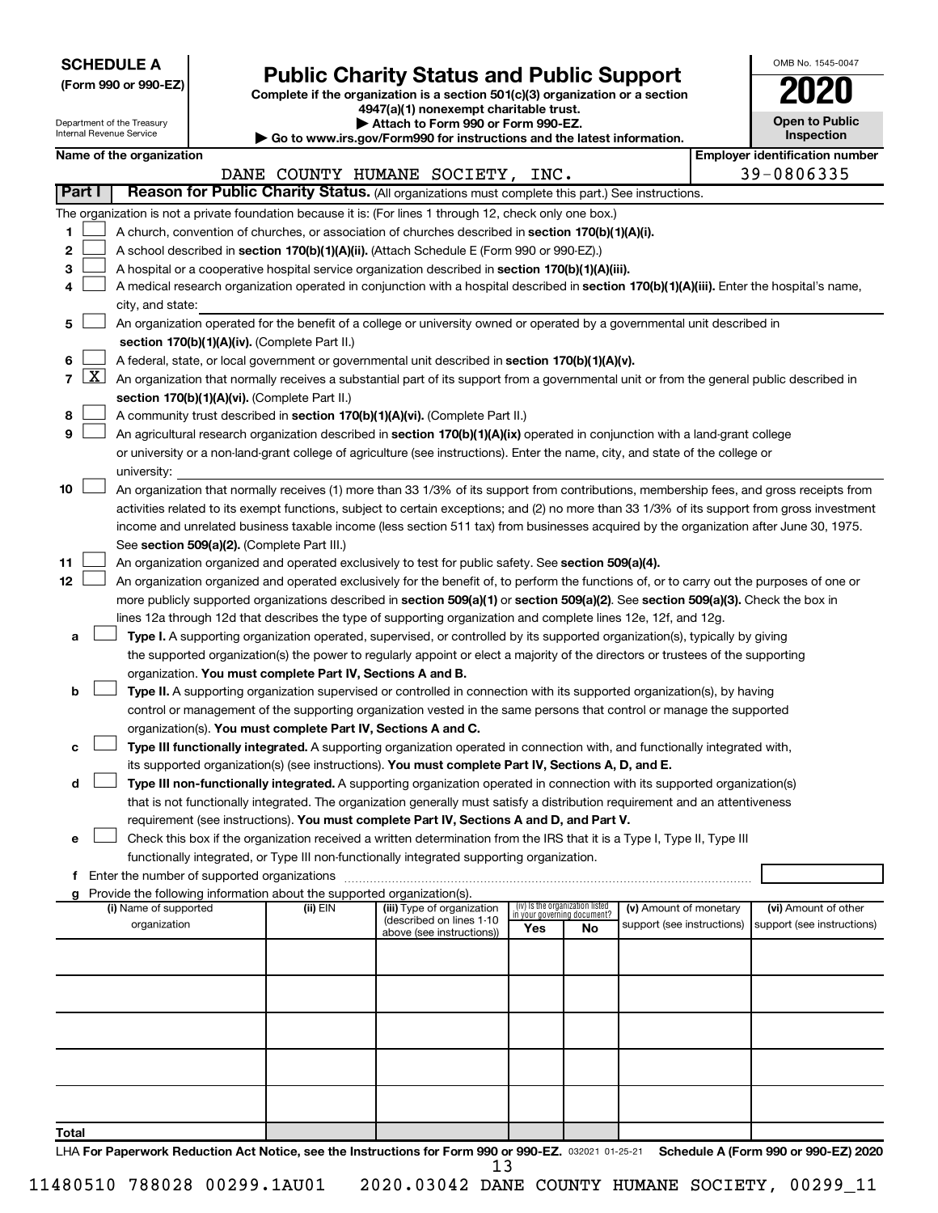**SCHEDULE A**
**(Form 990 or 990-EZ)**

Department of the Treasury
Internal Revenue Service

# Public Charity Status and Public Support

**Complete if the organization is a section 501(c)(3) organization or a section 4947(a)(1) nonexempt charitable trust.**
**▶ Attach to Form 990 or Form 990-EZ.**
**▶ Go to www.irs.gov/Form990 for instructions and the latest information.**

OMB No. 1545-0047
**2020**
**Open to Public Inspection**

**Name of the organization**
DANE COUNTY HUMANE SOCIETY, INC.

**Employer identification number**
39-0806335

## Part I — Reason for Public Charity Status. (All organizations must complete this part.) See instructions.

The organization is not a private foundation because it is: (For lines 1 through 12, check only one box.)

1. ☐ A church, convention of churches, or association of churches described in **section 170(b)(1)(A)(i).**
2. ☐ A school described in **section 170(b)(1)(A)(ii).** (Attach Schedule E (Form 990 or 990-EZ).)
3. ☐ A hospital or a cooperative hospital service organization described in **section 170(b)(1)(A)(iii).**
4. ☐ A medical research organization operated in conjunction with a hospital described in **section 170(b)(1)(A)(iii).** Enter the hospital's name, city, and state:
5. ☐ An organization operated for the benefit of a college or university owned or operated by a governmental unit described in **section 170(b)(1)(A)(iv).** (Complete Part II.)
6. ☐ A federal, state, or local government or governmental unit described in **section 170(b)(1)(A)(v).**
7. ☒ An organization that normally receives a substantial part of its support from a governmental unit or from the general public described in **section 170(b)(1)(A)(vi).** (Complete Part II.)
8. ☐ A community trust described in **section 170(b)(1)(A)(vi).** (Complete Part II.)
9. ☐ An agricultural research organization described in **section 170(b)(1)(A)(ix)** operated in conjunction with a land-grant college or university or a non-land-grant college of agriculture (see instructions). Enter the name, city, and state of the college or university:
10. ☐ An organization that normally receives (1) more than 33 1/3% of its support from contributions, membership fees, and gross receipts from activities related to its exempt functions, subject to certain exceptions; and (2) no more than 33 1/3% of its support from gross investment income and unrelated business taxable income (less section 511 tax) from businesses acquired by the organization after June 30, 1975. See **section 509(a)(2).** (Complete Part III.)
11. ☐ An organization organized and operated exclusively to test for public safety. See **section 509(a)(4).**
12. ☐ An organization organized and operated exclusively for the benefit of, to perform the functions of, or to carry out the purposes of one or more publicly supported organizations described in **section 509(a)(1)** or **section 509(a)(2).** See **section 509(a)(3).** Check the box in lines 12a through 12d that describes the type of supporting organization and complete lines 12e, 12f, and 12g.
   - **a** ☐ **Type I.** A supporting organization operated, supervised, or controlled by its supported organization(s), typically by giving the supported organization(s) the power to regularly appoint or elect a majority of the directors or trustees of the supporting organization. **You must complete Part IV, Sections A and B.**
   - **b** ☐ **Type II.** A supporting organization supervised or controlled in connection with its supported organization(s), by having control or management of the supporting organization vested in the same persons that control or manage the supported organization(s). **You must complete Part IV, Sections A and C.**
   - **c** ☐ **Type III functionally integrated.** A supporting organization operated in connection with, and functionally integrated with, its supported organization(s) (see instructions). **You must complete Part IV, Sections A, D, and E.**
   - **d** ☐ **Type III non-functionally integrated.** A supporting organization operated in connection with its supported organization(s) that is not functionally integrated. The organization generally must satisfy a distribution requirement and an attentiveness requirement (see instructions). **You must complete Part IV, Sections A and D, and Part V.**
   - **e** ☐ Check this box if the organization received a written determination from the IRS that it is a Type I, Type II, Type III functionally integrated, or Type III non-functionally integrated supporting organization.
   - **f** Enter the number of supported organizations
   - **g** Provide the following information about the supported organization(s).

| (i) Name of supported organization | (ii) EIN | (iii) Type of organization (described on lines 1-10 above (see instructions)) | (iv) Is the organization listed in your governing document? Yes | No | (v) Amount of monetary support (see instructions) | (vi) Amount of other support (see instructions) |
|---|---|---|---|---|---|---|
| | | | | | | |
| | | | | | | |
| | | | | | | |
| | | | | | | |
| | | | | | | |
| **Total** | | | | | | |

LHA **For Paperwork Reduction Act Notice, see the Instructions for Form 990 or 990-EZ.** 032021 01-25-21 **Schedule A (Form 990 or 990-EZ) 2020**

11480510 788028 00299.1AU01 2020.03042 DANE COUNTY HUMANE SOCIETY, 00299_11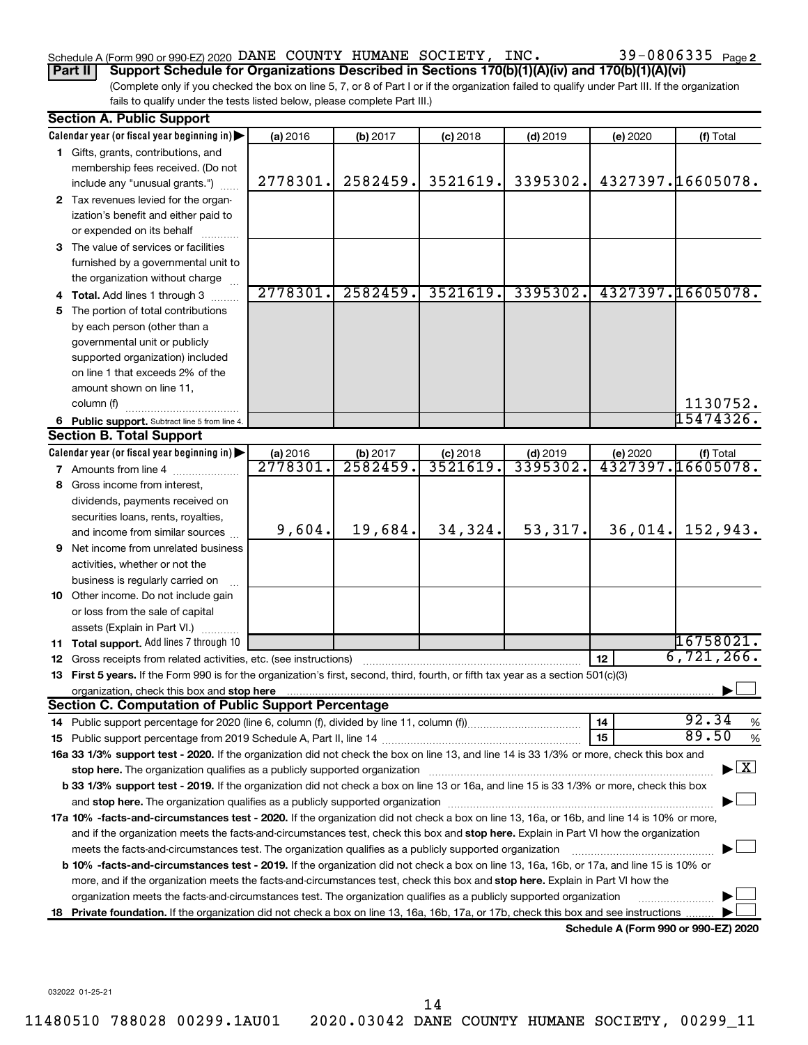Schedule A (Form 990 or 990-EZ) 2020 DANE COUNTY HUMANE SOCIETY, INC. 39-0806335 Page 2

**Part II** **Support Schedule for Organizations Described in Sections 170(b)(1)(A)(iv) and 170(b)(1)(A)(vi)**

(Complete only if you checked the box on line 5, 7, or 8 of Part I or if the organization failed to qualify under Part III. If the organization fails to qualify under the tests listed below, please complete Part III.)

**Section A. Public Support**

| Calendar year (or fiscal year beginning in) | (a) 2016 | (b) 2017 | (c) 2018 | (d) 2019 | (e) 2020 | (f) Total |
|---|---|---|---|---|---|---|
| 1 Gifts, grants, contributions, and membership fees received. (Do not include any "unusual grants.") | 2778301. | 2582459. | 3521619. | 3395302. | 4327397. | 16605078. |
| 2 Tax revenues levied for the organization's benefit and either paid to or expended on its behalf | | | | | | |
| 3 The value of services or facilities furnished by a governmental unit to the organization without charge | | | | | | |
| 4 **Total.** Add lines 1 through 3 | 2778301. | 2582459. | 3521619. | 3395302. | 4327397. | 16605078. |
| 5 The portion of total contributions by each person (other than a governmental unit or publicly supported organization) included on line 1 that exceeds 2% of the amount shown on line 11, column (f) | | | | | | 1130752. |
| 6 **Public support.** Subtract line 5 from line 4. | | | | | | 15474326. |

**Section B. Total Support**

| Calendar year (or fiscal year beginning in) | (a) 2016 | (b) 2017 | (c) 2018 | (d) 2019 | (e) 2020 | (f) Total |
|---|---|---|---|---|---|---|
| 7 Amounts from line 4 | 2778301. | 2582459. | 3521619. | 3395302. | 4327397. | 16605078. |
| 8 Gross income from interest, dividends, payments received on securities loans, rents, royalties, and income from similar sources | 9,604. | 19,684. | 34,324. | 53,317. | 36,014. | 152,943. |
| 9 Net income from unrelated business activities, whether or not the business is regularly carried on | | | | | | |
| 10 Other income. Do not include gain or loss from the sale of capital assets (Explain in Part VI.) | | | | | | |
| 11 **Total support.** Add lines 7 through 10 | | | | | | 16758021. |
| 12 Gross receipts from related activities, etc. (see instructions) | | | | | 12 | 6,721,266. |

13 **First 5 years.** If the Form 990 is for the organization's first, second, third, fourth, or fifth tax year as a section 501(c)(3) organization, check this box and **stop here** ☐

**Section C. Computation of Public Support Percentage**

| | | |
|---|---|---|
| 14 Public support percentage for 2020 (line 6, column (f), divided by line 11, column (f)) | 14 | 92.34 % |
| 15 Public support percentage from 2019 Schedule A, Part II, line 14 | 15 | 89.50 % |

**16a 33 1/3% support test - 2020.** If the organization did not check the box on line 13, and line 14 is 33 1/3% or more, check this box and **stop here.** The organization qualifies as a publicly supported organization ☒

**b 33 1/3% support test - 2019.** If the organization did not check a box on line 13 or 16a, and line 15 is 33 1/3% or more, check this box and **stop here.** The organization qualifies as a publicly supported organization ☐

**17a 10% -facts-and-circumstances test - 2020.** If the organization did not check a box on line 13, 16a, or 16b, and line 14 is 10% or more, and if the organization meets the facts-and-circumstances test, check this box and **stop here.** Explain in Part VI how the organization meets the facts-and-circumstances test. The organization qualifies as a publicly supported organization ☐

**b 10% -facts-and-circumstances test - 2019.** If the organization did not check a box on line 13, 16a, 16b, or 17a, and line 15 is 10% or more, and if the organization meets the facts-and-circumstances test, check this box and **stop here.** Explain in Part VI how the organization meets the facts-and-circumstances test. The organization qualifies as a publicly supported organization ☐

**18 Private foundation.** If the organization did not check a box on line 13, 16a, 16b, 17a, or 17b, check this box and see instructions ☐

**Schedule A (Form 990 or 990-EZ) 2020**

032022 01-25-21

11480510 788028 00299.1AU01 2020.03042 DANE COUNTY HUMANE SOCIETY, 00299_11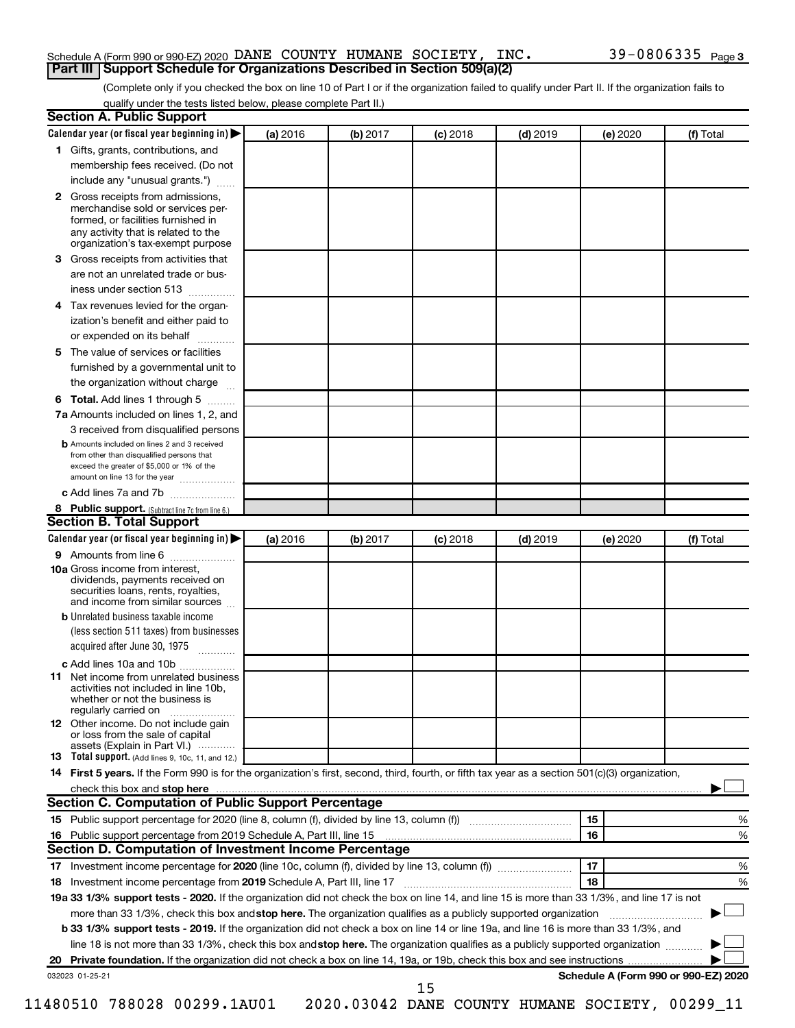Schedule A (Form 990 or 990-EZ) 2020 DANE COUNTY HUMANE SOCIETY, INC. 39-0806335

## Part III Support Schedule for Organizations Described in Section 509(a)(2)

(Complete only if you checked the box on line 10 of Part I or if the organization failed to qualify under Part II. If the organization fails to qualify under the tests listed below, please complete Part II.)

### Section A. Public Support

| Calendar year (or fiscal year beginning in) ▶ | (a) 2016 | (b) 2017 | (c) 2018 | (d) 2019 | (e) 2020 | (f) Total |
|---|---|---|---|---|---|---|
| **1** Gifts, grants, contributions, and membership fees received. (Do not include any "unusual grants.") | | | | | | |
| **2** Gross receipts from admissions, merchandise sold or services performed, or facilities furnished in any activity that is related to the organization's tax-exempt purpose | | | | | | |
| **3** Gross receipts from activities that are not an unrelated trade or business under section 513 | | | | | | |
| **4** Tax revenues levied for the organization's benefit and either paid to or expended on its behalf | | | | | | |
| **5** The value of services or facilities furnished by a governmental unit to the organization without charge | | | | | | |
| **6 Total.** Add lines 1 through 5 | | | | | | |
| **7a** Amounts included on lines 1, 2, and 3 received from disqualified persons | | | | | | |
| **b** Amounts included on lines 2 and 3 received from other than disqualified persons that exceed the greater of $5,000 or 1% of the amount on line 13 for the year | | | | | | |
| **c** Add lines 7a and 7b | | | | | | |
| **8 Public support.** (Subtract line 7c from line 6.) | | | | | | |

### Section B. Total Support

| Calendar year (or fiscal year beginning in) ▶ | (a) 2016 | (b) 2017 | (c) 2018 | (d) 2019 | (e) 2020 | (f) Total |
|---|---|---|---|---|---|---|
| **9** Amounts from line 6 | | | | | | |
| **10a** Gross income from interest, dividends, payments received on securities loans, rents, royalties, and income from similar sources | | | | | | |
| **b** Unrelated business taxable income (less section 511 taxes) from businesses acquired after June 30, 1975 | | | | | | |
| **c** Add lines 10a and 10b | | | | | | |
| **11** Net income from unrelated business activities not included in line 10b, whether or not the business is regularly carried on | | | | | | |
| **12** Other income. Do not include gain or loss from the sale of capital assets (Explain in Part VI.) | | | | | | |
| **13 Total support.** (Add lines 9, 10c, 11, and 12.) | | | | | | |

**14 First 5 years.** If the Form 990 is for the organization's first, second, third, fourth, or fifth tax year as a section 501(c)(3) organization, check this box and **stop here** ▶ ☐

### Section C. Computation of Public Support Percentage

| | | | |
|---|---|---|---|
| **15** | Public support percentage for 2020 (line 8, column (f), divided by line 13, column (f)) | 15 | % |
| **16** | Public support percentage from 2019 Schedule A, Part III, line 15 | 16 | % |

### Section D. Computation of Investment Income Percentage

| | | | |
|---|---|---|---|
| **17** | Investment income percentage for **2020** (line 10c, column (f), divided by line 13, column (f)) | 17 | % |
| **18** | Investment income percentage from **2019** Schedule A, Part III, line 17 | 18 | % |

**19a 33 1/3% support tests - 2020.** If the organization did not check the box on line 14, and line 15 is more than 33 1/3%, and line 17 is not more than 33 1/3%, check this box and **stop here.** The organization qualifies as a publicly supported organization ▶ ☐

**b 33 1/3% support tests - 2019.** If the organization did not check a box on line 14 or line 19a, and line 16 is more than 33 1/3%, and line 18 is not more than 33 1/3%, check this box and **stop here.** The organization qualifies as a publicly supported organization ▶ ☐

**20 Private foundation.** If the organization did not check a box on line 14, 19a, or 19b, check this box and see instructions ▶ ☐

032023 01-25-21 **Schedule A (Form 990 or 990-EZ) 2020**

11480510 788028 00299.1AU01 2020.03042 DANE COUNTY HUMANE SOCIETY, 00299_11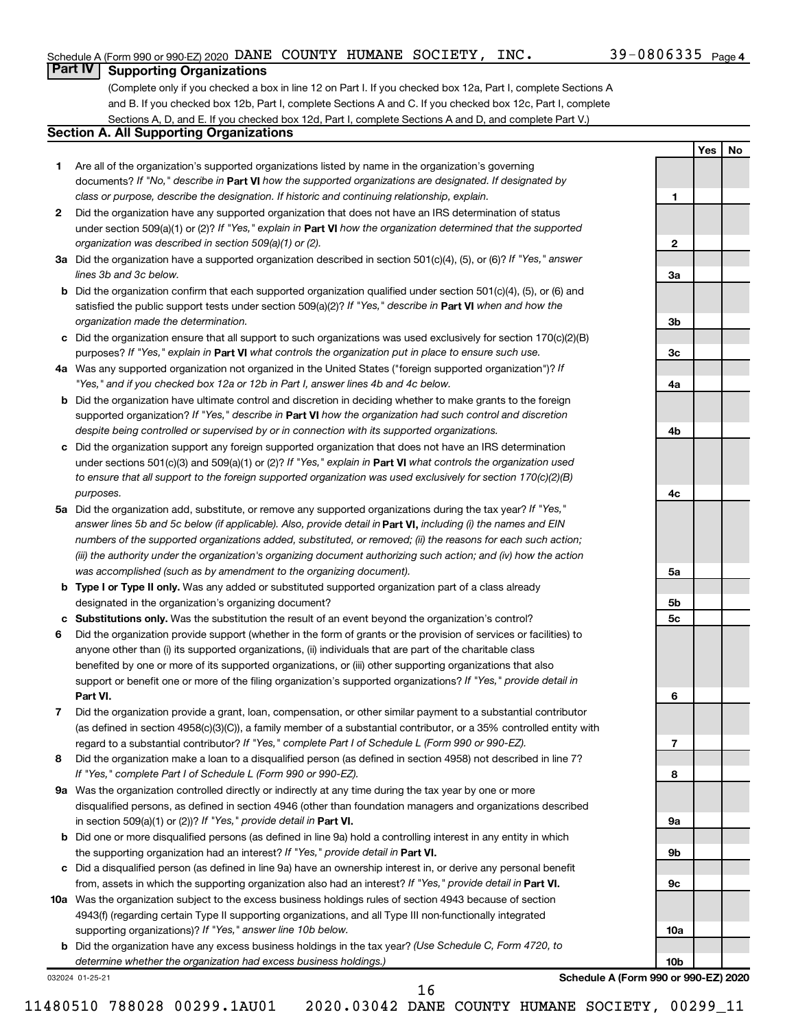## Part IV Supporting Organizations

(Complete only if you checked a box in line 12 on Part I. If you checked box 12a, Part I, complete Sections A and B. If you checked box 12b, Part I, complete Sections A and C. If you checked box 12c, Part I, complete Sections A, D, and E. If you checked box 12d, Part I, complete Sections A and D, and complete Part V.)

### Section A. All Supporting Organizations

| | | Line | Yes | No |
|---|---|---|---|---|
| **1** | Are all of the organization's supported organizations listed by name in the organization's governing documents? *If "No," describe in* **Part VI** *how the supported organizations are designated. If designated by class or purpose, describe the designation. If historic and continuing relationship, explain.* | **1** | | |
| **2** | Did the organization have any supported organization that does not have an IRS determination of status under section 509(a)(1) or (2)? *If "Yes," explain in* **Part VI** *how the organization determined that the supported organization was described in section 509(a)(1) or (2).* | **2** | | |
| **3a** | Did the organization have a supported organization described in section 501(c)(4), (5), or (6)? *If "Yes," answer lines 3b and 3c below.* | **3a** | | |
| **b** | Did the organization confirm that each supported organization qualified under section 501(c)(4), (5), or (6) and satisfied the public support tests under section 509(a)(2)? *If "Yes," describe in* **Part VI** *when and how the organization made the determination.* | **3b** | | |
| **c** | Did the organization ensure that all support to such organizations was used exclusively for section 170(c)(2)(B) purposes? *If "Yes," explain in* **Part VI** *what controls the organization put in place to ensure such use.* | **3c** | | |
| **4a** | Was any supported organization not organized in the United States ("foreign supported organization")? *If "Yes," and if you checked box 12a or 12b in Part I, answer lines 4b and 4c below.* | **4a** | | |
| **b** | Did the organization have ultimate control and discretion in deciding whether to make grants to the foreign supported organization? *If "Yes," describe in* **Part VI** *how the organization had such control and discretion despite being controlled or supervised by or in connection with its supported organizations.* | **4b** | | |
| **c** | Did the organization support any foreign supported organization that does not have an IRS determination under sections 501(c)(3) and 509(a)(1) or (2)? *If "Yes," explain in* **Part VI** *what controls the organization used to ensure that all support to the foreign supported organization was used exclusively for section 170(c)(2)(B) purposes.* | **4c** | | |
| **5a** | Did the organization add, substitute, or remove any supported organizations during the tax year? *If "Yes," answer lines 5b and 5c below (if applicable). Also, provide detail in* **Part VI,** *including (i) the names and EIN numbers of the supported organizations added, substituted, or removed; (ii) the reasons for each such action; (iii) the authority under the organization's organizing document authorizing such action; and (iv) how the action was accomplished (such as by amendment to the organizing document).* | **5a** | | |
| **b** | **Type I or Type II only.** Was any added or substituted supported organization part of a class already designated in the organization's organizing document? | **5b** | | |
| **c** | **Substitutions only.** Was the substitution the result of an event beyond the organization's control? | **5c** | | |
| **6** | Did the organization provide support (whether in the form of grants or the provision of services or facilities) to anyone other than (i) its supported organizations, (ii) individuals that are part of the charitable class benefited by one or more of its supported organizations, or (iii) other supporting organizations that also support or benefit one or more of the filing organization's supported organizations? *If "Yes," provide detail in* **Part VI.** | **6** | | |
| **7** | Did the organization provide a grant, loan, compensation, or other similar payment to a substantial contributor (as defined in section 4958(c)(3)(C)), a family member of a substantial contributor, or a 35% controlled entity with regard to a substantial contributor? *If "Yes," complete Part I of Schedule L (Form 990 or 990-EZ).* | **7** | | |
| **8** | Did the organization make a loan to a disqualified person (as defined in section 4958) not described in line 7? *If "Yes," complete Part I of Schedule L (Form 990 or 990-EZ).* | **8** | | |
| **9a** | Was the organization controlled directly or indirectly at any time during the tax year by one or more disqualified persons, as defined in section 4946 (other than foundation managers and organizations described in section 509(a)(1) or (2))? *If "Yes," provide detail in* **Part VI.** | **9a** | | |
| **b** | Did one or more disqualified persons (as defined in line 9a) hold a controlling interest in any entity in which the supporting organization had an interest? *If "Yes," provide detail in* **Part VI.** | **9b** | | |
| **c** | Did a disqualified person (as defined in line 9a) have an ownership interest in, or derive any personal benefit from, assets in which the supporting organization also had an interest? *If "Yes," provide detail in* **Part VI.** | **9c** | | |
| **10a** | Was the organization subject to the excess business holdings rules of section 4943 because of section 4943(f) (regarding certain Type II supporting organizations, and all Type III non-functionally integrated supporting organizations)? *If "Yes," answer line 10b below.* | **10a** | | |
| **b** | Did the organization have any excess business holdings in the tax year? *(Use Schedule C, Form 4720, to determine whether the organization had excess business holdings.)* | **10b** | | |

**Schedule A (Form 990 or 990-EZ) 2020**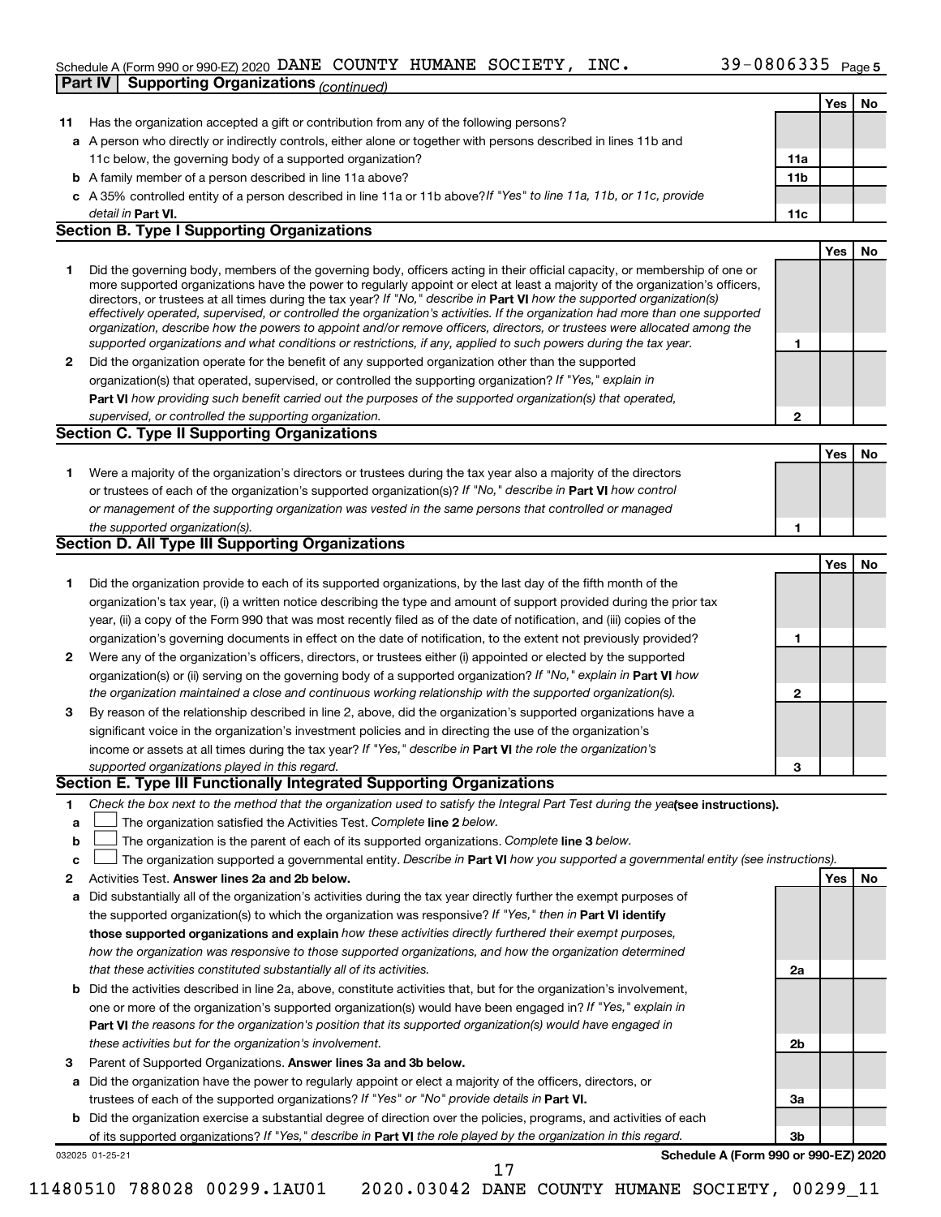Schedule A (Form 990 or 990-EZ) 2020 DANE COUNTY HUMANE SOCIETY, INC. 39-0806335 Page 5

**Part IV | Supporting Organizations** *(continued)*

| | | | Yes | No |
|---|---|---|---|---|
| **11** | Has the organization accepted a gift or contribution from any of the following persons? | | | |
| **a** | A person who directly or indirectly controls, either alone or together with persons described in lines 11b and 11c below, the governing body of a supported organization? | **11a** | | |
| **b** | A family member of a person described in line 11a above? | **11b** | | |
| **c** | A 35% controlled entity of a person described in line 11a or 11b above? *If "Yes" to line 11a, 11b, or 11c, provide detail in* **Part VI.** | **11c** | | |

**Section B. Type I Supporting Organizations**

| | | | Yes | No |
|---|---|---|---|---|
| **1** | Did the governing body, members of the governing body, officers acting in their official capacity, or membership of one or more supported organizations have the power to regularly appoint or elect at least a majority of the organization's officers, directors, or trustees at all times during the tax year? *If "No," describe in* **Part VI** *how the supported organization(s) effectively operated, supervised, or controlled the organization's activities. If the organization had more than one supported organization, describe how the powers to appoint and/or remove officers, directors, or trustees were allocated among the supported organizations and what conditions or restrictions, if any, applied to such powers during the tax year.* | **1** | | |
| **2** | Did the organization operate for the benefit of any supported organization other than the supported organization(s) that operated, supervised, or controlled the supporting organization? *If "Yes," explain in* **Part VI** *how providing such benefit carried out the purposes of the supported organization(s) that operated, supervised, or controlled the supporting organization.* | **2** | | |

**Section C. Type II Supporting Organizations**

| | | | Yes | No |
|---|---|---|---|---|
| **1** | Were a majority of the organization's directors or trustees during the tax year also a majority of the directors or trustees of each of the organization's supported organization(s)? *If "No," describe in* **Part VI** *how control or management of the supporting organization was vested in the same persons that controlled or managed the supported organization(s).* | **1** | | |

**Section D. All Type III Supporting Organizations**

| | | | Yes | No |
|---|---|---|---|---|
| **1** | Did the organization provide to each of its supported organizations, by the last day of the fifth month of the organization's tax year, (i) a written notice describing the type and amount of support provided during the prior tax year, (ii) a copy of the Form 990 that was most recently filed as of the date of notification, and (iii) copies of the organization's governing documents in effect on the date of notification, to the extent not previously provided? | **1** | | |
| **2** | Were any of the organization's officers, directors, or trustees either (i) appointed or elected by the supported organization(s) or (ii) serving on the governing body of a supported organization? *If "No," explain in* **Part VI** *how the organization maintained a close and continuous working relationship with the supported organization(s).* | **2** | | |
| **3** | By reason of the relationship described in line 2, above, did the organization's supported organizations have a significant voice in the organization's investment policies and in directing the use of the organization's income or assets at all times during the tax year? *If "Yes," describe in* **Part VI** *the role the organization's supported organizations played in this regard.* | **3** | | |

**Section E. Type III Functionally Integrated Supporting Organizations**

**1** *Check the box next to the method that the organization used to satisfy the Integral Part Test during the year* **(see instructions).**

- **a** ☐ The organization satisfied the Activities Test. *Complete* **line 2** *below.*
- **b** ☐ The organization is the parent of each of its supported organizations. *Complete* **line 3** *below.*
- **c** ☐ The organization supported a governmental entity. *Describe in* **Part VI** *how you supported a governmental entity (see instructions).*

| | | | Yes | No |
|---|---|---|---|---|
| **2** | Activities Test. **Answer lines 2a and 2b below.** | | | |
| **a** | Did substantially all of the organization's activities during the tax year directly further the exempt purposes of the supported organization(s) to which the organization was responsive? *If "Yes," then in* **Part VI identify those supported organizations and explain** *how these activities directly furthered their exempt purposes, how the organization was responsive to those supported organizations, and how the organization determined that these activities constituted substantially all of its activities.* | **2a** | | |
| **b** | Did the activities described in line 2a, above, constitute activities that, but for the organization's involvement, one or more of the organization's supported organization(s) would have been engaged in? *If "Yes," explain in* **Part VI** *the reasons for the organization's position that its supported organization(s) would have engaged in these activities but for the organization's involvement.* | **2b** | | |
| **3** | Parent of Supported Organizations. **Answer lines 3a and 3b below.** | | | |
| **a** | Did the organization have the power to regularly appoint or elect a majority of the officers, directors, or trustees of each of the supported organizations? *If "Yes" or "No" provide details in* **Part VI.** | **3a** | | |
| **b** | Did the organization exercise a substantial degree of direction over the policies, programs, and activities of each of its supported organizations? *If "Yes," describe in* **Part VI** *the role played by the organization in this regard.* | **3b** | | |

032025 01-25-21 **Schedule A (Form 990 or 990-EZ) 2020**

11480510 788028 00299.1AU01 2020.03042 DANE COUNTY HUMANE SOCIETY, 00299_11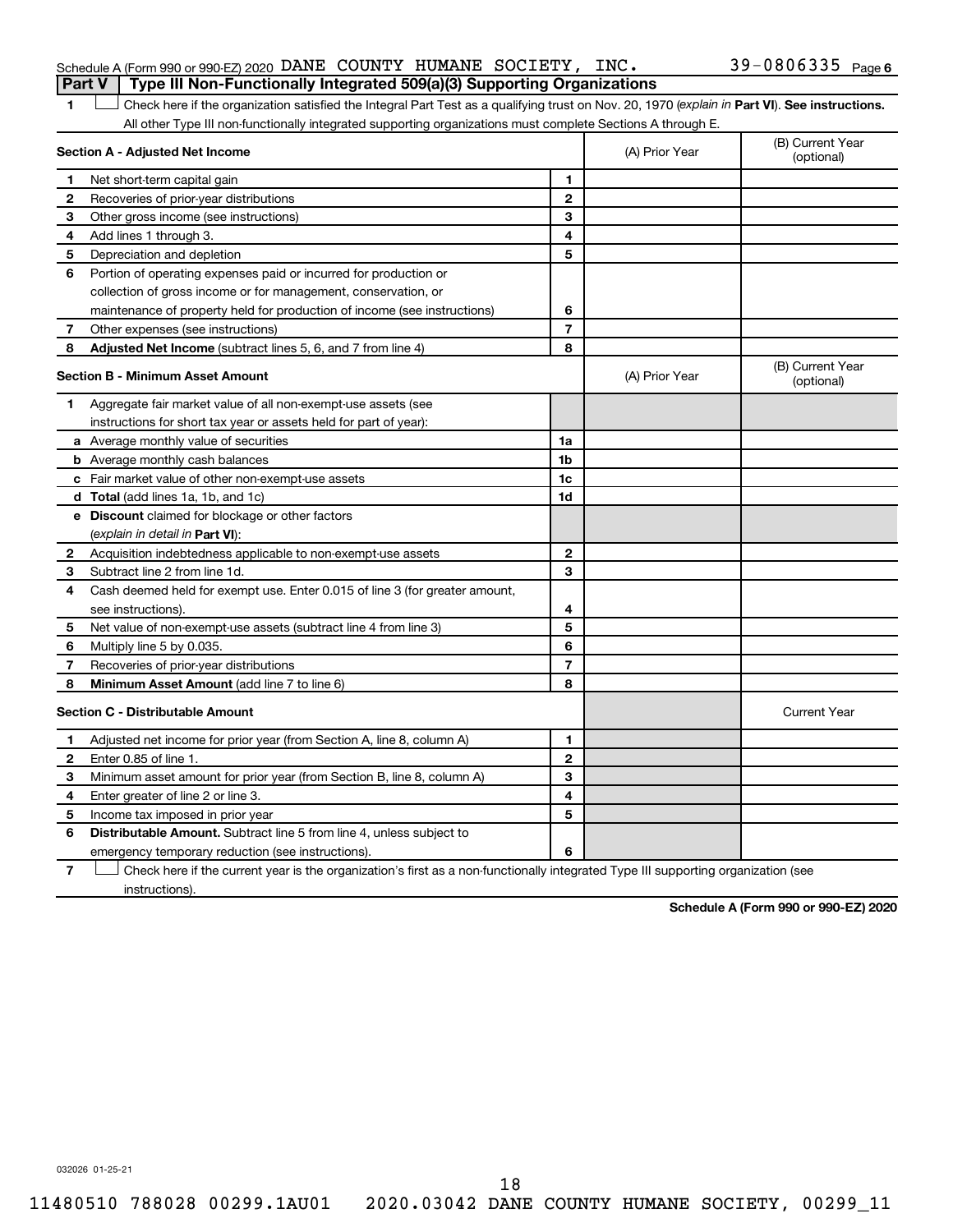Schedule A (Form 990 or 990-EZ) 2020 DANE COUNTY HUMANE SOCIETY, INC. 39-0806335 Page 6

**Part V | Type III Non-Functionally Integrated 509(a)(3) Supporting Organizations**

1 ☐ Check here if the organization satisfied the Integral Part Test as a qualifying trust on Nov. 20, 1970 (*explain in* **Part VI**). **See instructions.** All other Type III non-functionally integrated supporting organizations must complete Sections A through E.

| **Section A - Adjusted Net Income** | | (A) Prior Year | (B) Current Year (optional) |
|---|---|---|---|
| 1 Net short-term capital gain | 1 | | |
| 2 Recoveries of prior-year distributions | 2 | | |
| 3 Other gross income (see instructions) | 3 | | |
| 4 Add lines 1 through 3. | 4 | | |
| 5 Depreciation and depletion | 5 | | |
| 6 Portion of operating expenses paid or incurred for production or collection of gross income or for management, conservation, or maintenance of property held for production of income (see instructions) | 6 | | |
| 7 Other expenses (see instructions) | 7 | | |
| 8 **Adjusted Net Income** (subtract lines 5, 6, and 7 from line 4) | 8 | | |

| **Section B - Minimum Asset Amount** | | (A) Prior Year | (B) Current Year (optional) |
|---|---|---|---|
| 1 Aggregate fair market value of all non-exempt-use assets (see instructions for short tax year or assets held for part of year): | | | |
| a Average monthly value of securities | 1a | | |
| b Average monthly cash balances | 1b | | |
| c Fair market value of other non-exempt-use assets | 1c | | |
| d **Total** (add lines 1a, 1b, and 1c) | 1d | | |
| e **Discount** claimed for blockage or other factors (*explain in detail in* **Part VI**): | | | |
| 2 Acquisition indebtedness applicable to non-exempt-use assets | 2 | | |
| 3 Subtract line 2 from line 1d. | 3 | | |
| 4 Cash deemed held for exempt use. Enter 0.015 of line 3 (for greater amount, see instructions). | 4 | | |
| 5 Net value of non-exempt-use assets (subtract line 4 from line 3) | 5 | | |
| 6 Multiply line 5 by 0.035. | 6 | | |
| 7 Recoveries of prior-year distributions | 7 | | |
| 8 **Minimum Asset Amount** (add line 7 to line 6) | 8 | | |

| **Section C - Distributable Amount** | | | Current Year |
|---|---|---|---|
| 1 Adjusted net income for prior year (from Section A, line 8, column A) | 1 | | |
| 2 Enter 0.85 of line 1. | 2 | | |
| 3 Minimum asset amount for prior year (from Section B, line 8, column A) | 3 | | |
| 4 Enter greater of line 2 or line 3. | 4 | | |
| 5 Income tax imposed in prior year | 5 | | |
| 6 **Distributable Amount.** Subtract line 5 from line 4, unless subject to emergency temporary reduction (see instructions). | 6 | | |

7 ☐ Check here if the current year is the organization's first as a non-functionally integrated Type III supporting organization (see instructions).

**Schedule A (Form 990 or 990-EZ) 2020**

032026 01-25-21

11480510 788028 00299.1AU01 2020.03042 DANE COUNTY HUMANE SOCIETY, 00299_11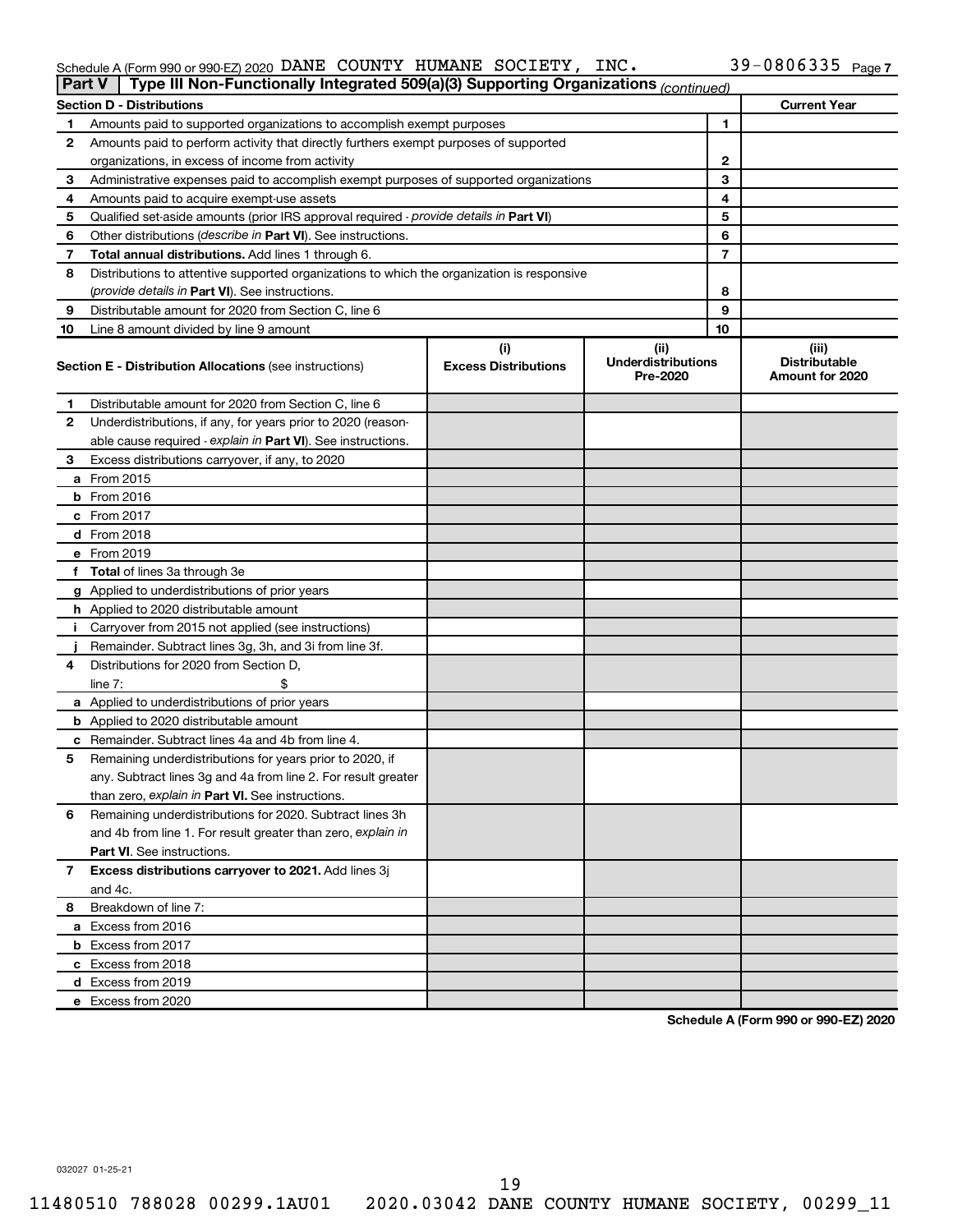Schedule A (Form 990 or 990-EZ) 2020 DANE COUNTY HUMANE SOCIETY, INC. 39-0806335 Page 7

**Part V | Type III Non-Functionally Integrated 509(a)(3) Supporting Organizations** *(continued)*

| **Section D - Distributions** | | | **Current Year** |
|---|---|---|---|
| 1 | Amounts paid to supported organizations to accomplish exempt purposes | 1 | |
| 2 | Amounts paid to perform activity that directly furthers exempt purposes of supported organizations, in excess of income from activity | 2 | |
| 3 | Administrative expenses paid to accomplish exempt purposes of supported organizations | 3 | |
| 4 | Amounts paid to acquire exempt-use assets | 4 | |
| 5 | Qualified set-aside amounts (prior IRS approval required - *provide details in* **Part VI**) | 5 | |
| 6 | Other distributions (*describe in* **Part VI**). See instructions. | 6 | |
| 7 | **Total annual distributions.** Add lines 1 through 6. | 7 | |
| 8 | Distributions to attentive supported organizations to which the organization is responsive (*provide details in* **Part VI**). See instructions. | 8 | |
| 9 | Distributable amount for 2020 from Section C, line 6 | 9 | |
| 10 | Line 8 amount divided by line 9 amount | 10 | |

| | **Section E - Distribution Allocations** (see instructions) | (i) **Excess Distributions** | (ii) **Underdistributions Pre-2020** | (iii) **Distributable Amount for 2020** |
|---|---|---|---|---|
| 1 | Distributable amount for 2020 from Section C, line 6 | | | |
| 2 | Underdistributions, if any, for years prior to 2020 (reasonable cause required - *explain in* **Part VI**). See instructions. | | | |
| 3 | Excess distributions carryover, if any, to 2020 | | | |
| a | From 2015 | | | |
| b | From 2016 | | | |
| c | From 2017 | | | |
| d | From 2018 | | | |
| e | From 2019 | | | |
| f | **Total** of lines 3a through 3e | | | |
| g | Applied to underdistributions of prior years | | | |
| h | Applied to 2020 distributable amount | | | |
| i | Carryover from 2015 not applied (see instructions) | | | |
| j | Remainder. Subtract lines 3g, 3h, and 3i from line 3f. | | | |
| 4 | Distributions for 2020 from Section D, line 7: $ | | | |
| a | Applied to underdistributions of prior years | | | |
| b | Applied to 2020 distributable amount | | | |
| c | Remainder. Subtract lines 4a and 4b from line 4. | | | |
| 5 | Remaining underdistributions for years prior to 2020, if any. Subtract lines 3g and 4a from line 2. For result greater than zero, *explain in* **Part VI.** See instructions. | | | |
| 6 | Remaining underdistributions for 2020. Subtract lines 3h and 4b from line 1. For result greater than zero, *explain in* **Part VI**. See instructions. | | | |
| 7 | **Excess distributions carryover to 2021.** Add lines 3j and 4c. | | | |
| 8 | Breakdown of line 7: | | | |
| a | Excess from 2016 | | | |
| b | Excess from 2017 | | | |
| c | Excess from 2018 | | | |
| d | Excess from 2019 | | | |
| e | Excess from 2020 | | | |

**Schedule A (Form 990 or 990-EZ) 2020**

032027 01-25-21

11480510 788028 00299.1AU01 2020.03042 DANE COUNTY HUMANE SOCIETY, 00299_11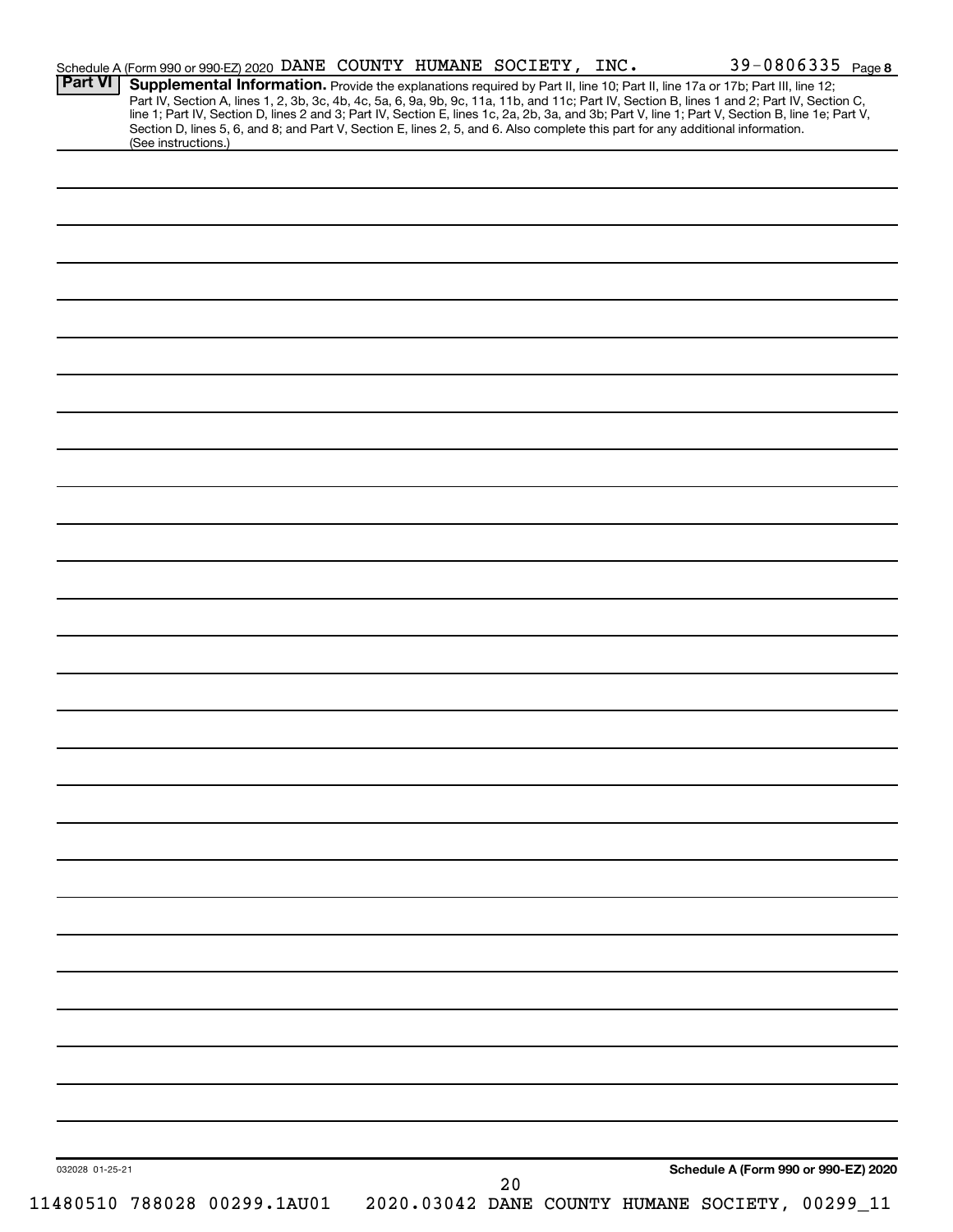Schedule A (Form 990 or 990-EZ) 2020 DANE COUNTY HUMANE SOCIETY, INC. 39-0806335 Page **8**

**Part VI** **Supplemental Information.** Provide the explanations required by Part II, line 10; Part II, line 17a or 17b; Part III, line 12; Part IV, Section A, lines 1, 2, 3b, 3c, 4b, 4c, 5a, 6, 9a, 9b, 9c, 11a, 11b, and 11c; Part IV, Section B, lines 1 and 2; Part IV, Section C, line 1; Part IV, Section D, lines 2 and 3; Part IV, Section E, lines 1c, 2a, 2b, 3a, and 3b; Part V, line 1; Part V, Section B, line 1e; Part V, Section D, lines 5, 6, and 8; and Part V, Section E, lines 2, 5, and 6. Also complete this part for any additional information. (See instructions.)

032028 01-25-21

**Schedule A (Form 990 or 990-EZ) 2020**

11480510 788028 00299.1AU01 2020.03042 DANE COUNTY HUMANE SOCIETY, 00299_11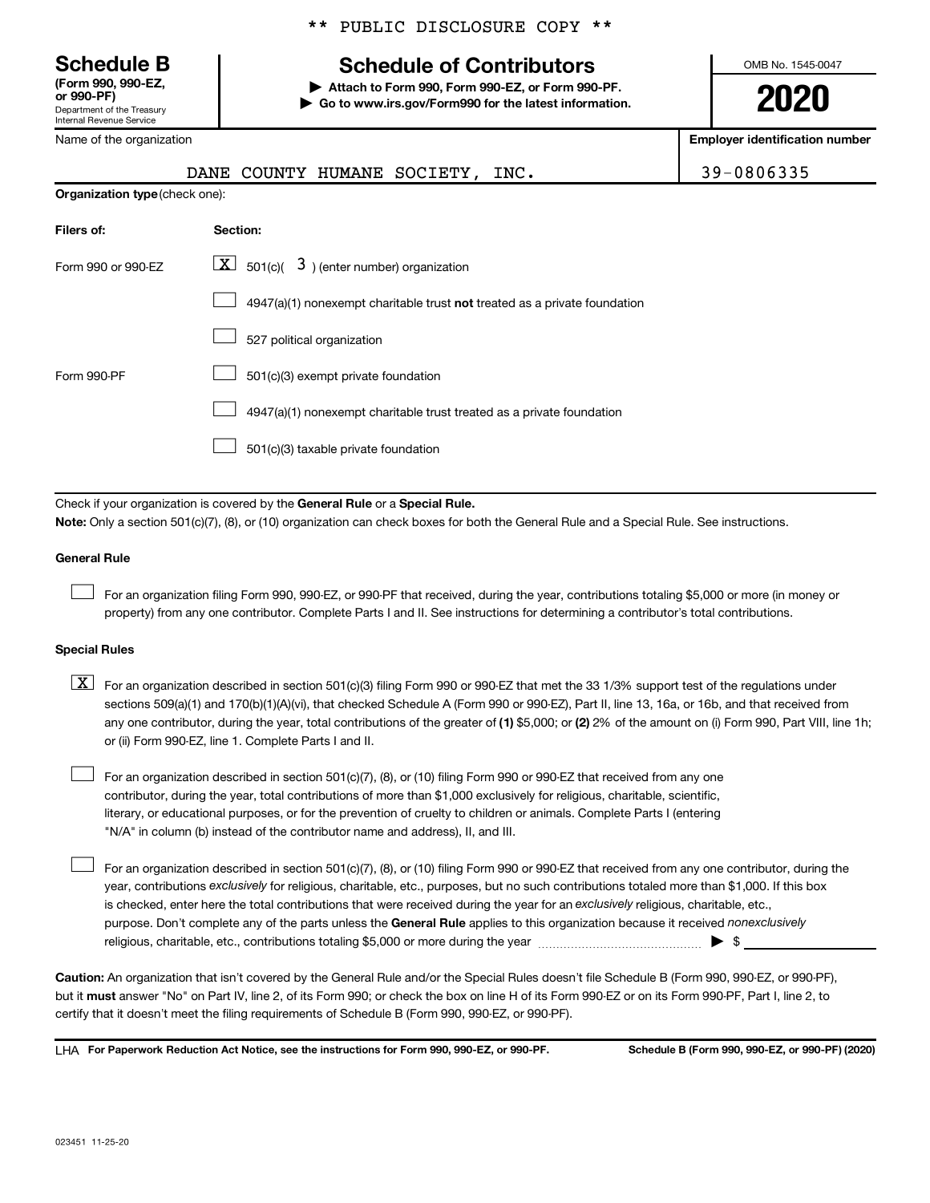\*\* PUBLIC DISCLOSURE COPY \*\*

**Schedule B**
**(Form 990, 990-EZ, or 990-PF)**
Department of the Treasury
Internal Revenue Service

# Schedule of Contributors

▶ **Attach to Form 990, Form 990-EZ, or Form 990-PF.**
▶ **Go to www.irs.gov/Form990 for the latest information.**

OMB No. 1545-0047

**2020**

| Name of the organization | **Employer identification number** |
|---|---|
| DANE COUNTY HUMANE SOCIETY, INC. | 39-0806335 |

**Organization type** (check one):

| **Filers of:** | **Section:** |
|---|---|
| Form 990 or 990-EZ | [X] 501(c)( 3 ) (enter number) organization |
| | [ ] 4947(a)(1) nonexempt charitable trust **not** treated as a private foundation |
| | [ ] 527 political organization |
| Form 990-PF | [ ] 501(c)(3) exempt private foundation |
| | [ ] 4947(a)(1) nonexempt charitable trust treated as a private foundation |
| | [ ] 501(c)(3) taxable private foundation |

Check if your organization is covered by the **General Rule** or a **Special Rule.**

**Note:** Only a section 501(c)(7), (8), or (10) organization can check boxes for both the General Rule and a Special Rule. See instructions.

**General Rule**

[ ] For an organization filing Form 990, 990-EZ, or 990-PF that received, during the year, contributions totaling $5,000 or more (in money or property) from any one contributor. Complete Parts I and II. See instructions for determining a contributor's total contributions.

**Special Rules**

[X] For an organization described in section 501(c)(3) filing Form 990 or 990-EZ that met the 33 1/3% support test of the regulations under sections 509(a)(1) and 170(b)(1)(A)(vi), that checked Schedule A (Form 990 or 990-EZ), Part II, line 13, 16a, or 16b, and that received from any one contributor, during the year, total contributions of the greater of **(1)** $5,000; or **(2)** 2% of the amount on (i) Form 990, Part VIII, line 1h; or (ii) Form 990-EZ, line 1. Complete Parts I and II.

[ ] For an organization described in section 501(c)(7), (8), or (10) filing Form 990 or 990-EZ that received from any one contributor, during the year, total contributions of more than $1,000 exclusively for religious, charitable, scientific, literary, or educational purposes, or for the prevention of cruelty to children or animals. Complete Parts I (entering "N/A" in column (b) instead of the contributor name and address), II, and III.

[ ] For an organization described in section 501(c)(7), (8), or (10) filing Form 990 or 990-EZ that received from any one contributor, during the year, contributions *exclusively* for religious, charitable, etc., purposes, but no such contributions totaled more than $1,000. If this box is checked, enter here the total contributions that were received during the year for an *exclusively* religious, charitable, etc., purpose. Don't complete any of the parts unless the **General Rule** applies to this organization because it received *nonexclusively* religious, charitable, etc., contributions totaling $5,000 or more during the year ▶ $ \_\_\_\_\_\_\_\_\_\_

**Caution:** An organization that isn't covered by the General Rule and/or the Special Rules doesn't file Schedule B (Form 990, 990-EZ, or 990-PF), but it **must** answer "No" on Part IV, line 2, of its Form 990; or check the box on line H of its Form 990-EZ or on its Form 990-PF, Part I, line 2, to certify that it doesn't meet the filing requirements of Schedule B (Form 990, 990-EZ, or 990-PF).

LHA **For Paperwork Reduction Act Notice, see the instructions for Form 990, 990-EZ, or 990-PF.** **Schedule B (Form 990, 990-EZ, or 990-PF) (2020)**

023451 11-25-20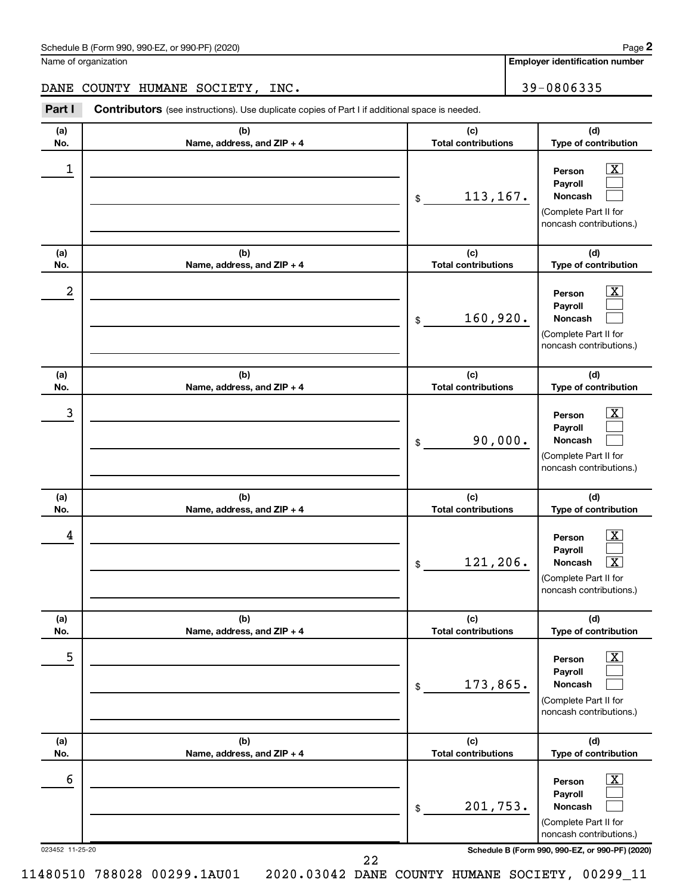Name of organization

DANE COUNTY HUMANE SOCIETY, INC.

**Employer identification number**

39-0806335

**Part I** **Contributors** (see instructions). Use duplicate copies of Part I if additional space is needed.

| (a) No. | (b) Name, address, and ZIP + 4 | (c) Total contributions | (d) Type of contribution |
|---|---|---|---|
| 1 | | $ 113,167. | Person [X] Payroll [ ] Noncash [ ] (Complete Part II for noncash contributions.) |
| 2 | | $ 160,920. | Person [X] Payroll [ ] Noncash [ ] (Complete Part II for noncash contributions.) |
| 3 | | $ 90,000. | Person [X] Payroll [ ] Noncash [ ] (Complete Part II for noncash contributions.) |
| 4 | | $ 121,206. | Person [X] Payroll [ ] Noncash [X] (Complete Part II for noncash contributions.) |
| 5 | | $ 173,865. | Person [X] Payroll [ ] Noncash [ ] (Complete Part II for noncash contributions.) |
| 6 | | $ 201,753. | Person [X] Payroll [ ] Noncash [ ] (Complete Part II for noncash contributions.) |

023452 11-25-20

11480510 788028 00299.1AU01 2020.03042 DANE COUNTY HUMANE SOCIETY, 00299_11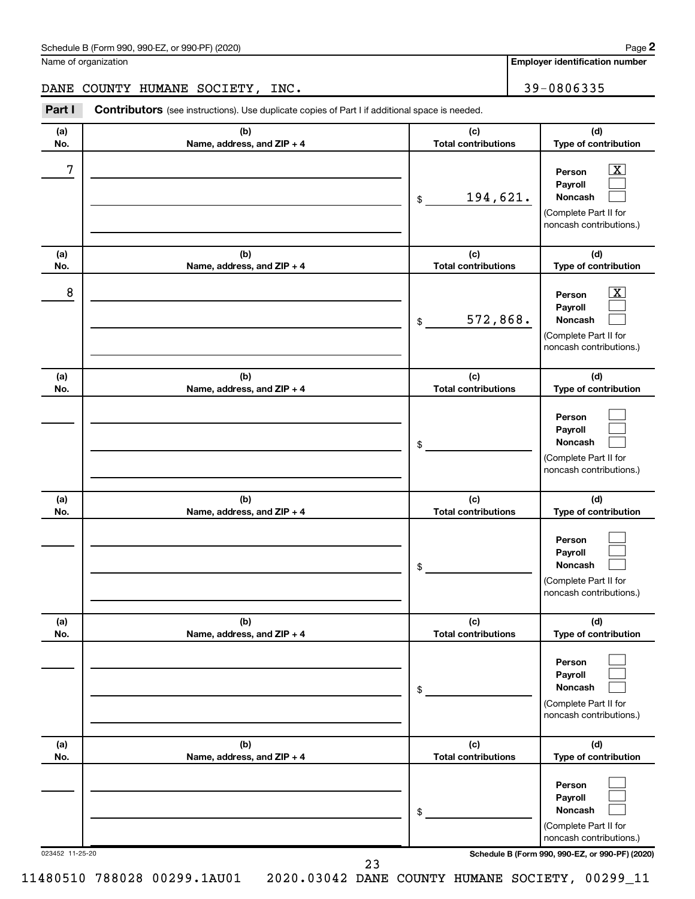Schedule B (Form 990, 990-EZ, or 990-PF) (2020)

Name of organization: DANE COUNTY HUMANE SOCIETY, INC.

Employer identification number: 39-0806335

## Part I Contributors

(see instructions). Use duplicate copies of Part I if additional space is needed.

| (a) No. | (b) Name, address, and ZIP + 4 | (c) Total contributions | (d) Type of contribution |
|---|---|---|---|
| 7 | | $ 194,621. | Person [X] Payroll [ ] Noncash [ ] (Complete Part II for noncash contributions.) |
| 8 | | $ 572,868. | Person [X] Payroll [ ] Noncash [ ] (Complete Part II for noncash contributions.) |
| | | $ | Person [ ] Payroll [ ] Noncash [ ] (Complete Part II for noncash contributions.) |
| | | $ | Person [ ] Payroll [ ] Noncash [ ] (Complete Part II for noncash contributions.) |
| | | $ | Person [ ] Payroll [ ] Noncash [ ] (Complete Part II for noncash contributions.) |
| | | $ | Person [ ] Payroll [ ] Noncash [ ] (Complete Part II for noncash contributions.) |

023452 11-25-20

Schedule B (Form 990, 990-EZ, or 990-PF) (2020)

11480510 788028 00299.1AU01 2020.03042 DANE COUNTY HUMANE SOCIETY, 00299_11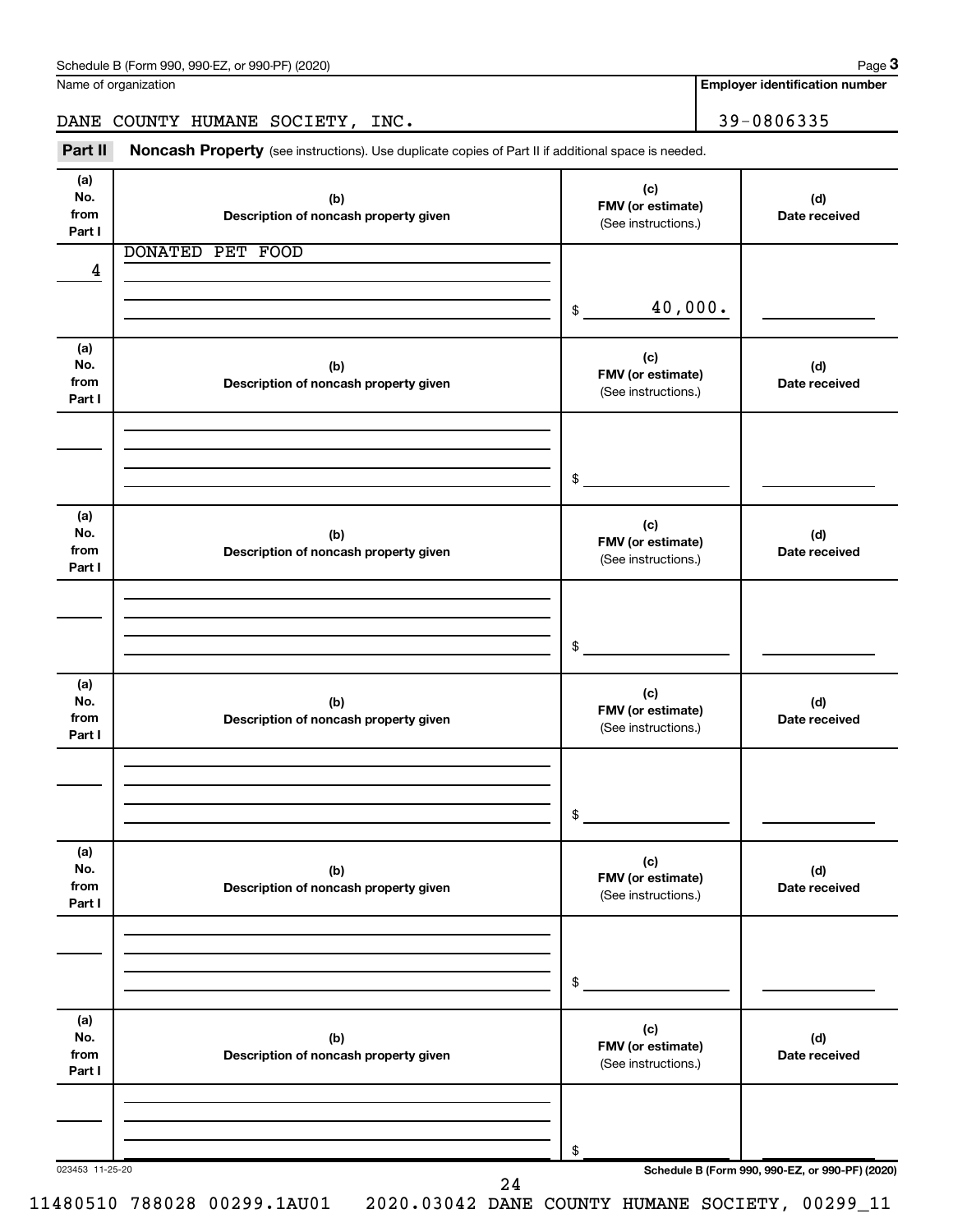Schedule B (Form 990, 990-EZ, or 990-PF) (2020) Page **3**

Name of organization: DANE COUNTY HUMANE SOCIETY, INC.

**Employer identification number**: 39-0806335

**Part II** **Noncash Property** (see instructions). Use duplicate copies of Part II if additional space is needed.

| (a) No. from Part I | (b) Description of noncash property given | (c) FMV (or estimate) (See instructions.) | (d) Date received |
|---|---|---|---|
| 4 | DONATED PET FOOD | $ 40,000. | |
| | | $ | |
| | | $ | |
| | | $ | |
| | | $ | |
| | | $ | |

023453 11-25-20 **Schedule B (Form 990, 990-EZ, or 990-PF) (2020)**

11480510 788028 00299.1AU01 2020.03042 DANE COUNTY HUMANE SOCIETY, 00299_11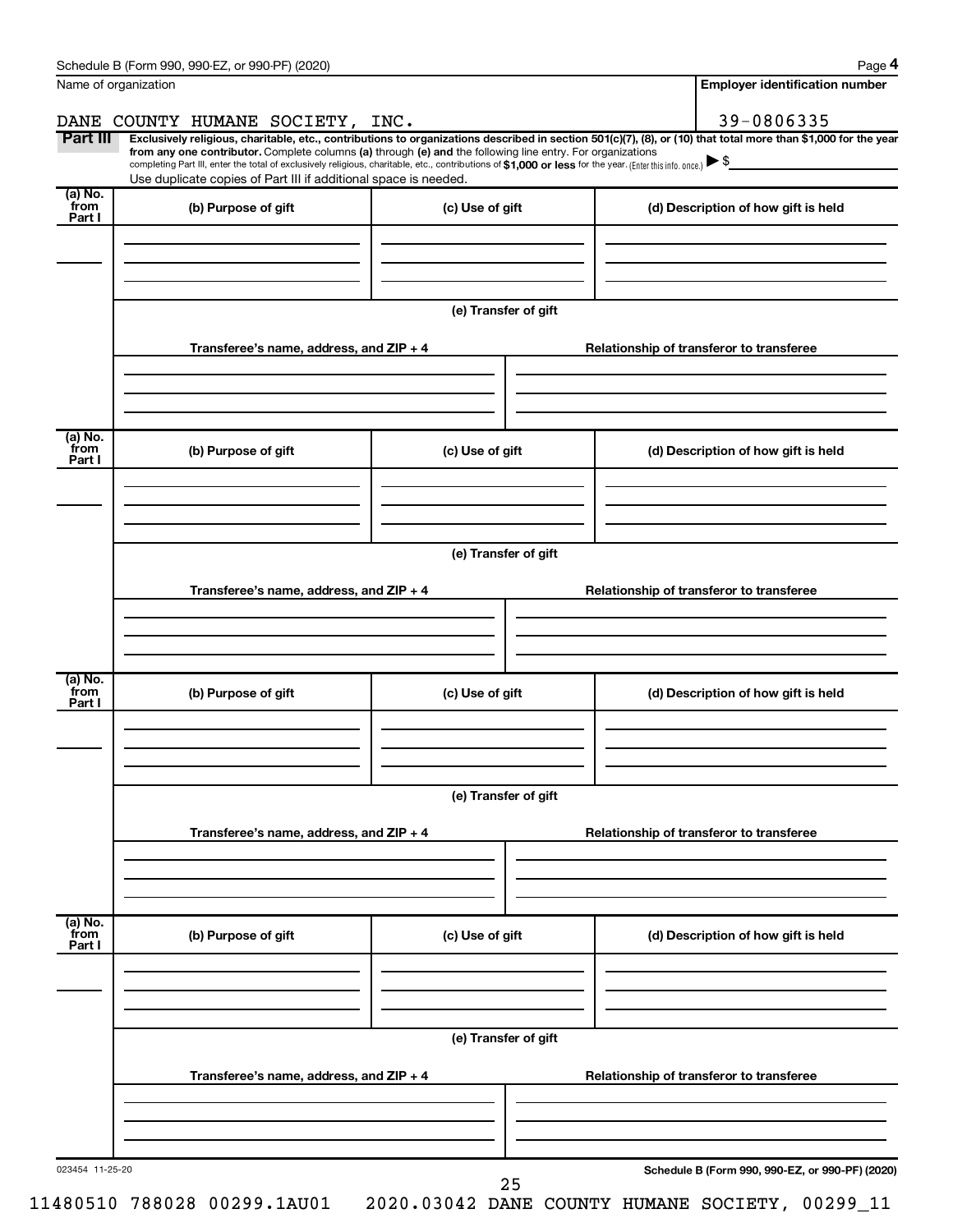Schedule B (Form 990, 990-EZ, or 990-PF) (2020)

| Name of organization | Employer identification number |
|---|---|
| DANE COUNTY HUMANE SOCIETY, INC. | 39-0806335 |

**Part III** **Exclusively religious, charitable, etc., contributions to organizations described in section 501(c)(7), (8), or (10) that total more than $1,000 for the year from any one contributor.** Complete columns **(a)** through **(e)** and the following line entry. For organizations completing Part III, enter the total of exclusively religious, charitable, etc., contributions of **$1,000 or less** for the year. (Enter this info. once.) ▶ $

Use duplicate copies of Part III if additional space is needed.

| (a) No. from Part I | (b) Purpose of gift | (c) Use of gift | (d) Description of how gift is held |
|---|---|---|---|
| | | | |

**(e) Transfer of gift**

| Transferee's name, address, and ZIP + 4 | Relationship of transferor to transferee |
|---|---|
| | |

| (a) No. from Part I | (b) Purpose of gift | (c) Use of gift | (d) Description of how gift is held |
|---|---|---|---|
| | | | |

**(e) Transfer of gift**

| Transferee's name, address, and ZIP + 4 | Relationship of transferor to transferee |
|---|---|
| | |

| (a) No. from Part I | (b) Purpose of gift | (c) Use of gift | (d) Description of how gift is held |
|---|---|---|---|
| | | | |

**(e) Transfer of gift**

| Transferee's name, address, and ZIP + 4 | Relationship of transferor to transferee |
|---|---|
| | |

| (a) No. from Part I | (b) Purpose of gift | (c) Use of gift | (d) Description of how gift is held |
|---|---|---|---|
| | | | |

**(e) Transfer of gift**

| Transferee's name, address, and ZIP + 4 | Relationship of transferor to transferee |
|---|---|
| | |

023454 11-25-20 **Schedule B (Form 990, 990-EZ, or 990-PF) (2020)**

11480510 788028 00299.1AU01 2020.03042 DANE COUNTY HUMANE SOCIETY, 00299_11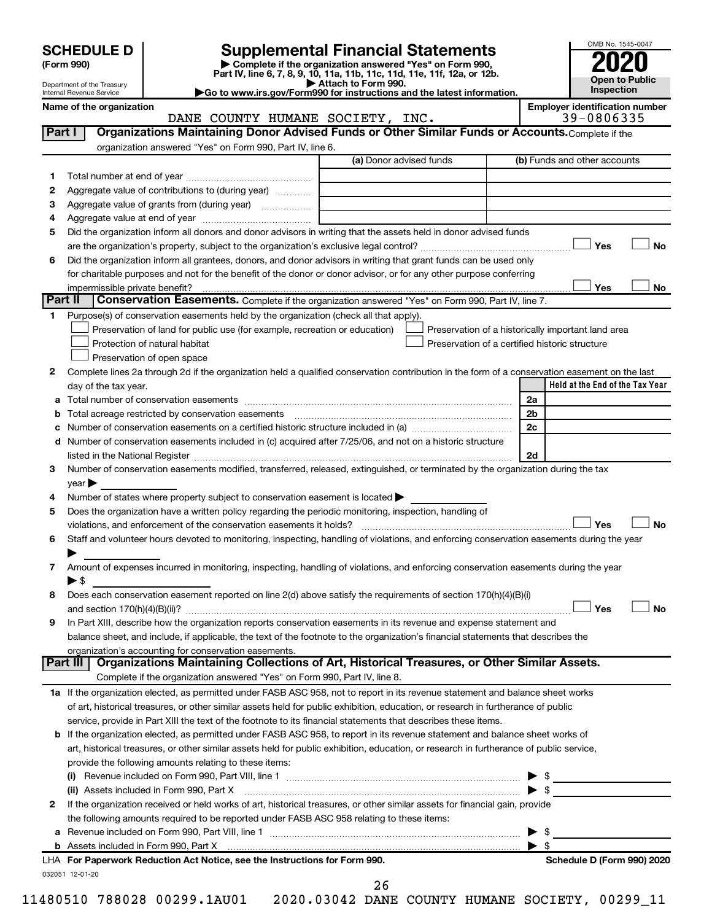# SCHEDULE D (Form 990)

Department of the Treasury
Internal Revenue Service

# Supplemental Financial Statements

▶ Complete if the organization answered "Yes" on Form 990, Part IV, line 6, 7, 8, 9, 10, 11a, 11b, 11c, 11d, 11e, 11f, 12a, or 12b.
▶ Attach to Form 990.
▶ Go to www.irs.gov/Form990 for instructions and the latest information.

OMB No. 1545-0047

**2020**

**Open to Public Inspection**

**Name of the organization:** DANE COUNTY HUMANE SOCIETY, INC.

**Employer identification number:** 39-0806335

## Part I — Organizations Maintaining Donor Advised Funds or Other Similar Funds or Accounts.

Complete if the organization answered "Yes" on Form 990, Part IV, line 6.

| | | (a) Donor advised funds | (b) Funds and other accounts |
|---|---|---|---|
| 1 | Total number at end of year | | |
| 2 | Aggregate value of contributions to (during year) | | |
| 3 | Aggregate value of grants from (during year) | | |
| 4 | Aggregate value at end of year | | |

5 Did the organization inform all donors and donor advisors in writing that the assets held in donor advised funds are the organization's property, subject to the organization's exclusive legal control? ☐ Yes ☐ No

6 Did the organization inform all grantees, donors, and donor advisors in writing that grant funds can be used only for charitable purposes and not for the benefit of the donor or donor advisor, or for any other purpose conferring impermissible private benefit? ☐ Yes ☐ No

## Part II — Conservation Easements.

Complete if the organization answered "Yes" on Form 990, Part IV, line 7.

1 Purpose(s) of conservation easements held by the organization (check all that apply).

- ☐ Preservation of land for public use (for example, recreation or education)
- ☐ Protection of natural habitat
- ☐ Preservation of open space
- ☐ Preservation of a historically important land area
- ☐ Preservation of a certified historic structure

2 Complete lines 2a through 2d if the organization held a qualified conservation contribution in the form of a conservation easement on the last day of the tax year.

| | | | Held at the End of the Tax Year |
|---|---|---|---|
| a | Total number of conservation easements | 2a | |
| b | Total acreage restricted by conservation easements | 2b | |
| c | Number of conservation easements on a certified historic structure included in (a) | 2c | |
| d | Number of conservation easements included in (c) acquired after 7/25/06, and not on a historic structure listed in the National Register | 2d | |

3 Number of conservation easements modified, transferred, released, extinguished, or terminated by the organization during the tax year ▶

4 Number of states where property subject to conservation easement is located ▶

5 Does the organization have a written policy regarding the periodic monitoring, inspection, handling of violations, and enforcement of the conservation easements it holds? ☐ Yes ☐ No

6 Staff and volunteer hours devoted to monitoring, inspecting, handling of violations, and enforcing conservation easements during the year ▶

7 Amount of expenses incurred in monitoring, inspecting, handling of violations, and enforcing conservation easements during the year ▶ $

8 Does each conservation easement reported on line 2(d) above satisfy the requirements of section 170(h)(4)(B)(i) and section 170(h)(4)(B)(ii)? ☐ Yes ☐ No

9 In Part XIII, describe how the organization reports conservation easements in its revenue and expense statement and balance sheet, and include, if applicable, the text of the footnote to the organization's financial statements that describes the organization's accounting for conservation easements.

## Part III — Organizations Maintaining Collections of Art, Historical Treasures, or Other Similar Assets.

Complete if the organization answered "Yes" on Form 990, Part IV, line 8.

1a If the organization elected, as permitted under FASB ASC 958, not to report in its revenue statement and balance sheet works of art, historical treasures, or other similar assets held for public exhibition, education, or research in furtherance of public service, provide in Part XIII the text of the footnote to its financial statements that describes these items.

b If the organization elected, as permitted under FASB ASC 958, to report in its revenue statement and balance sheet works of art, historical treasures, or other similar assets held for public exhibition, education, or research in furtherance of public service, provide the following amounts relating to these items:

(i) Revenue included on Form 990, Part VIII, line 1 ▶ $

(ii) Assets included in Form 990, Part X ▶ $

2 If the organization received or held works of art, historical treasures, or other similar assets for financial gain, provide the following amounts required to be reported under FASB ASC 958 relating to these items:

a Revenue included on Form 990, Part VIII, line 1 ▶ $

b Assets included in Form 990, Part X ▶ $

LHA For Paperwork Reduction Act Notice, see the Instructions for Form 990. Schedule D (Form 990) 2020

032051 12-01-20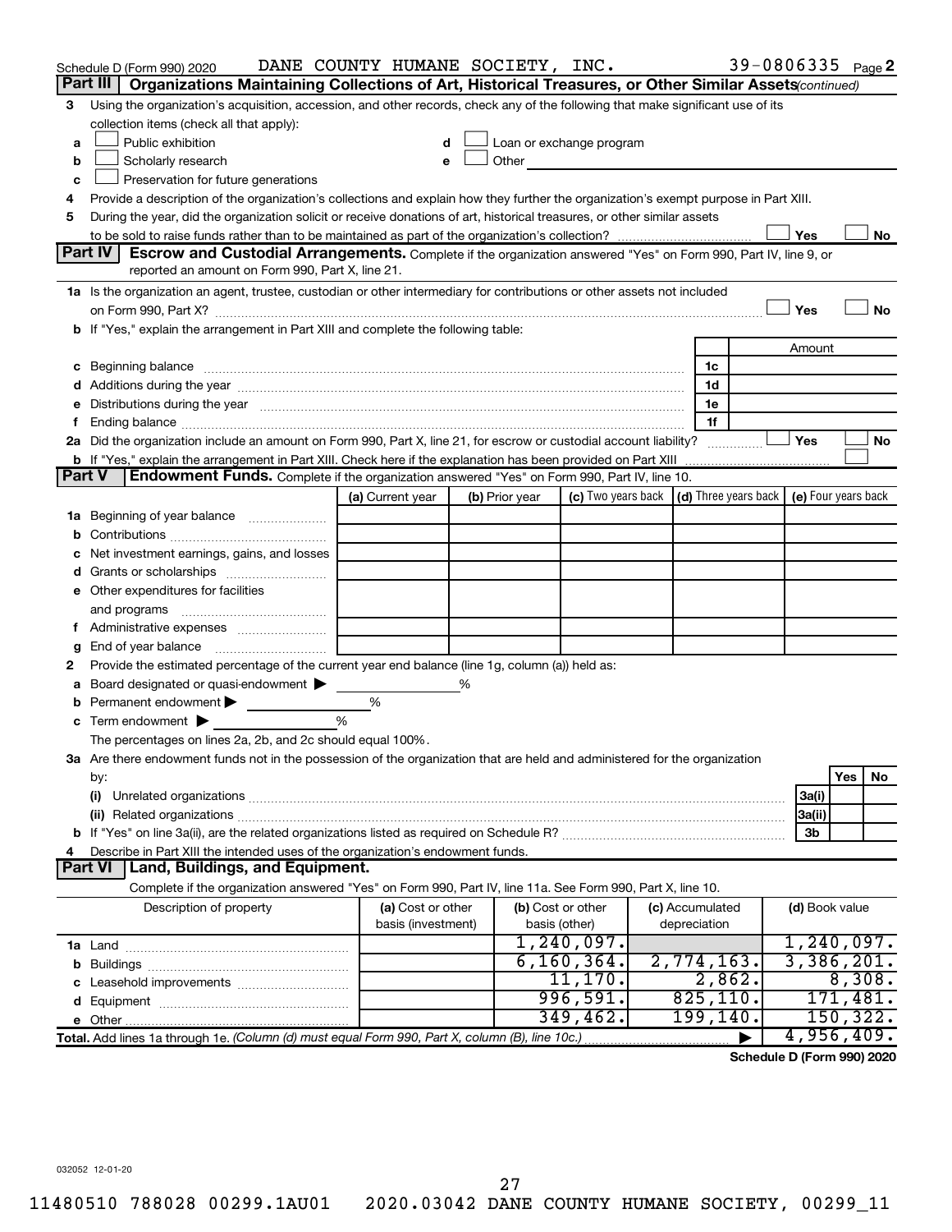Schedule D (Form 990) 2020 DANE COUNTY HUMANE SOCIETY, INC. 39-0806335 Page 2

## Part III Organizations Maintaining Collections of Art, Historical Treasures, or Other Similar Assets *(continued)*

3 Using the organization's acquisition, accession, and other records, check any of the following that make significant use of its collection items (check all that apply):

- a ☐ Public exhibition
- b ☐ Scholarly research
- c ☐ Preservation for future generations
- d ☐ Loan or exchange program
- e ☐ Other

4 Provide a description of the organization's collections and explain how they further the organization's exempt purpose in Part XIII.

5 During the year, did the organization solicit or receive donations of art, historical treasures, or other similar assets to be sold to raise funds rather than to be maintained as part of the organization's collection? ☐ Yes ☐ No

## Part IV Escrow and Custodial Arrangements. 
Complete if the organization answered "Yes" on Form 990, Part IV, line 9, or reported an amount on Form 990, Part X, line 21.

1a Is the organization an agent, trustee, custodian or other intermediary for contributions or other assets not included on Form 990, Part X? ☐ Yes ☐ No

b If "Yes," explain the arrangement in Part XIII and complete the following table:

| | | Amount |
|---|---|---|
| c Beginning balance | 1c | |
| d Additions during the year | 1d | |
| e Distributions during the year | 1e | |
| f Ending balance | 1f | |

2a Did the organization include an amount on Form 990, Part X, line 21, for escrow or custodial account liability? ☐ Yes ☐ No

b If "Yes," explain the arrangement in Part XIII. Check here if the explanation has been provided on Part XIII ☐

## Part V Endowment Funds. 
Complete if the organization answered "Yes" on Form 990, Part IV, line 10.

| | (a) Current year | (b) Prior year | (c) Two years back | (d) Three years back | (e) Four years back |
|---|---|---|---|---|---|
| 1a Beginning of year balance | | | | | |
| b Contributions | | | | | |
| c Net investment earnings, gains, and losses | | | | | |
| d Grants or scholarships | | | | | |
| e Other expenditures for facilities and programs | | | | | |
| f Administrative expenses | | | | | |
| g End of year balance | | | | | |

2 Provide the estimated percentage of the current year end balance (line 1g, column (a)) held as:

a Board designated or quasi-endowment ▶ %

b Permanent endowment ▶ %

c Term endowment ▶ %

The percentages on lines 2a, 2b, and 2c should equal 100%.

3a Are there endowment funds not in the possession of the organization that are held and administered for the organization by:

| | | Yes | No |
|---|---|---|---|
| (i) Unrelated organizations | 3a(i) | | |
| (ii) Related organizations | 3a(ii) | | |
| b If "Yes" on line 3a(ii), are the related organizations listed as required on Schedule R? | 3b | | |

4 Describe in Part XIII the intended uses of the organization's endowment funds.

## Part VI Land, Buildings, and Equipment.

Complete if the organization answered "Yes" on Form 990, Part IV, line 11a. See Form 990, Part X, line 10.

| Description of property | (a) Cost or other basis (investment) | (b) Cost or other basis (other) | (c) Accumulated depreciation | (d) Book value |
|---|---|---|---|---|
| 1a Land | | 1,240,097. | | 1,240,097. |
| b Buildings | | 6,160,364. | 2,774,163. | 3,386,201. |
| c Leasehold improvements | | 11,170. | 2,862. | 8,308. |
| d Equipment | | 996,591. | 825,110. | 171,481. |
| e Other | | 349,462. | 199,140. | 150,322. |
| **Total.** Add lines 1a through 1e. *(Column (d) must equal Form 990, Part X, column (B), line 10c.)* | | | ▶ | 4,956,409. |

Schedule D (Form 990) 2020

032052 12-01-20

11480510 788028 00299.1AU01 2020.03042 DANE COUNTY HUMANE SOCIETY, 00299_11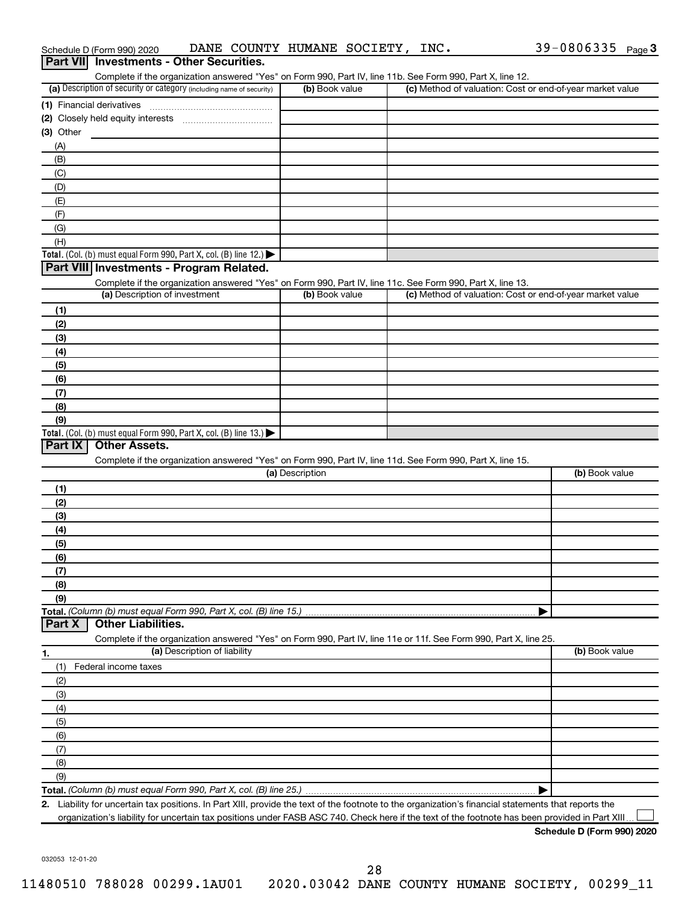Schedule D (Form 990) 2020 DANE COUNTY HUMANE SOCIETY, INC. 39-0806335 Page 3

## Part VII Investments - Other Securities.

Complete if the organization answered "Yes" on Form 990, Part IV, line 11b. See Form 990, Part X, line 12.

| (a) Description of security or category (including name of security) | (b) Book value | (c) Method of valuation: Cost or end-of-year market value |
|---|---|---|
| (1) Financial derivatives | | |
| (2) Closely held equity interests | | |
| (3) Other | | |
| (A) | | |
| (B) | | |
| (C) | | |
| (D) | | |
| (E) | | |
| (F) | | |
| (G) | | |
| (H) | | |
| **Total.** (Col. (b) must equal Form 990, Part X, col. (B) line 12.) ▶ | | |

## Part VIII Investments - Program Related.

Complete if the organization answered "Yes" on Form 990, Part IV, line 11c. See Form 990, Part X, line 13.

| (a) Description of investment | (b) Book value | (c) Method of valuation: Cost or end-of-year market value |
|---|---|---|
| (1) | | |
| (2) | | |
| (3) | | |
| (4) | | |
| (5) | | |
| (6) | | |
| (7) | | |
| (8) | | |
| (9) | | |
| **Total.** (Col. (b) must equal Form 990, Part X, col. (B) line 13.) ▶ | | |

## Part IX Other Assets.

Complete if the organization answered "Yes" on Form 990, Part IV, line 11d. See Form 990, Part X, line 15.

| (a) Description | (b) Book value |
|---|---|
| (1) | |
| (2) | |
| (3) | |
| (4) | |
| (5) | |
| (6) | |
| (7) | |
| (8) | |
| (9) | |
| **Total.** *(Column (b) must equal Form 990, Part X, col. (B) line 15.)* ▶ | |

## Part X Other Liabilities.

Complete if the organization answered "Yes" on Form 990, Part IV, line 11e or 11f. See Form 990, Part X, line 25.

| 1. (a) Description of liability | (b) Book value |
|---|---|
| (1) Federal income taxes | |
| (2) | |
| (3) | |
| (4) | |
| (5) | |
| (6) | |
| (7) | |
| (8) | |
| (9) | |
| **Total.** *(Column (b) must equal Form 990, Part X, col. (B) line 25.)* ▶ | |

2. Liability for uncertain tax positions. In Part XIII, provide the text of the footnote to the organization's financial statements that reports the organization's liability for uncertain tax positions under FASB ASC 740. Check here if the text of the footnote has been provided in Part XIII ☐

**Schedule D (Form 990) 2020**

032053 12-01-20

11480510 788028 00299.1AU01 2020.03042 DANE COUNTY HUMANE SOCIETY, 00299_11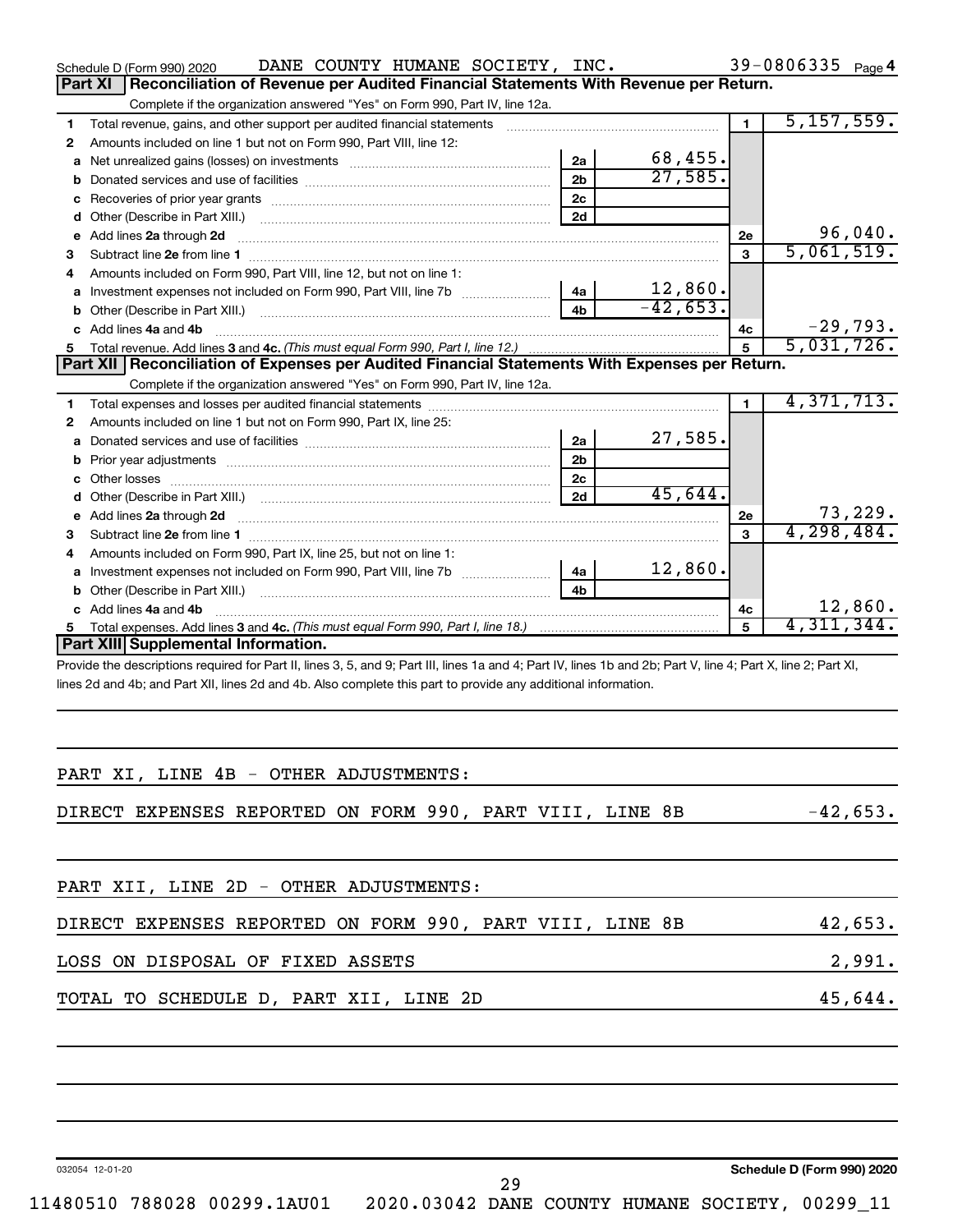Schedule D (Form 990) 2020 DANE COUNTY HUMANE SOCIETY, INC. 39-0806335 Page 4

## Part XI Reconciliation of Revenue per Audited Financial Statements With Revenue per Return.

Complete if the organization answered "Yes" on Form 990, Part IV, line 12a.

| | | | | | |
|---|---|---|---|---|---|
| 1 | Total revenue, gains, and other support per audited financial statements | | | 1 | 5,157,559. |
| 2 | Amounts included on line 1 but not on Form 990, Part VIII, line 12: | | | | |
| a | Net unrealized gains (losses) on investments | 2a | 68,455. | | |
| b | Donated services and use of facilities | 2b | 27,585. | | |
| c | Recoveries of prior year grants | 2c | | | |
| d | Other (Describe in Part XIII.) | 2d | | | |
| e | Add lines 2a through 2d | | | 2e | 96,040. |
| 3 | Subtract line 2e from line 1 | | | 3 | 5,061,519. |
| 4 | Amounts included on Form 990, Part VIII, line 12, but not on line 1: | | | | |
| a | Investment expenses not included on Form 990, Part VIII, line 7b | 4a | 12,860. | | |
| b | Other (Describe in Part XIII.) | 4b | -42,653. | | |
| c | Add lines 4a and 4b | | | 4c | -29,793. |
| 5 | Total revenue. Add lines 3 and 4c. *(This must equal Form 990, Part I, line 12.)* | | | 5 | 5,031,726. |

## Part XII Reconciliation of Expenses per Audited Financial Statements With Expenses per Return.

Complete if the organization answered "Yes" on Form 990, Part IV, line 12a.

| | | | | | |
|---|---|---|---|---|---|
| 1 | Total expenses and losses per audited financial statements | | | 1 | 4,371,713. |
| 2 | Amounts included on line 1 but not on Form 990, Part IX, line 25: | | | | |
| a | Donated services and use of facilities | 2a | 27,585. | | |
| b | Prior year adjustments | 2b | | | |
| c | Other losses | 2c | | | |
| d | Other (Describe in Part XIII.) | 2d | 45,644. | | |
| e | Add lines 2a through 2d | | | 2e | 73,229. |
| 3 | Subtract line 2e from line 1 | | | 3 | 4,298,484. |
| 4 | Amounts included on Form 990, Part IX, line 25, but not on line 1: | | | | |
| a | Investment expenses not included on Form 990, Part VIII, line 7b | 4a | 12,860. | | |
| b | Other (Describe in Part XIII.) | 4b | | | |
| c | Add lines 4a and 4b | | | 4c | 12,860. |
| 5 | Total expenses. Add lines 3 and 4c. *(This must equal Form 990, Part I, line 18.)* | | | 5 | 4,311,344. |

## Part XIII Supplemental Information.

Provide the descriptions required for Part II, lines 3, 5, and 9; Part III, lines 1a and 4; Part IV, lines 1b and 2b; Part V, line 4; Part X, line 2; Part XI, lines 2d and 4b; and Part XII, lines 2d and 4b. Also complete this part to provide any additional information.

PART XI, LINE 4B - OTHER ADJUSTMENTS:

| | |
|---|---|
| DIRECT EXPENSES REPORTED ON FORM 990, PART VIII, LINE 8B | -42,653. |

PART XII, LINE 2D - OTHER ADJUSTMENTS:

| | |
|---|---|
| DIRECT EXPENSES REPORTED ON FORM 990, PART VIII, LINE 8B | 42,653. |
| LOSS ON DISPOSAL OF FIXED ASSETS | 2,991. |
| TOTAL TO SCHEDULE D, PART XII, LINE 2D | 45,644. |

032054 12-01-20 Schedule D (Form 990) 2020

11480510 788028 00299.1AU01 2020.03042 DANE COUNTY HUMANE SOCIETY, 00299_11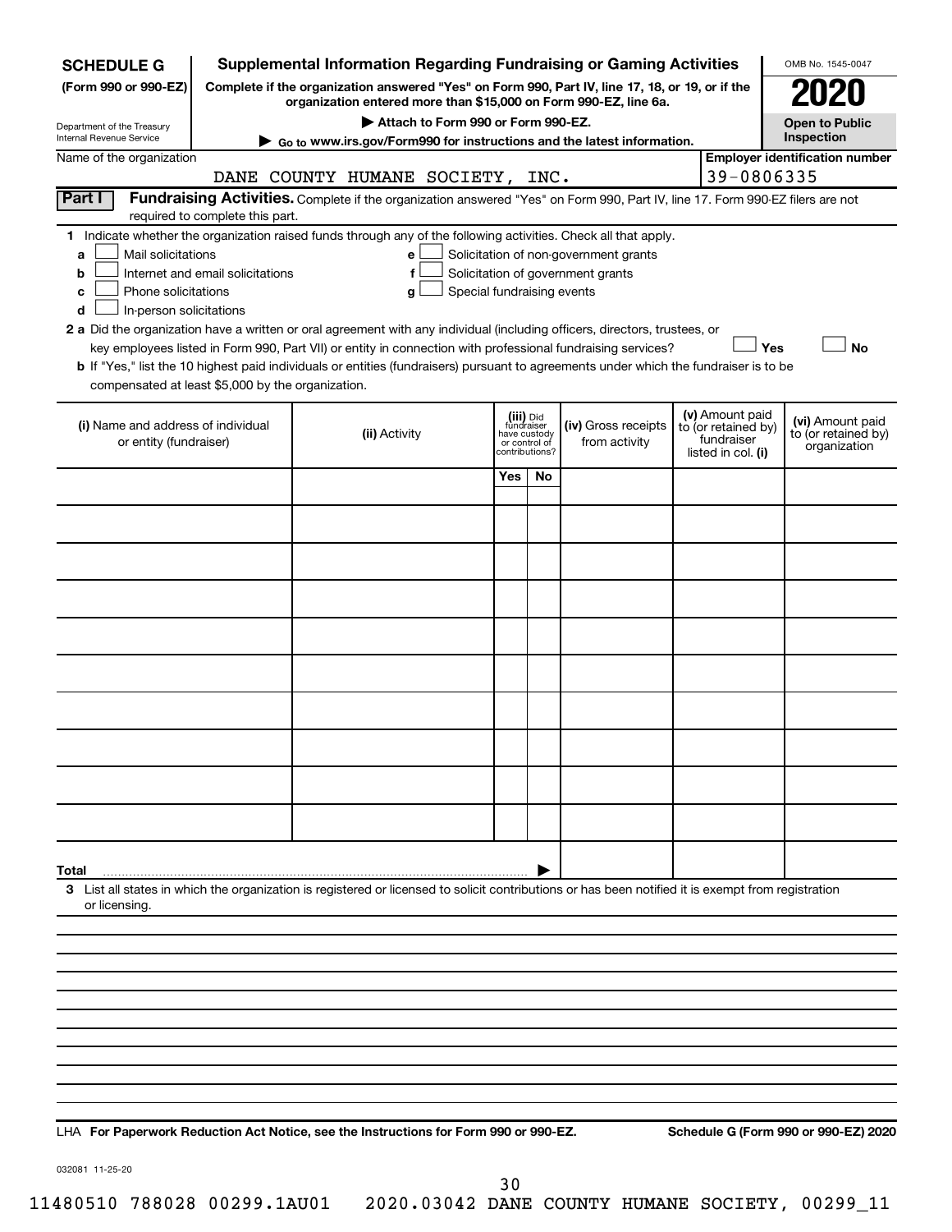**SCHEDULE G**
**(Form 990 or 990-EZ)**

Department of the Treasury
Internal Revenue Service

# Supplemental Information Regarding Fundraising or Gaming Activities

**Complete if the organization answered "Yes" on Form 990, Part IV, line 17, 18, or 19, or if the organization entered more than $15,000 on Form 990-EZ, line 6a.**

**▶ Attach to Form 990 or Form 990-EZ.**

**▶ Go to www.irs.gov/Form990 for instructions and the latest information.**

OMB No. 1545-0047

**2020**

**Open to Public Inspection**

Name of the organization: DANE COUNTY HUMANE SOCIETY, INC.

**Employer identification number:** 39-0806335

**Part I** **Fundraising Activities.** Complete if the organization answered "Yes" on Form 990, Part IV, line 17. Form 990-EZ filers are not required to complete this part.

**1** Indicate whether the organization raised funds through any of the following activities. Check all that apply.

- **a** ☐ Mail solicitations
- **b** ☐ Internet and email solicitations
- **c** ☐ Phone solicitations
- **d** ☐ In-person solicitations
- **e** ☐ Solicitation of non-government grants
- **f** ☐ Solicitation of government grants
- **g** ☐ Special fundraising events

**2 a** Did the organization have a written or oral agreement with any individual (including officers, directors, trustees, or key employees listed in Form 990, Part VII) or entity in connection with professional fundraising services? ☐ **Yes** ☐ **No**

**b** If "Yes," list the 10 highest paid individuals or entities (fundraisers) pursuant to agreements under which the fundraiser is to be compensated at least $5,000 by the organization.

| (i) Name and address of individual or entity (fundraiser) | (ii) Activity | (iii) Did fundraiser have custody or control of contributions? | | (iv) Gross receipts from activity | (v) Amount paid to (or retained by) fundraiser listed in col. (i) | (vi) Amount paid to (or retained by) organization |
|---|---|---|---|---|---|---|
| | | Yes | No | | | |
| | | | | | | |
| | | | | | | |
| | | | | | | |
| | | | | | | |
| | | | | | | |
| | | | | | | |
| | | | | | | |
| | | | | | | |
| | | | | | | |
| | | | | | | |
| **Total** ▶ | | | | | | |

**3** List all states in which the organization is registered or licensed to solicit contributions or has been notified it is exempt from registration or licensing.

LHA **For Paperwork Reduction Act Notice, see the Instructions for Form 990 or 990-EZ.** **Schedule G (Form 990 or 990-EZ) 2020**

032081 11-25-20

11480510 788028 00299.1AU01 2020.03042 DANE COUNTY HUMANE SOCIETY, 00299_11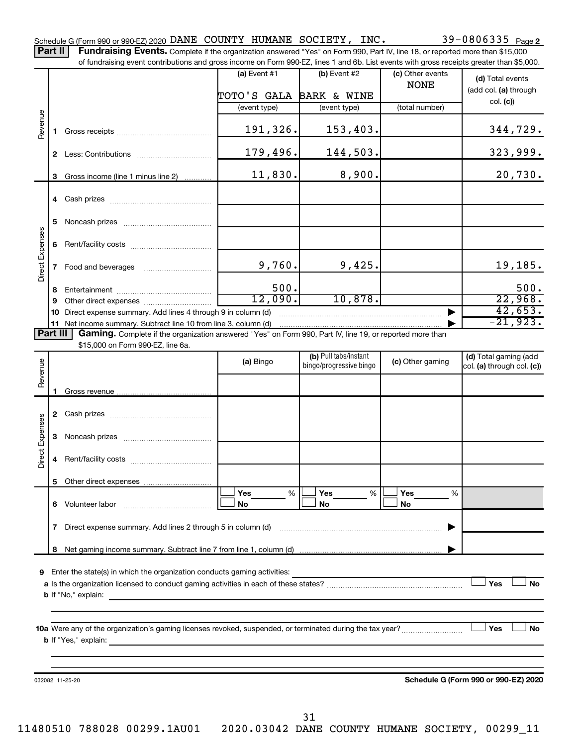Schedule G (Form 990 or 990-EZ) 2020 DANE COUNTY HUMANE SOCIETY, INC. 39-0806335 Page 2

**Part II** **Fundraising Events.** Complete if the organization answered "Yes" on Form 990, Part IV, line 18, or reported more than $15,000 of fundraising event contributions and gross income on Form 990-EZ, lines 1 and 6b. List events with gross receipts greater than $5,000.

| | | (a) Event #1 | (b) Event #2 | (c) Other events | (d) Total events (add col. (a) through col. (c)) |
|---|---|---|---|---|---|
| | | TOTO'S GALA | BARK & WINE | NONE | |
| | | (event type) | (event type) | (total number) | |
| Revenue | 1 Gross receipts | 191,326. | 153,403. | | 344,729. |
| | 2 Less: Contributions | 179,496. | 144,503. | | 323,999. |
| | 3 Gross income (line 1 minus line 2) | 11,830. | 8,900. | | 20,730. |
| Direct Expenses | 4 Cash prizes | | | | |
| | 5 Noncash prizes | | | | |
| | 6 Rent/facility costs | | | | |
| | 7 Food and beverages | 9,760. | 9,425. | | 19,185. |
| | 8 Entertainment | 500. | | | 500. |
| | 9 Other direct expenses | 12,090. | 10,878. | | 22,968. |
| | 10 Direct expense summary. Add lines 4 through 9 in column (d) | | | | 42,653. |
| | 11 Net income summary. Subtract line 10 from line 3, column (d) | | | | -21,923. |

**Part III** **Gaming.** Complete if the organization answered "Yes" on Form 990, Part IV, line 19, or reported more than $15,000 on Form 990-EZ, line 6a.

| | | (a) Bingo | (b) Pull tabs/instant bingo/progressive bingo | (c) Other gaming | (d) Total gaming (add col. (a) through col. (c)) |
|---|---|---|---|---|---|
| Revenue | 1 Gross revenue | | | | |
| Direct Expenses | 2 Cash prizes | | | | |
| | 3 Noncash prizes | | | | |
| | 4 Rent/facility costs | | | | |
| | 5 Other direct expenses | | | | |
| | 6 Volunteer labor | ☐ Yes ___ % ☐ No | ☐ Yes ___ % ☐ No | ☐ Yes ___ % ☐ No | |
| | 7 Direct expense summary. Add lines 2 through 5 in column (d) | | | | |
| | 8 Net gaming income summary. Subtract line 7 from line 1, column (d) | | | | |

9 Enter the state(s) in which the organization conducts gaming activities:

a Is the organization licensed to conduct gaming activities in each of these states? ☐ Yes ☐ No

b If "No," explain:

10a Were any of the organization's gaming licenses revoked, suspended, or terminated during the tax year? ☐ Yes ☐ No

b If "Yes," explain:

032082 11-25-20

**Schedule G (Form 990 or 990-EZ) 2020**

11480510 788028 00299.1AU01 2020.03042 DANE COUNTY HUMANE SOCIETY, 00299_11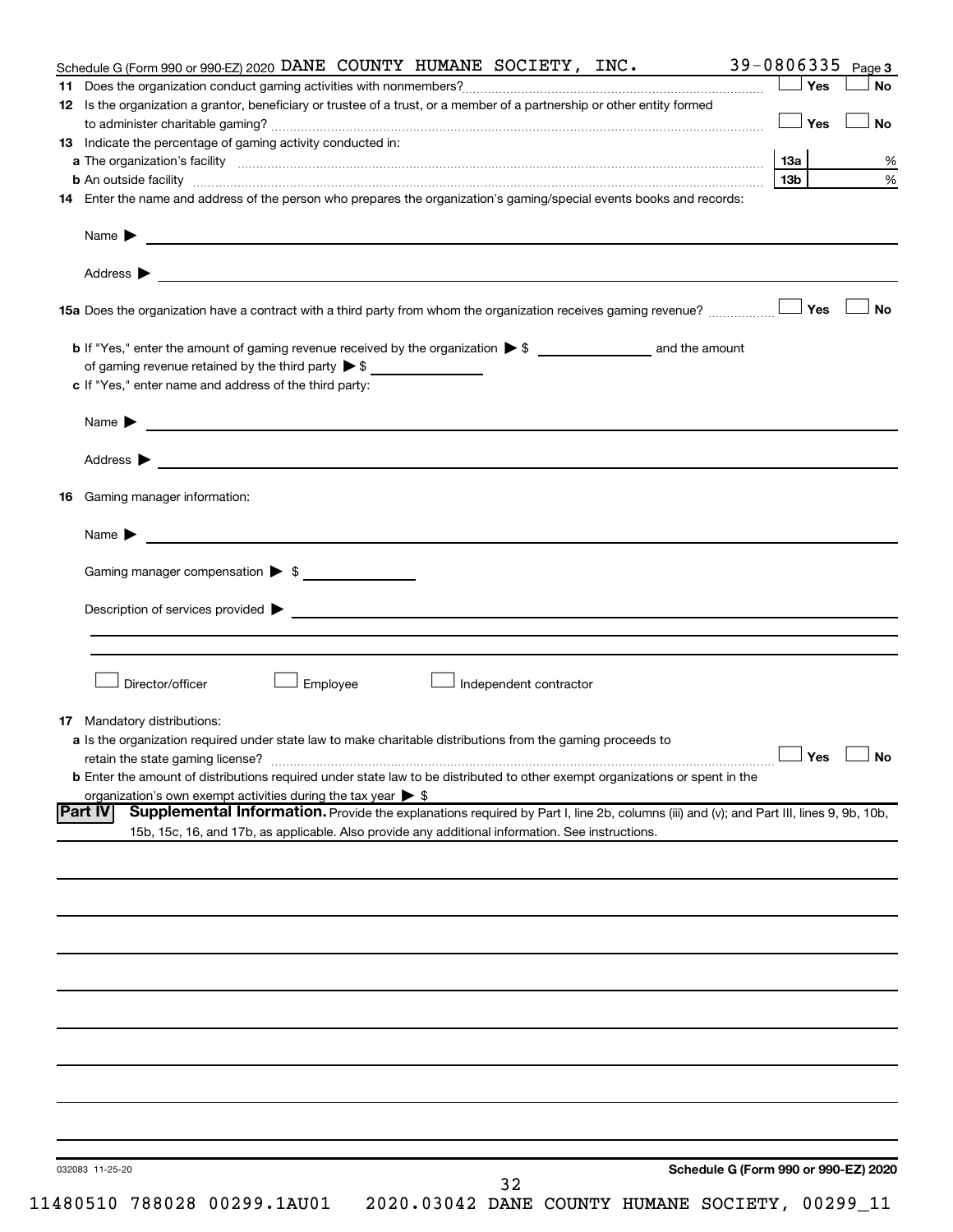Schedule G (Form 990 or 990-EZ) 2020 DANE COUNTY HUMANE SOCIETY, INC. 39-0806335 Page 3

**11** Does the organization conduct gaming activities with nonmembers? ☐ Yes ☐ No

**12** Is the organization a grantor, beneficiary or trustee of a trust, or a member of a partnership or other entity formed to administer charitable gaming? ☐ Yes ☐ No

**13** Indicate the percentage of gaming activity conducted in:

**a** The organization's facility | 13a | %

**b** An outside facility | 13b | %

**14** Enter the name and address of the person who prepares the organization's gaming/special events books and records:

Name ▶

Address ▶

**15a** Does the organization have a contract with a third party from whom the organization receives gaming revenue? ☐ Yes ☐ No

**b** If "Yes," enter the amount of gaming revenue received by the organization ▶ $ ______ and the amount of gaming revenue retained by the third party ▶ $ ______

**c** If "Yes," enter name and address of the third party:

Name ▶

Address ▶

**16** Gaming manager information:

Name ▶

Gaming manager compensation ▶ $

Description of services provided ▶

☐ Director/officer ☐ Employee ☐ Independent contractor

**17** Mandatory distributions:

**a** Is the organization required under state law to make charitable distributions from the gaming proceeds to retain the state gaming license? ☐ Yes ☐ No

**b** Enter the amount of distributions required under state law to be distributed to other exempt organizations or spent in the organization's own exempt activities during the tax year ▶ $

**Part IV** **Supplemental Information.** Provide the explanations required by Part I, line 2b, columns (iii) and (v); and Part III, lines 9, 9b, 10b, 15b, 15c, 16, and 17b, as applicable. Also provide any additional information. See instructions.

032083 11-25-20

**Schedule G (Form 990 or 990-EZ) 2020**

11480510 788028 00299.1AU01 2020.03042 DANE COUNTY HUMANE SOCIETY, 00299_11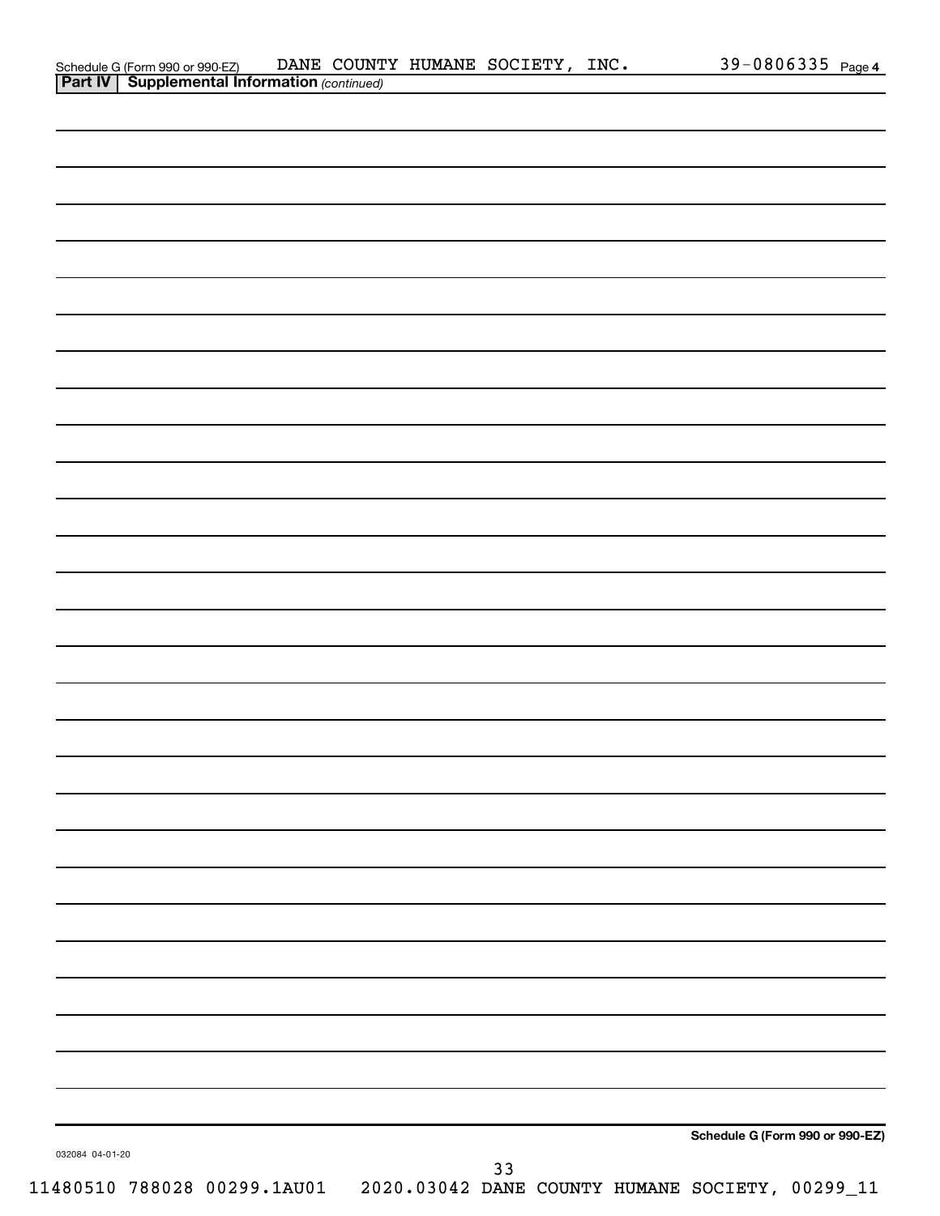**Part IV | Supplemental Information** *(continued)*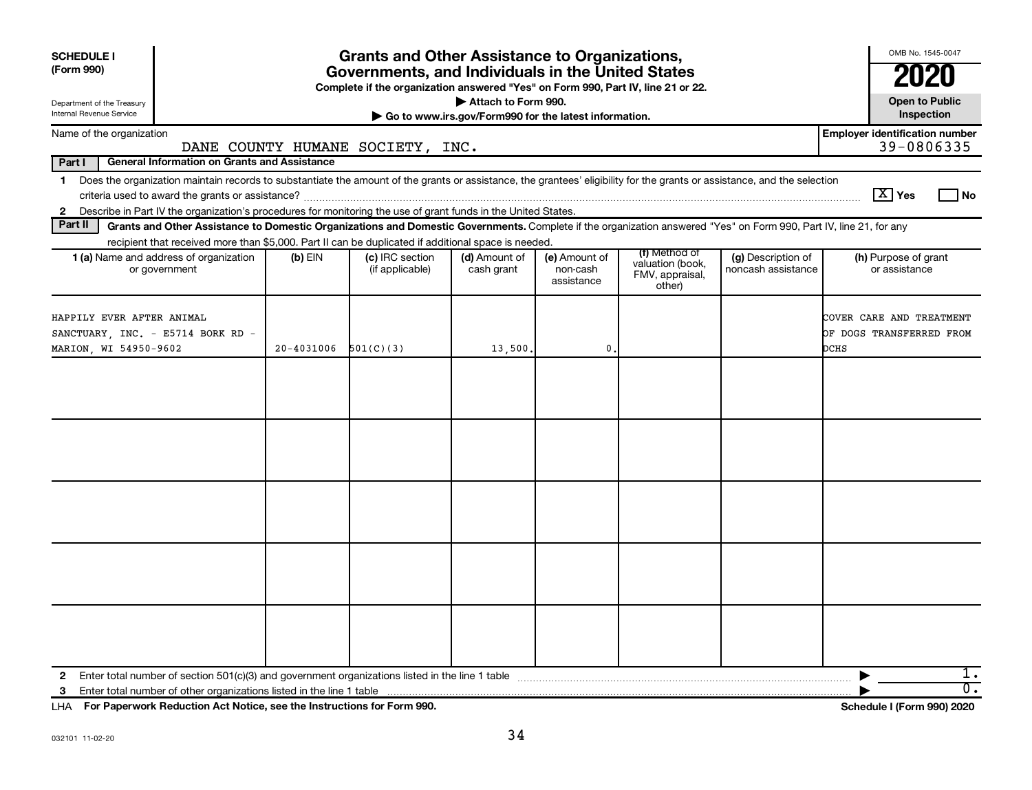**SCHEDULE I**
**(Form 990)**

Department of the Treasury
Internal Revenue Service

# Grants and Other Assistance to Organizations, Governments, and Individuals in the United States

**Complete if the organization answered "Yes" on Form 990, Part IV, line 21 or 22.**
**▶ Attach to Form 990.**
**▶ Go to www.irs.gov/Form990 for the latest information.**

OMB No. 1545-0047
**2020**
**Open to Public Inspection**

Name of the organization: DANE COUNTY HUMANE SOCIETY, INC.
**Employer identification number:** 39-0806335

**Part I — General Information on Grants and Assistance**

1 Does the organization maintain records to substantiate the amount of the grants or assistance, the grantees' eligibility for the grants or assistance, and the selection criteria used to award the grants or assistance? [X] Yes [ ] No

2 Describe in Part IV the organization's procedures for monitoring the use of grant funds in the United States.

**Part II — Grants and Other Assistance to Domestic Organizations and Domestic Governments.** Complete if the organization answered "Yes" on Form 990, Part IV, line 21, for any recipient that received more than $5,000. Part II can be duplicated if additional space is needed.

| 1 (a) Name and address of organization or government | (b) EIN | (c) IRC section (if applicable) | (d) Amount of cash grant | (e) Amount of non-cash assistance | (f) Method of valuation (book, FMV, appraisal, other) | (g) Description of noncash assistance | (h) Purpose of grant or assistance |
|---|---|---|---|---|---|---|---|
| HAPPILY EVER AFTER ANIMAL SANCTUARY, INC. - E5714 BORK RD - MARION, WI 54950-9602 | 20-4031006 | 501(C)(3) | 13,500. | 0. | | | COVER CARE AND TREATMENT OF DOGS TRANSFERRED FROM DCHS |
| | | | | | | | |
| | | | | | | | |
| | | | | | | | |
| | | | | | | | |
| | | | | | | | |

2 Enter total number of section 501(c)(3) and government organizations listed in the line 1 table ▶ 1.

3 Enter total number of other organizations listed in the line 1 table ▶ 0.

LHA **For Paperwork Reduction Act Notice, see the Instructions for Form 990.** **Schedule I (Form 990) 2020**

032101 11-02-20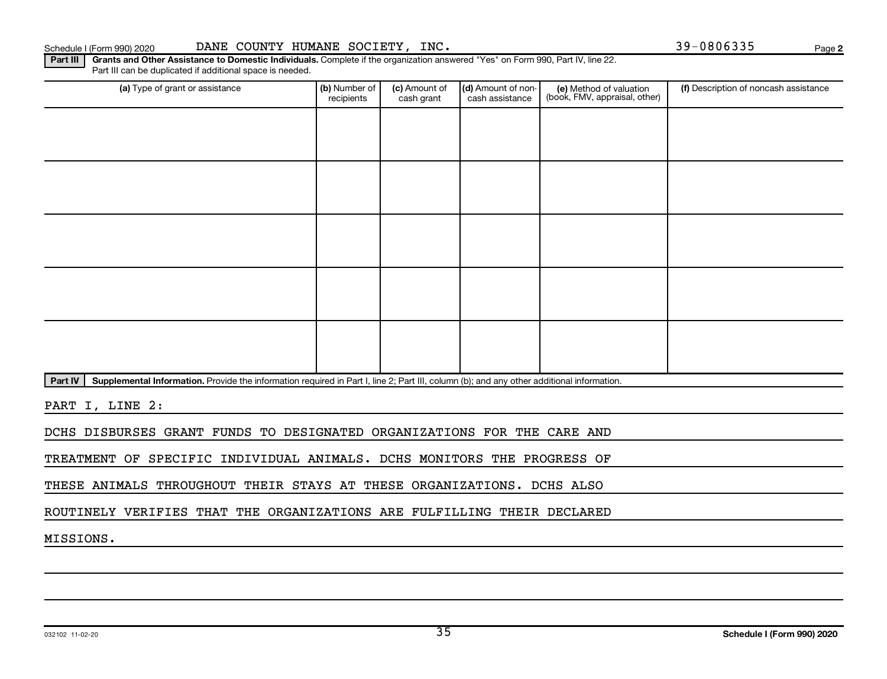Schedule I (Form 990) 2020 DANE COUNTY HUMANE SOCIETY, INC. 39-0806335 Page 2

**Part III** **Grants and Other Assistance to Domestic Individuals.** Complete if the organization answered "Yes" on Form 990, Part IV, line 22. Part III can be duplicated if additional space is needed.

| (a) Type of grant or assistance | (b) Number of recipients | (c) Amount of cash grant | (d) Amount of non-cash assistance | (e) Method of valuation (book, FMV, appraisal, other) | (f) Description of noncash assistance |
|---|---|---|---|---|---|
| | | | | | |
| | | | | | |
| | | | | | |
| | | | | | |
| | | | | | |

**Part IV** **Supplemental Information.** Provide the information required in Part I, line 2; Part III, column (b); and any other additional information.

PART I, LINE 2:

DCHS DISBURSES GRANT FUNDS TO DESIGNATED ORGANIZATIONS FOR THE CARE AND TREATMENT OF SPECIFIC INDIVIDUAL ANIMALS. DCHS MONITORS THE PROGRESS OF THESE ANIMALS THROUGHOUT THEIR STAYS AT THESE ORGANIZATIONS. DCHS ALSO ROUTINELY VERIFIES THAT THE ORGANIZATIONS ARE FULFILLING THEIR DECLARED MISSIONS.

032102 11-02-20 **Schedule I (Form 990) 2020**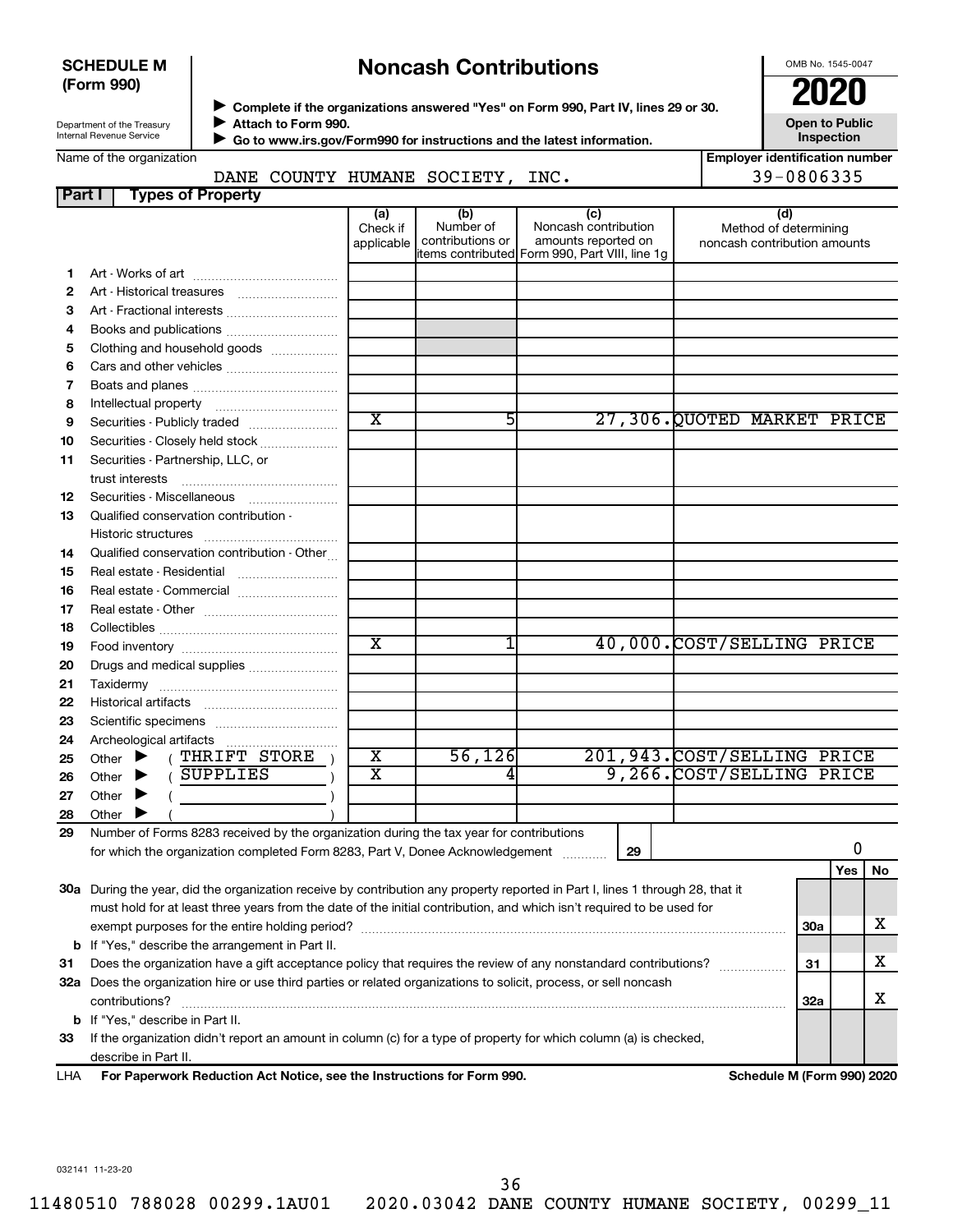**SCHEDULE M (Form 990)**

Department of the Treasury
Internal Revenue Service

# Noncash Contributions

▶ Complete if the organizations answered "Yes" on Form 990, Part IV, lines 29 or 30.
▶ Attach to Form 990.
▶ Go to www.irs.gov/Form990 for instructions and the latest information.

OMB No. 1545-0047
**2020**
**Open to Public Inspection**

Name of the organization: DANE COUNTY HUMANE SOCIETY, INC.
Employer identification number: 39-0806335

## Part I Types of Property

| | | (a) Check if applicable | (b) Number of contributions or items contributed | (c) Noncash contribution amounts reported on Form 990, Part VIII, line 1g | (d) Method of determining noncash contribution amounts |
|---|---|---|---|---|---|
| 1 | Art - Works of art | | | | |
| 2 | Art - Historical treasures | | | | |
| 3 | Art - Fractional interests | | | | |
| 4 | Books and publications | | | | |
| 5 | Clothing and household goods | | | | |
| 6 | Cars and other vehicles | | | | |
| 7 | Boats and planes | | | | |
| 8 | Intellectual property | | | | |
| 9 | Securities - Publicly traded | X | 5 | 27,306. | QUOTED MARKET PRICE |
| 10 | Securities - Closely held stock | | | | |
| 11 | Securities - Partnership, LLC, or trust interests | | | | |
| 12 | Securities - Miscellaneous | | | | |
| 13 | Qualified conservation contribution - Historic structures | | | | |
| 14 | Qualified conservation contribution - Other | | | | |
| 15 | Real estate - Residential | | | | |
| 16 | Real estate - Commercial | | | | |
| 17 | Real estate - Other | | | | |
| 18 | Collectibles | | | | |
| 19 | Food inventory | X | 1 | 40,000. | COST/SELLING PRICE |
| 20 | Drugs and medical supplies | | | | |
| 21 | Taxidermy | | | | |
| 22 | Historical artifacts | | | | |
| 23 | Scientific specimens | | | | |
| 24 | Archeological artifacts | | | | |
| 25 | Other ▶ ( THRIFT STORE ) | X | 56,126 | 201,943. | COST/SELLING PRICE |
| 26 | Other ▶ ( SUPPLIES ) | X | 4 | 9,266. | COST/SELLING PRICE |
| 27 | Other ▶ ( ) | | | | |
| 28 | Other ▶ ( ) | | | | |

29 Number of Forms 8283 received by the organization during the tax year for contributions for which the organization completed Form 8283, Part V, Donee Acknowledgement ..... **29** | 0

| | | | Yes | No |
|---|---|---|---|---|
| 30a | During the year, did the organization receive by contribution any property reported in Part I, lines 1 through 28, that it must hold for at least three years from the date of the initial contribution, and which isn't required to be used for exempt purposes for the entire holding period? | 30a | | X |
| b | If "Yes," describe the arrangement in Part II. | | | |
| 31 | Does the organization have a gift acceptance policy that requires the review of any nonstandard contributions? | 31 | | X |
| 32a | Does the organization hire or use third parties or related organizations to solicit, process, or sell noncash contributions? | 32a | | X |
| b | If "Yes," describe in Part II. | | | |
| 33 | If the organization didn't report an amount in column (c) for a type of property for which column (a) is checked, describe in Part II. | | | |

LHA **For Paperwork Reduction Act Notice, see the Instructions for Form 990.** **Schedule M (Form 990) 2020**

032141 11-23-20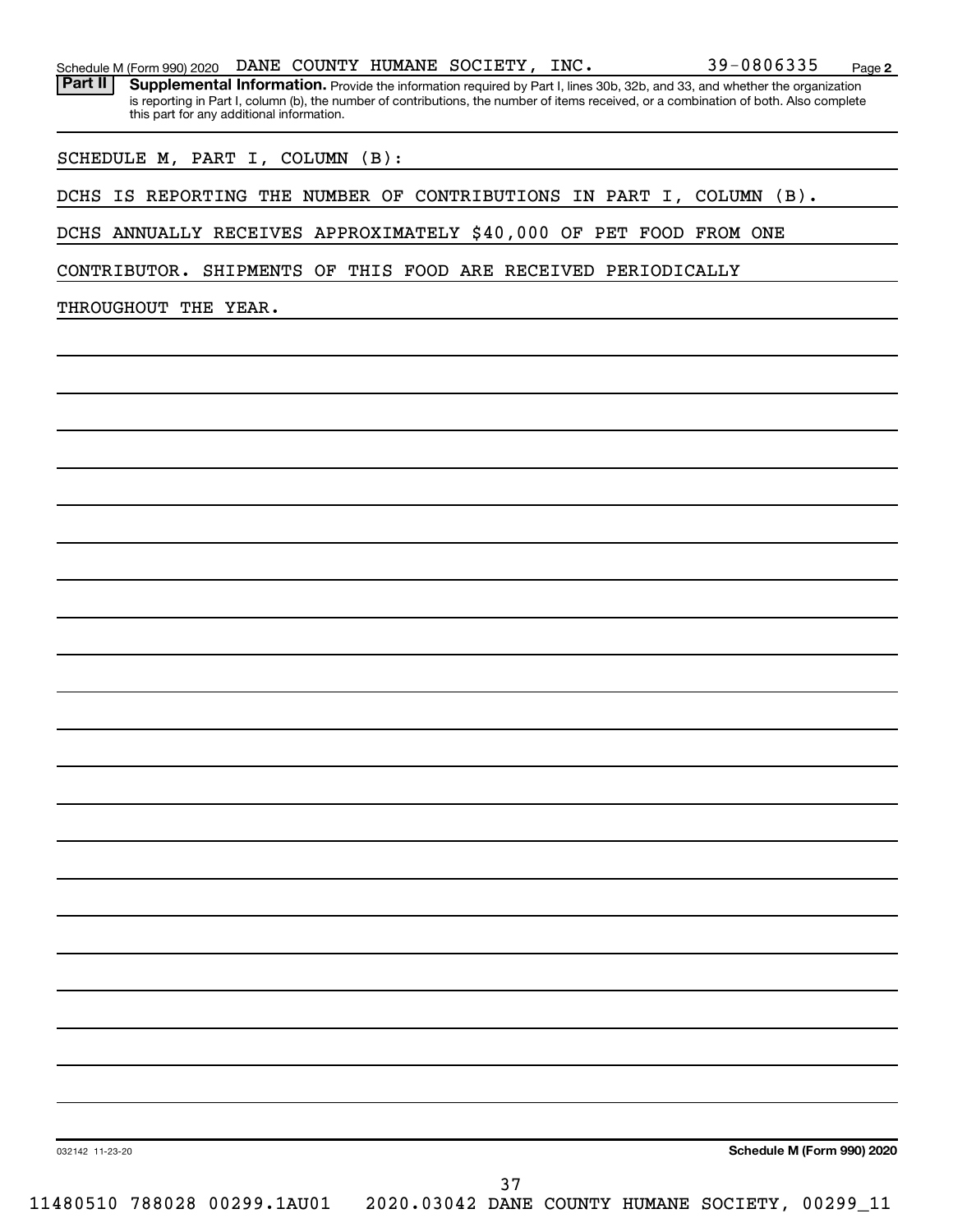Schedule M (Form 990) 2020 DANE COUNTY HUMANE SOCIETY, INC. 39-0806335 Page 2

**Part II** **Supplemental Information.** Provide the information required by Part I, lines 30b, 32b, and 33, and whether the organization is reporting in Part I, column (b), the number of contributions, the number of items received, or a combination of both. Also complete this part for any additional information.

SCHEDULE M, PART I, COLUMN (B):

DCHS IS REPORTING THE NUMBER OF CONTRIBUTIONS IN PART I, COLUMN (B).

DCHS ANNUALLY RECEIVES APPROXIMATELY $40,000 OF PET FOOD FROM ONE CONTRIBUTOR. SHIPMENTS OF THIS FOOD ARE RECEIVED PERIODICALLY THROUGHOUT THE YEAR.

032142 11-23-20

**Schedule M (Form 990) 2020**

11480510 788028 00299.1AU01 2020.03042 DANE COUNTY HUMANE SOCIETY, 00299_11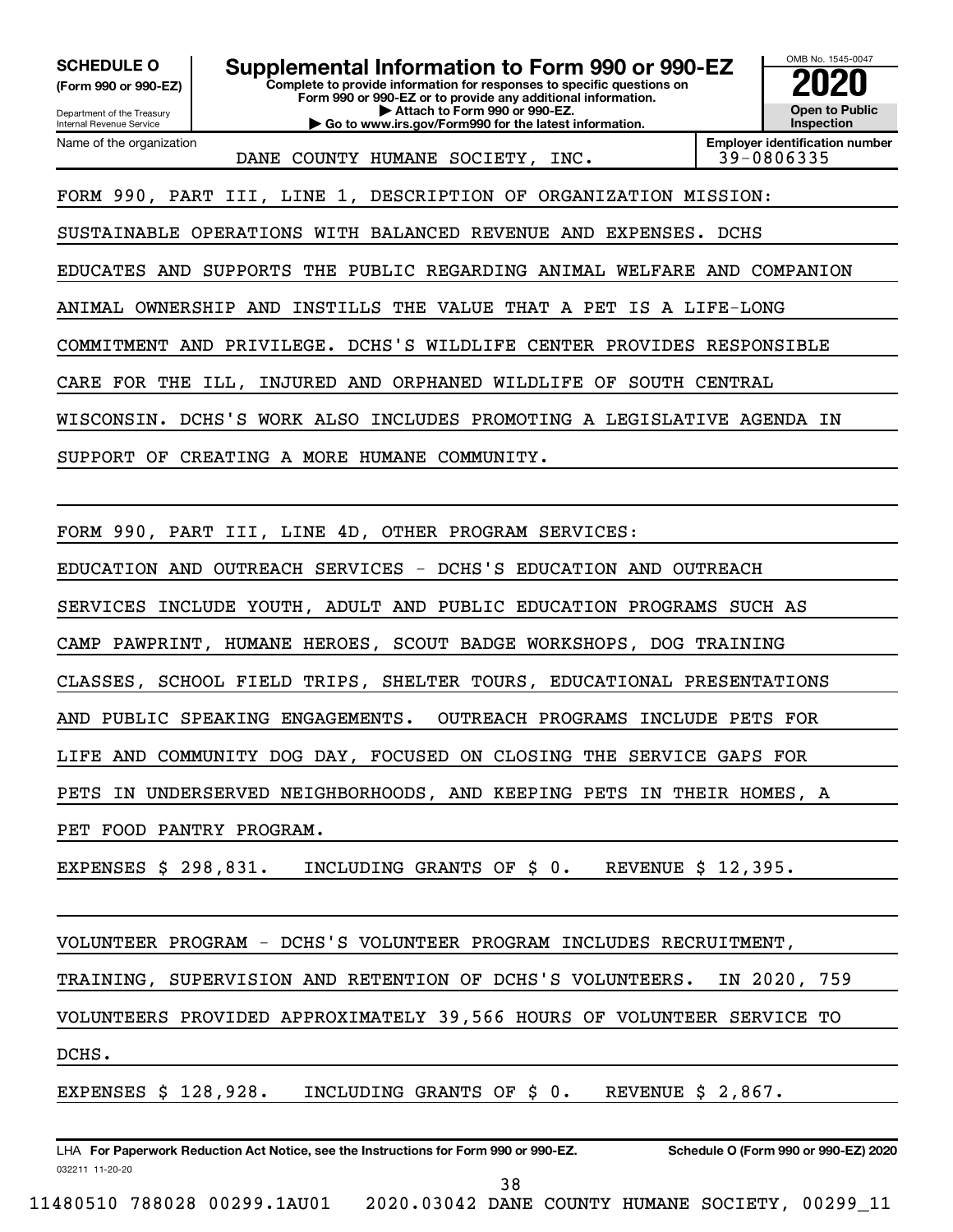**SCHEDULE O**
**(Form 990 or 990-EZ)**

Department of the Treasury
Internal Revenue Service

# Supplemental Information to Form 990 or 990-EZ

**Complete to provide information for responses to specific questions on Form 990 or 990-EZ or to provide any additional information.**
**▶ Attach to Form 990 or 990-EZ.**
**▶ Go to www.irs.gov/Form990 for the latest information.**

OMB No. 1545-0047
**2020**
**Open to Public Inspection**

| Name of the organization | Employer identification number |
|---|---|
| DANE COUNTY HUMANE SOCIETY, INC. | 39-0806335 |

FORM 990, PART III, LINE 1, DESCRIPTION OF ORGANIZATION MISSION:

SUSTAINABLE OPERATIONS WITH BALANCED REVENUE AND EXPENSES. DCHS EDUCATES AND SUPPORTS THE PUBLIC REGARDING ANIMAL WELFARE AND COMPANION ANIMAL OWNERSHIP AND INSTILLS THE VALUE THAT A PET IS A LIFE-LONG COMMITMENT AND PRIVILEGE. DCHS'S WILDLIFE CENTER PROVIDES RESPONSIBLE CARE FOR THE ILL, INJURED AND ORPHANED WILDLIFE OF SOUTH CENTRAL WISCONSIN. DCHS'S WORK ALSO INCLUDES PROMOTING A LEGISLATIVE AGENDA IN SUPPORT OF CREATING A MORE HUMANE COMMUNITY.

FORM 990, PART III, LINE 4D, OTHER PROGRAM SERVICES:

EDUCATION AND OUTREACH SERVICES - DCHS'S EDUCATION AND OUTREACH SERVICES INCLUDE YOUTH, ADULT AND PUBLIC EDUCATION PROGRAMS SUCH AS CAMP PAWPRINT, HUMANE HEROES, SCOUT BADGE WORKSHOPS, DOG TRAINING CLASSES, SCHOOL FIELD TRIPS, SHELTER TOURS, EDUCATIONAL PRESENTATIONS AND PUBLIC SPEAKING ENGAGEMENTS. OUTREACH PROGRAMS INCLUDE PETS FOR LIFE AND COMMUNITY DOG DAY, FOCUSED ON CLOSING THE SERVICE GAPS FOR PETS IN UNDERSERVED NEIGHBORHOODS, AND KEEPING PETS IN THEIR HOMES, A PET FOOD PANTRY PROGRAM.

EXPENSES $ 298,831. INCLUDING GRANTS OF $ 0. REVENUE $ 12,395.

VOLUNTEER PROGRAM - DCHS'S VOLUNTEER PROGRAM INCLUDES RECRUITMENT, TRAINING, SUPERVISION AND RETENTION OF DCHS'S VOLUNTEERS. IN 2020, 759 VOLUNTEERS PROVIDED APPROXIMATELY 39,566 HOURS OF VOLUNTEER SERVICE TO DCHS.

EXPENSES $ 128,928. INCLUDING GRANTS OF $ 0. REVENUE $ 2,867.

LHA **For Paperwork Reduction Act Notice, see the Instructions for Form 990 or 990-EZ.** **Schedule O (Form 990 or 990-EZ) 2020**
032211 11-20-20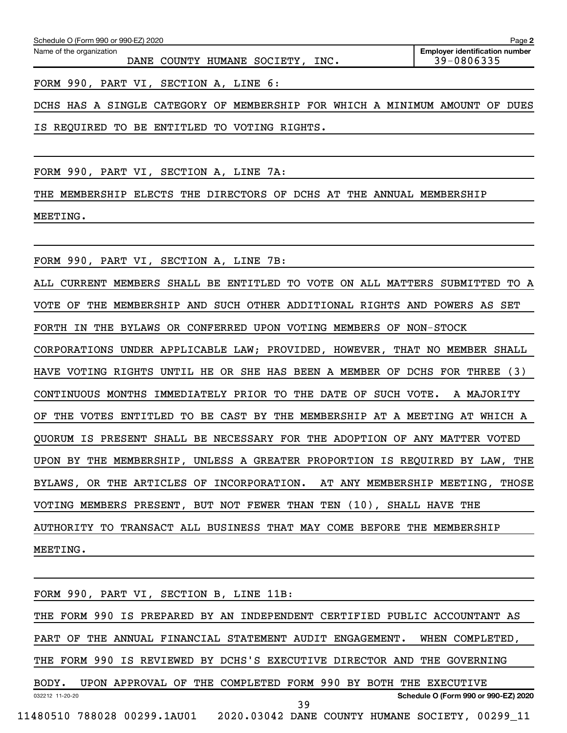Name of the organization: DANE COUNTY HUMANE SOCIETY, INC.

**Employer identification number:** 39-0806335

FORM 990, PART VI, SECTION A, LINE 6:

DCHS HAS A SINGLE CATEGORY OF MEMBERSHIP FOR WHICH A MINIMUM AMOUNT OF DUES IS REQUIRED TO BE ENTITLED TO VOTING RIGHTS.

FORM 990, PART VI, SECTION A, LINE 7A:

THE MEMBERSHIP ELECTS THE DIRECTORS OF DCHS AT THE ANNUAL MEMBERSHIP MEETING.

FORM 990, PART VI, SECTION A, LINE 7B:

ALL CURRENT MEMBERS SHALL BE ENTITLED TO VOTE ON ALL MATTERS SUBMITTED TO A VOTE OF THE MEMBERSHIP AND SUCH OTHER ADDITIONAL RIGHTS AND POWERS AS SET FORTH IN THE BYLAWS OR CONFERRED UPON VOTING MEMBERS OF NON-STOCK CORPORATIONS UNDER APPLICABLE LAW; PROVIDED, HOWEVER, THAT NO MEMBER SHALL HAVE VOTING RIGHTS UNTIL HE OR SHE HAS BEEN A MEMBER OF DCHS FOR THREE (3) CONTINUOUS MONTHS IMMEDIATELY PRIOR TO THE DATE OF SUCH VOTE. A MAJORITY OF THE VOTES ENTITLED TO BE CAST BY THE MEMBERSHIP AT A MEETING AT WHICH A QUORUM IS PRESENT SHALL BE NECESSARY FOR THE ADOPTION OF ANY MATTER VOTED UPON BY THE MEMBERSHIP, UNLESS A GREATER PROPORTION IS REQUIRED BY LAW, THE BYLAWS, OR THE ARTICLES OF INCORPORATION. AT ANY MEMBERSHIP MEETING, THOSE VOTING MEMBERS PRESENT, BUT NOT FEWER THAN TEN (10), SHALL HAVE THE AUTHORITY TO TRANSACT ALL BUSINESS THAT MAY COME BEFORE THE MEMBERSHIP MEETING.

FORM 990, PART VI, SECTION B, LINE 11B:

THE FORM 990 IS PREPARED BY AN INDEPENDENT CERTIFIED PUBLIC ACCOUNTANT AS PART OF THE ANNUAL FINANCIAL STATEMENT AUDIT ENGAGEMENT. WHEN COMPLETED, THE FORM 990 IS REVIEWED BY DCHS'S EXECUTIVE DIRECTOR AND THE GOVERNING BODY. UPON APPROVAL OF THE COMPLETED FORM 990 BY BOTH THE EXECUTIVE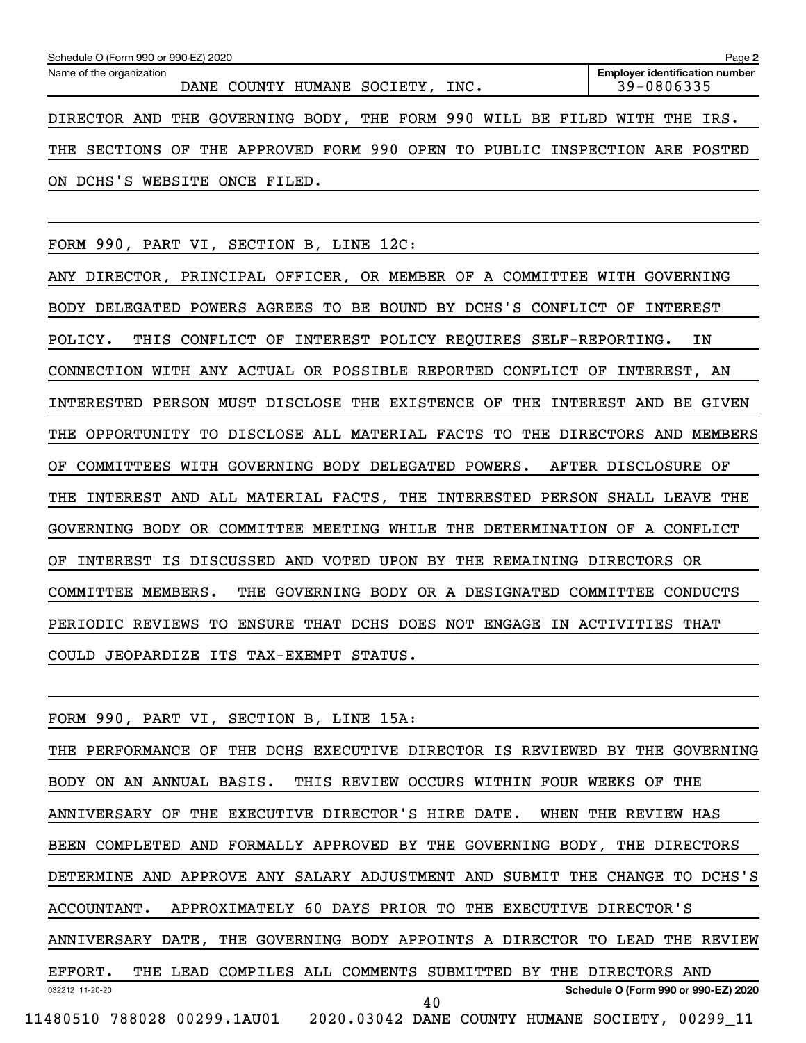Schedule O (Form 990 or 990-EZ) 2020

| Name of the organization | Employer identification number |
|---|---|
| DANE COUNTY HUMANE SOCIETY, INC. | 39-0806335 |

DIRECTOR AND THE GOVERNING BODY, THE FORM 990 WILL BE FILED WITH THE IRS. THE SECTIONS OF THE APPROVED FORM 990 OPEN TO PUBLIC INSPECTION ARE POSTED ON DCHS'S WEBSITE ONCE FILED.

FORM 990, PART VI, SECTION B, LINE 12C:

ANY DIRECTOR, PRINCIPAL OFFICER, OR MEMBER OF A COMMITTEE WITH GOVERNING BODY DELEGATED POWERS AGREES TO BE BOUND BY DCHS'S CONFLICT OF INTEREST POLICY. THIS CONFLICT OF INTEREST POLICY REQUIRES SELF-REPORTING. IN CONNECTION WITH ANY ACTUAL OR POSSIBLE REPORTED CONFLICT OF INTEREST, AN INTERESTED PERSON MUST DISCLOSE THE EXISTENCE OF THE INTEREST AND BE GIVEN THE OPPORTUNITY TO DISCLOSE ALL MATERIAL FACTS TO THE DIRECTORS AND MEMBERS OF COMMITTEES WITH GOVERNING BODY DELEGATED POWERS. AFTER DISCLOSURE OF THE INTEREST AND ALL MATERIAL FACTS, THE INTERESTED PERSON SHALL LEAVE THE GOVERNING BODY OR COMMITTEE MEETING WHILE THE DETERMINATION OF A CONFLICT OF INTEREST IS DISCUSSED AND VOTED UPON BY THE REMAINING DIRECTORS OR COMMITTEE MEMBERS. THE GOVERNING BODY OR A DESIGNATED COMMITTEE CONDUCTS PERIODIC REVIEWS TO ENSURE THAT DCHS DOES NOT ENGAGE IN ACTIVITIES THAT COULD JEOPARDIZE ITS TAX-EXEMPT STATUS.

FORM 990, PART VI, SECTION B, LINE 15A:

THE PERFORMANCE OF THE DCHS EXECUTIVE DIRECTOR IS REVIEWED BY THE GOVERNING BODY ON AN ANNUAL BASIS. THIS REVIEW OCCURS WITHIN FOUR WEEKS OF THE ANNIVERSARY OF THE EXECUTIVE DIRECTOR'S HIRE DATE. WHEN THE REVIEW HAS BEEN COMPLETED AND FORMALLY APPROVED BY THE GOVERNING BODY, THE DIRECTORS DETERMINE AND APPROVE ANY SALARY ADJUSTMENT AND SUBMIT THE CHANGE TO DCHS'S ACCOUNTANT. APPROXIMATELY 60 DAYS PRIOR TO THE EXECUTIVE DIRECTOR'S ANNIVERSARY DATE, THE GOVERNING BODY APPOINTS A DIRECTOR TO LEAD THE REVIEW EFFORT. THE LEAD COMPILES ALL COMMENTS SUBMITTED BY THE DIRECTORS AND

Schedule O (Form 990 or 990-EZ) 2020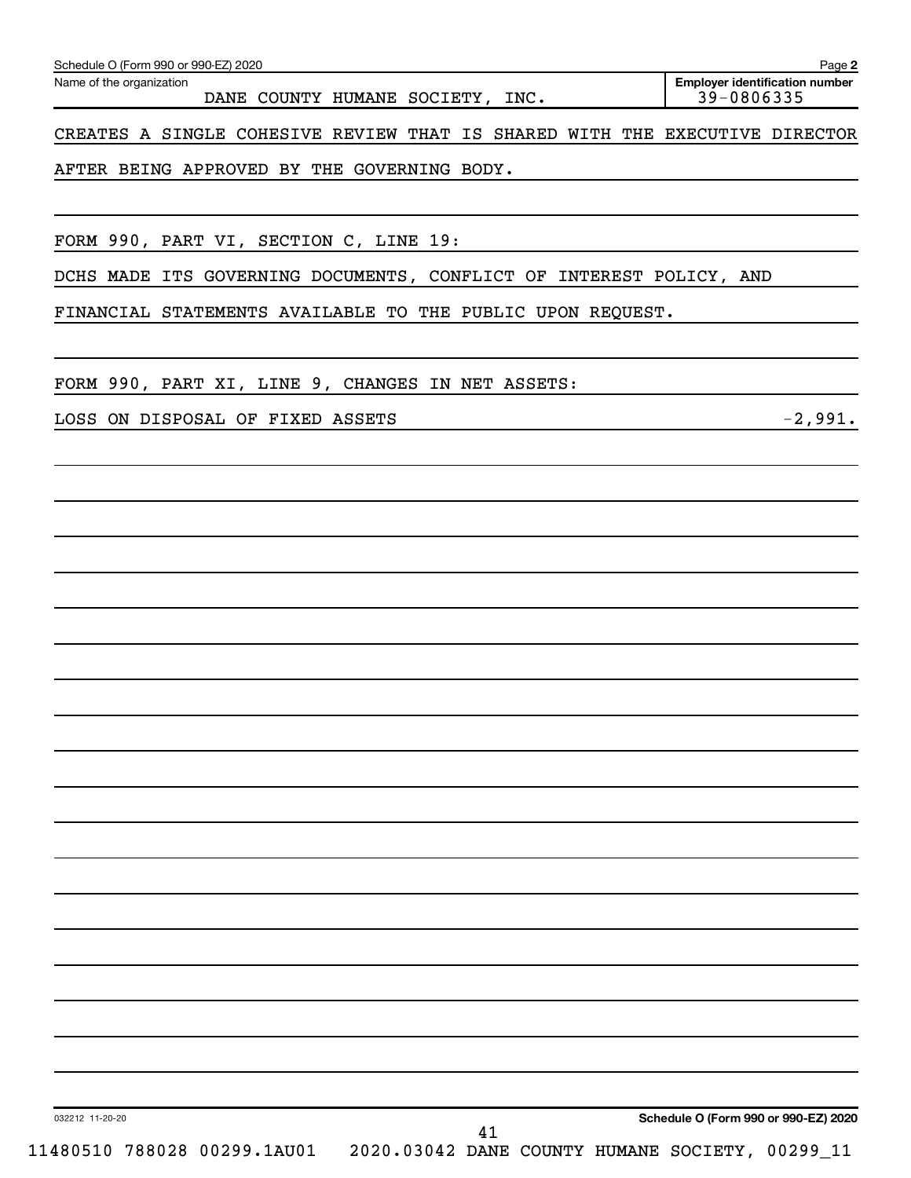Schedule O (Form 990 or 990-EZ) 2020

Name of the organization: DANE COUNTY HUMANE SOCIETY, INC.

Employer identification number: 39-0806335

CREATES A SINGLE COHESIVE REVIEW THAT IS SHARED WITH THE EXECUTIVE DIRECTOR AFTER BEING APPROVED BY THE GOVERNING BODY.

FORM 990, PART VI, SECTION C, LINE 19:

DCHS MADE ITS GOVERNING DOCUMENTS, CONFLICT OF INTEREST POLICY, AND FINANCIAL STATEMENTS AVAILABLE TO THE PUBLIC UPON REQUEST.

FORM 990, PART XI, LINE 9, CHANGES IN NET ASSETS:

| | |
|---|---|
| LOSS ON DISPOSAL OF FIXED ASSETS | -2,991. |